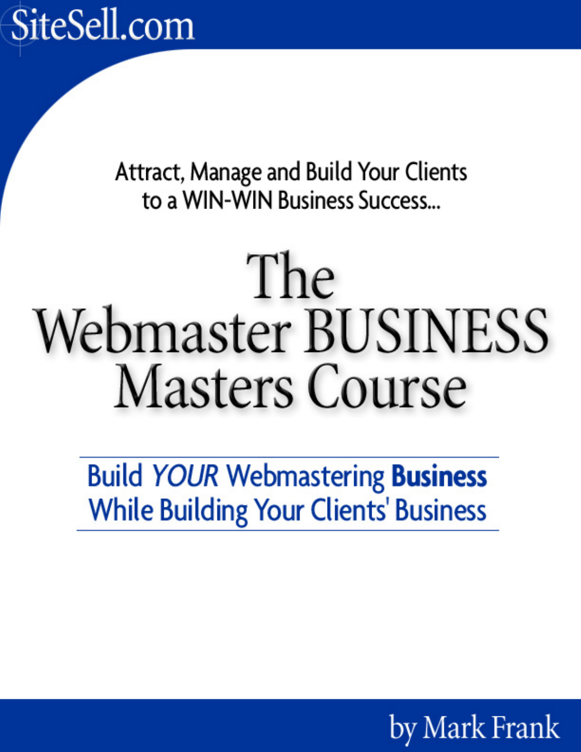SiteSell.com

Attract, Manage and Build Your Clients
to a WIN-WIN Business Success...

# The Webmaster BUSINESS Masters Course

## Build *YOUR* Webmastering **Business** While Building Your Clients' Business

by Mark Frank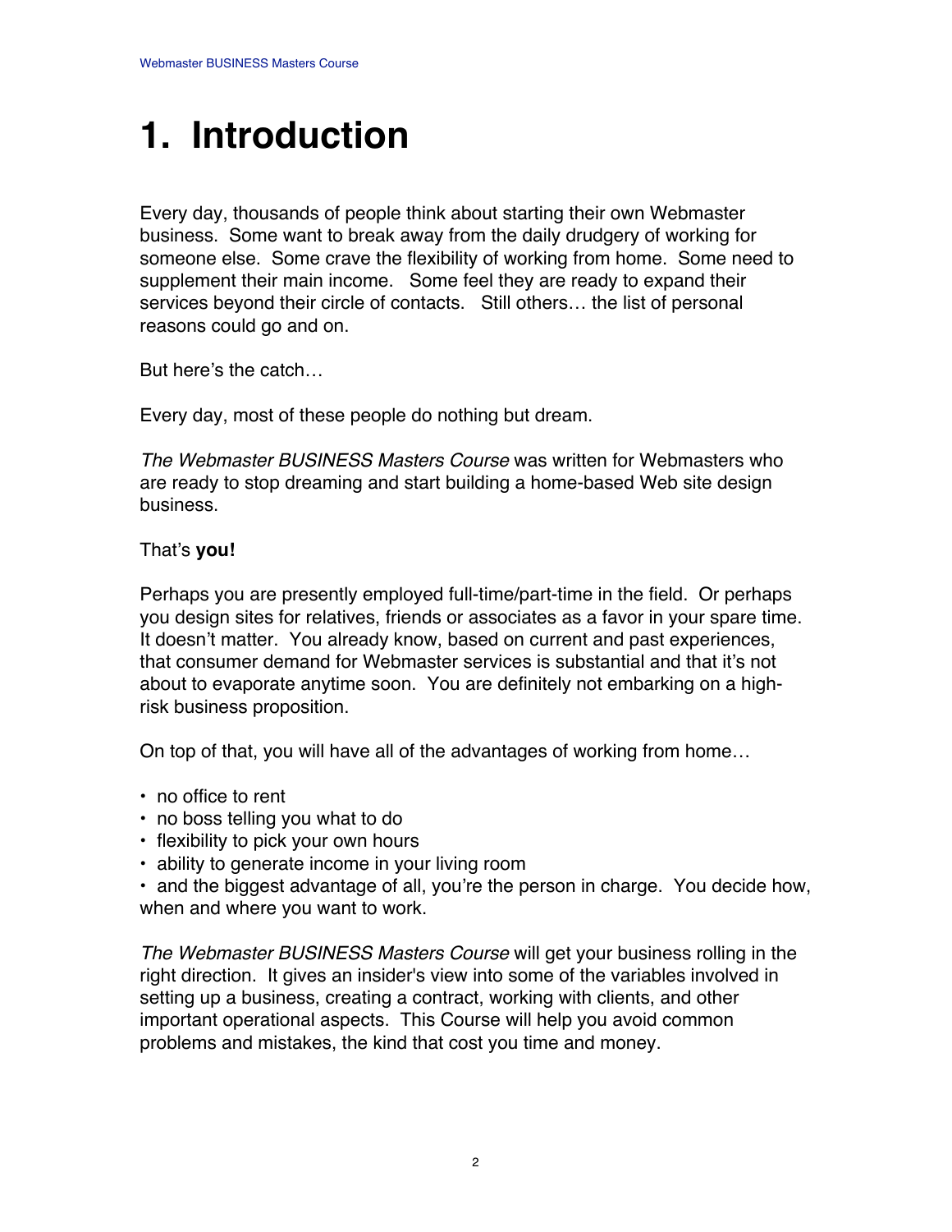# 1. Introduction

Every day, thousands of people think about starting their own Webmaster business. Some want to break away from the daily drudgery of working for someone else. Some crave the flexibility of working from home. Some need to supplement their main income. Some feel they are ready to expand their services beyond their circle of contacts. Still others… the list of personal reasons could go and on.

But here's the catch…

Every day, most of these people do nothing but dream.

*The Webmaster BUSINESS Masters Course* was written for Webmasters who are ready to stop dreaming and start building a home-based Web site design business.

That's **you!**

Perhaps you are presently employed full-time/part-time in the field. Or perhaps you design sites for relatives, friends or associates as a favor in your spare time. It doesn't matter. You already know, based on current and past experiences, that consumer demand for Webmaster services is substantial and that it's not about to evaporate anytime soon. You are definitely not embarking on a high-risk business proposition.

On top of that, you will have all of the advantages of working from home…

- no office to rent
- no boss telling you what to do
- flexibility to pick your own hours
- ability to generate income in your living room
- and the biggest advantage of all, you're the person in charge. You decide how, when and where you want to work.

*The Webmaster BUSINESS Masters Course* will get your business rolling in the right direction. It gives an insider's view into some of the variables involved in setting up a business, creating a contract, working with clients, and other important operational aspects. This Course will help you avoid common problems and mistakes, the kind that cost you time and money.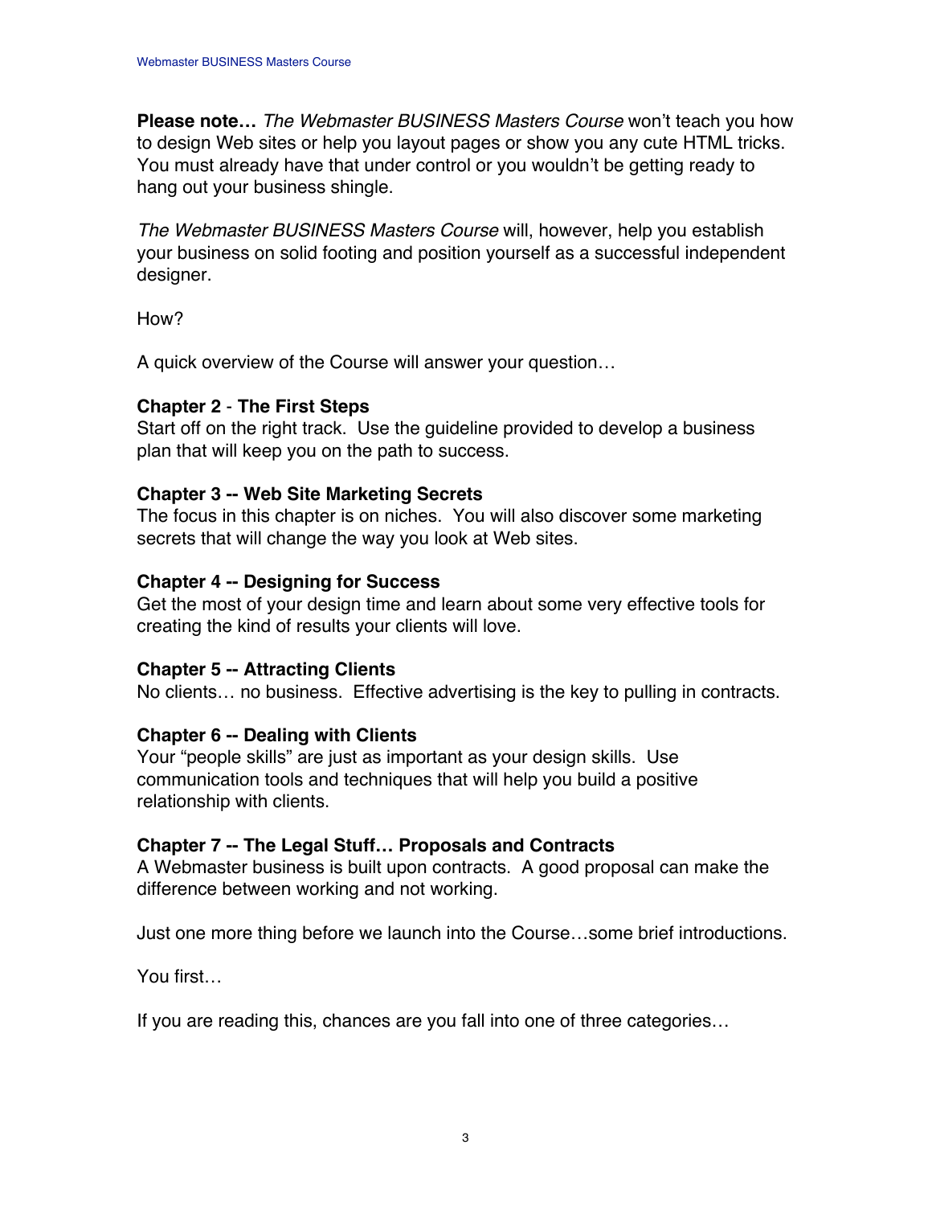**Please note…** *The Webmaster BUSINESS Masters Course* won't teach you how to design Web sites or help you layout pages or show you any cute HTML tricks. You must already have that under control or you wouldn't be getting ready to hang out your business shingle.

*The Webmaster BUSINESS Masters Course* will, however, help you establish your business on solid footing and position yourself as a successful independent designer.

How?

A quick overview of the Course will answer your question…

**Chapter 2** - **The First Steps**
Start off on the right track. Use the guideline provided to develop a business plan that will keep you on the path to success.

**Chapter 3 -- Web Site Marketing Secrets**
The focus in this chapter is on niches. You will also discover some marketing secrets that will change the way you look at Web sites.

**Chapter 4 -- Designing for Success**
Get the most of your design time and learn about some very effective tools for creating the kind of results your clients will love.

**Chapter 5 -- Attracting Clients**
No clients… no business. Effective advertising is the key to pulling in contracts.

**Chapter 6 -- Dealing with Clients**
Your "people skills" are just as important as your design skills. Use communication tools and techniques that will help you build a positive relationship with clients.

**Chapter 7 -- The Legal Stuff… Proposals and Contracts**
A Webmaster business is built upon contracts. A good proposal can make the difference between working and not working.

Just one more thing before we launch into the Course…some brief introductions.

You first…

If you are reading this, chances are you fall into one of three categories…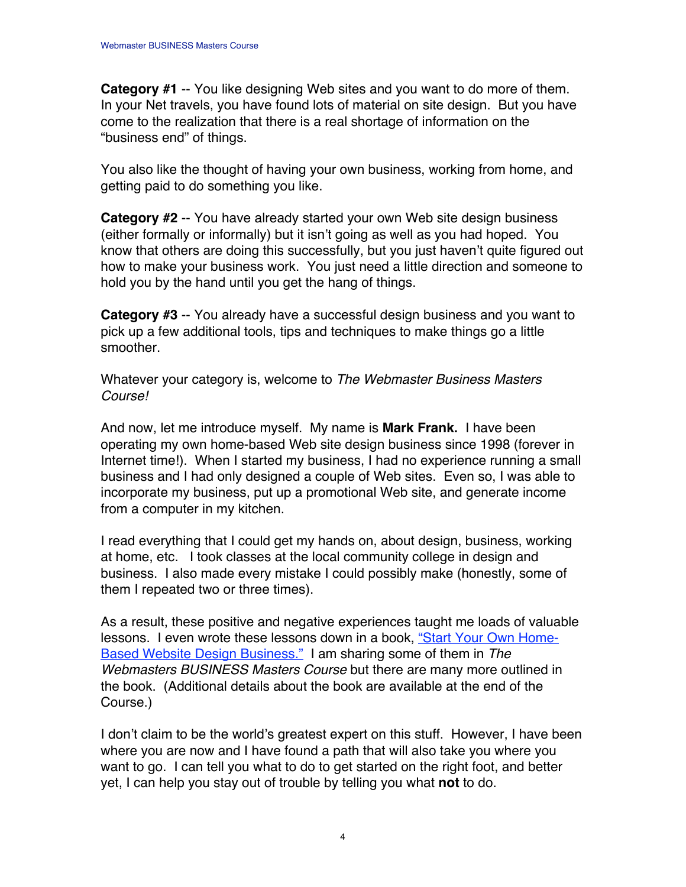**Category #1** -- You like designing Web sites and you want to do more of them. In your Net travels, you have found lots of material on site design. But you have come to the realization that there is a real shortage of information on the "business end" of things.

You also like the thought of having your own business, working from home, and getting paid to do something you like.

**Category #2** -- You have already started your own Web site design business (either formally or informally) but it isn't going as well as you had hoped. You know that others are doing this successfully, but you just haven't quite figured out how to make your business work. You just need a little direction and someone to hold you by the hand until you get the hang of things.

**Category #3** -- You already have a successful design business and you want to pick up a few additional tools, tips and techniques to make things go a little smoother.

Whatever your category is, welcome to *The Webmaster Business Masters Course!*

And now, let me introduce myself. My name is **Mark Frank.** I have been operating my own home-based Web site design business since 1998 (forever in Internet time!). When I started my business, I had no experience running a small business and I had only designed a couple of Web sites. Even so, I was able to incorporate my business, put up a promotional Web site, and generate income from a computer in my kitchen.

I read everything that I could get my hands on, about design, business, working at home, etc. I took classes at the local community college in design and business. I also made every mistake I could possibly make (honestly, some of them I repeated two or three times).

As a result, these positive and negative experiences taught me loads of valuable lessons. I even wrote these lessons down in a book, "Start Your Own Home-Based Website Design Business." I am sharing some of them in *The Webmasters BUSINESS Masters Course* but there are many more outlined in the book. (Additional details about the book are available at the end of the Course.)

I don't claim to be the world's greatest expert on this stuff. However, I have been where you are now and I have found a path that will also take you where you want to go. I can tell you what to do to get started on the right foot, and better yet, I can help you stay out of trouble by telling you what **not** to do.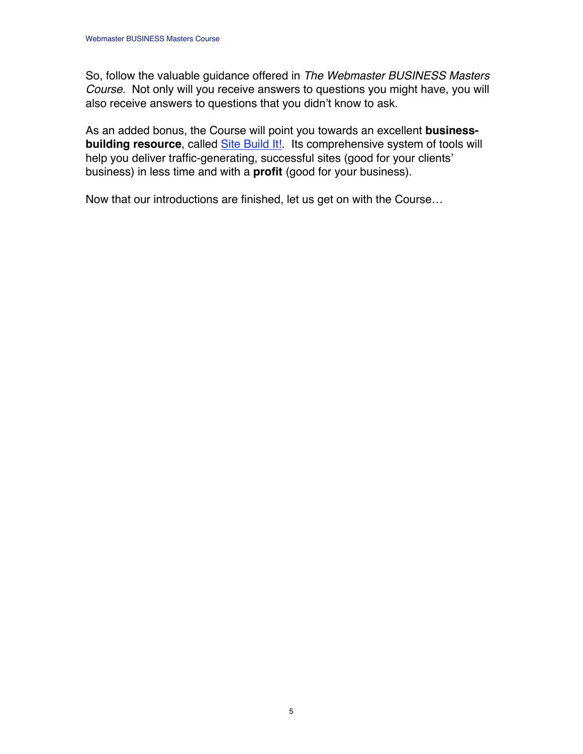So, follow the valuable guidance offered in *The Webmaster BUSINESS Masters Course.* Not only will you receive answers to questions you might have, you will also receive answers to questions that you didn't know to ask.

As an added bonus, the Course will point you towards an excellent **business-building resource**, called Site Build It!. Its comprehensive system of tools will help you deliver traffic-generating, successful sites (good for your clients' business) in less time and with a **profit** (good for your business).

Now that our introductions are finished, let us get on with the Course…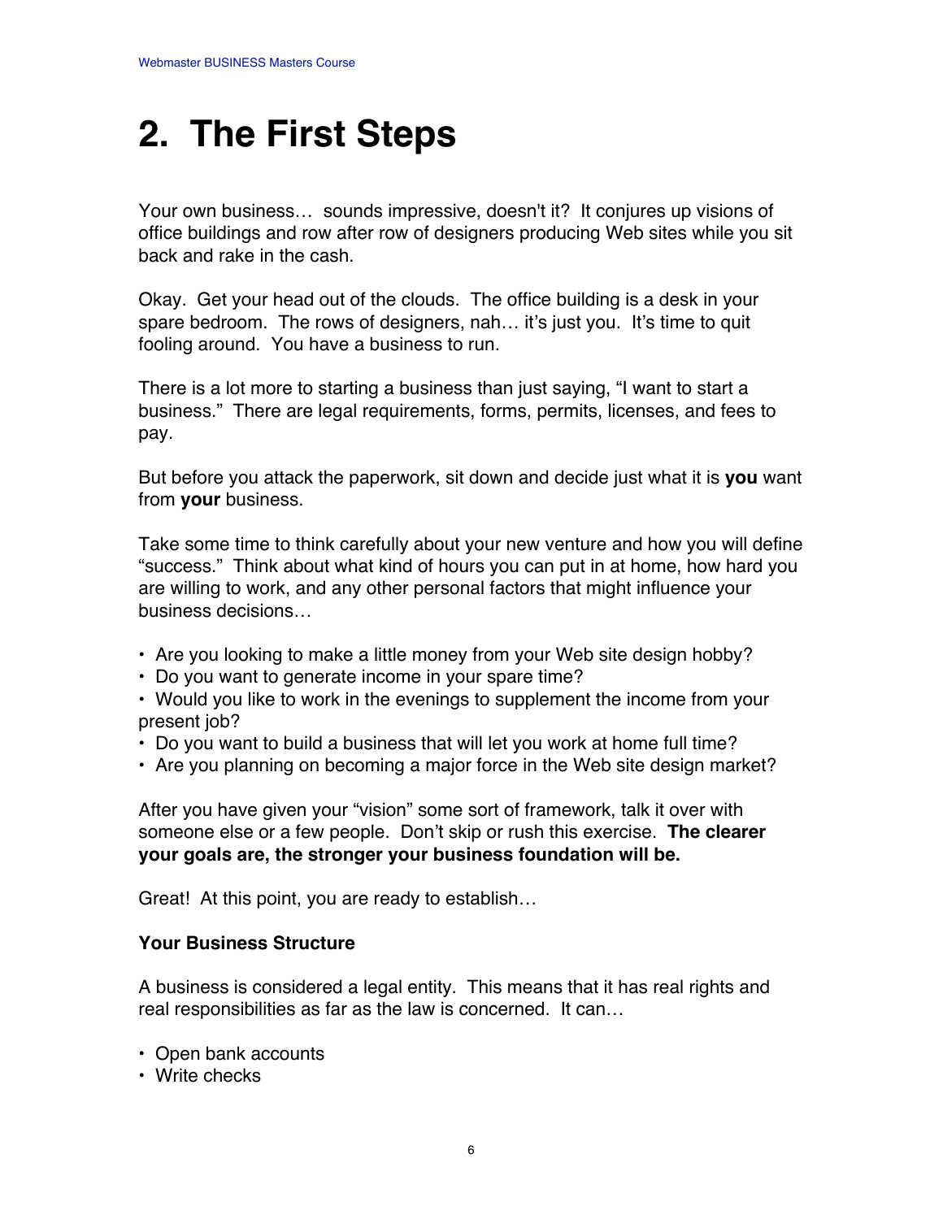# 2. The First Steps

Your own business… sounds impressive, doesn't it? It conjures up visions of office buildings and row after row of designers producing Web sites while you sit back and rake in the cash.

Okay. Get your head out of the clouds. The office building is a desk in your spare bedroom. The rows of designers, nah… it's just you. It's time to quit fooling around. You have a business to run.

There is a lot more to starting a business than just saying, "I want to start a business." There are legal requirements, forms, permits, licenses, and fees to pay.

But before you attack the paperwork, sit down and decide just what it is **you** want from **your** business.

Take some time to think carefully about your new venture and how you will define "success." Think about what kind of hours you can put in at home, how hard you are willing to work, and any other personal factors that might influence your business decisions…

- Are you looking to make a little money from your Web site design hobby?
- Do you want to generate income in your spare time?
- Would you like to work in the evenings to supplement the income from your present job?
- Do you want to build a business that will let you work at home full time?
- Are you planning on becoming a major force in the Web site design market?

After you have given your "vision" some sort of framework, talk it over with someone else or a few people. Don't skip or rush this exercise. **The clearer your goals are, the stronger your business foundation will be.**

Great! At this point, you are ready to establish…

**Your Business Structure**

A business is considered a legal entity. This means that it has real rights and real responsibilities as far as the law is concerned. It can…

- Open bank accounts
- Write checks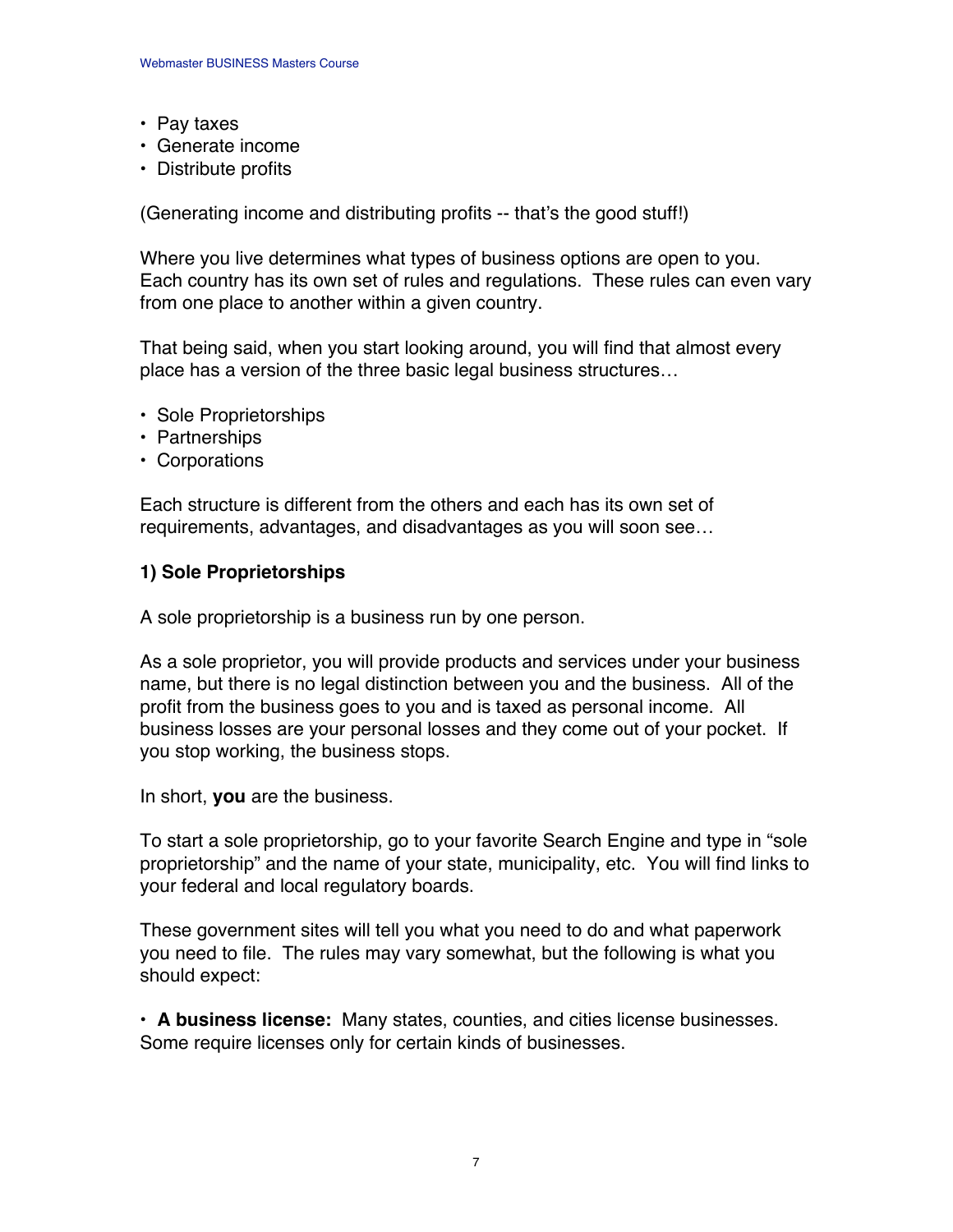- Pay taxes
- Generate income
- Distribute profits

(Generating income and distributing profits -- that's the good stuff!)

Where you live determines what types of business options are open to you. Each country has its own set of rules and regulations. These rules can even vary from one place to another within a given country.

That being said, when you start looking around, you will find that almost every place has a version of the three basic legal business structures…

- Sole Proprietorships
- Partnerships
- Corporations

Each structure is different from the others and each has its own set of requirements, advantages, and disadvantages as you will soon see…

### 1) Sole Proprietorships

A sole proprietorship is a business run by one person.

As a sole proprietor, you will provide products and services under your business name, but there is no legal distinction between you and the business. All of the profit from the business goes to you and is taxed as personal income. All business losses are your personal losses and they come out of your pocket. If you stop working, the business stops.

In short, **you** are the business.

To start a sole proprietorship, go to your favorite Search Engine and type in "sole proprietorship" and the name of your state, municipality, etc. You will find links to your federal and local regulatory boards.

These government sites will tell you what you need to do and what paperwork you need to file. The rules may vary somewhat, but the following is what you should expect:

- **A business license:** Many states, counties, and cities license businesses. Some require licenses only for certain kinds of businesses.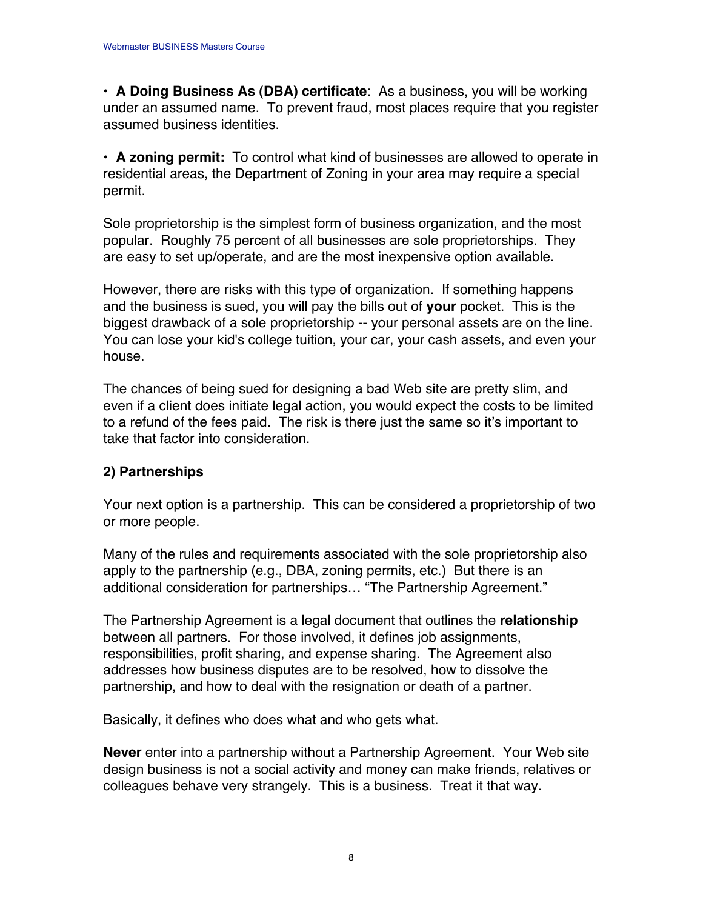- **A Doing Business As (DBA) certificate**: As a business, you will be working under an assumed name. To prevent fraud, most places require that you register assumed business identities.

- **A zoning permit:** To control what kind of businesses are allowed to operate in residential areas, the Department of Zoning in your area may require a special permit.

Sole proprietorship is the simplest form of business organization, and the most popular. Roughly 75 percent of all businesses are sole proprietorships. They are easy to set up/operate, and are the most inexpensive option available.

However, there are risks with this type of organization. If something happens and the business is sued, you will pay the bills out of **your** pocket. This is the biggest drawback of a sole proprietorship -- your personal assets are on the line. You can lose your kid's college tuition, your car, your cash assets, and even your house.

The chances of being sued for designing a bad Web site are pretty slim, and even if a client does initiate legal action, you would expect the costs to be limited to a refund of the fees paid. The risk is there just the same so it's important to take that factor into consideration.

### 2) Partnerships

Your next option is a partnership. This can be considered a proprietorship of two or more people.

Many of the rules and requirements associated with the sole proprietorship also apply to the partnership (e.g., DBA, zoning permits, etc.) But there is an additional consideration for partnerships… "The Partnership Agreement."

The Partnership Agreement is a legal document that outlines the **relationship** between all partners. For those involved, it defines job assignments, responsibilities, profit sharing, and expense sharing. The Agreement also addresses how business disputes are to be resolved, how to dissolve the partnership, and how to deal with the resignation or death of a partner.

Basically, it defines who does what and who gets what.

**Never** enter into a partnership without a Partnership Agreement. Your Web site design business is not a social activity and money can make friends, relatives or colleagues behave very strangely. This is a business. Treat it that way.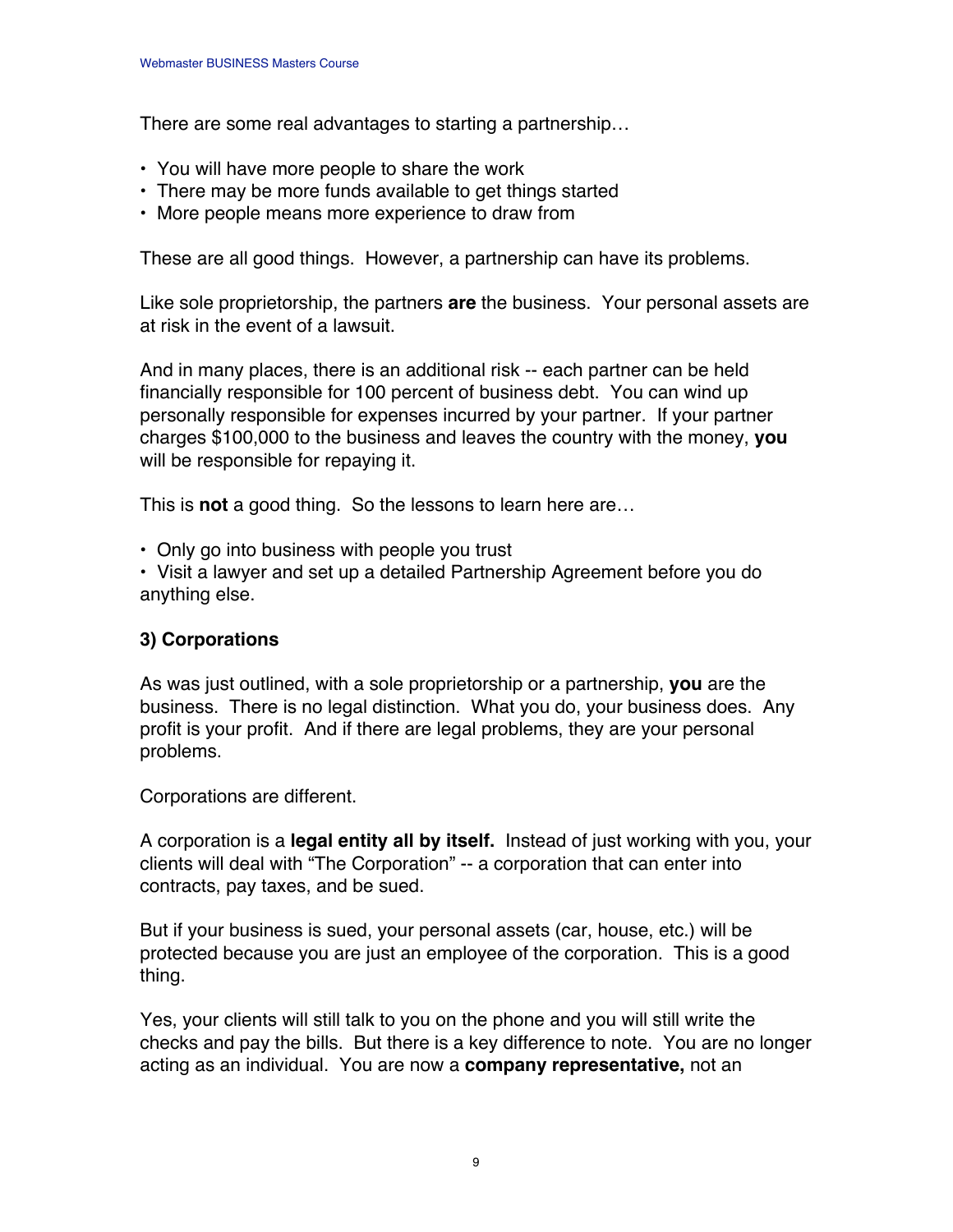There are some real advantages to starting a partnership…

- You will have more people to share the work
- There may be more funds available to get things started
- More people means more experience to draw from

These are all good things. However, a partnership can have its problems.

Like sole proprietorship, the partners **are** the business. Your personal assets are at risk in the event of a lawsuit.

And in many places, there is an additional risk -- each partner can be held financially responsible for 100 percent of business debt. You can wind up personally responsible for expenses incurred by your partner. If your partner charges $100,000 to the business and leaves the country with the money, **you** will be responsible for repaying it.

This is **not** a good thing. So the lessons to learn here are…

- Only go into business with people you trust
- Visit a lawyer and set up a detailed Partnership Agreement before you do anything else.

**3) Corporations**

As was just outlined, with a sole proprietorship or a partnership, **you** are the business. There is no legal distinction. What you do, your business does. Any profit is your profit. And if there are legal problems, they are your personal problems.

Corporations are different.

A corporation is a **legal entity all by itself.** Instead of just working with you, your clients will deal with "The Corporation" -- a corporation that can enter into contracts, pay taxes, and be sued.

But if your business is sued, your personal assets (car, house, etc.) will be protected because you are just an employee of the corporation. This is a good thing.

Yes, your clients will still talk to you on the phone and you will still write the checks and pay the bills. But there is a key difference to note. You are no longer acting as an individual. You are now a **company representative,** not an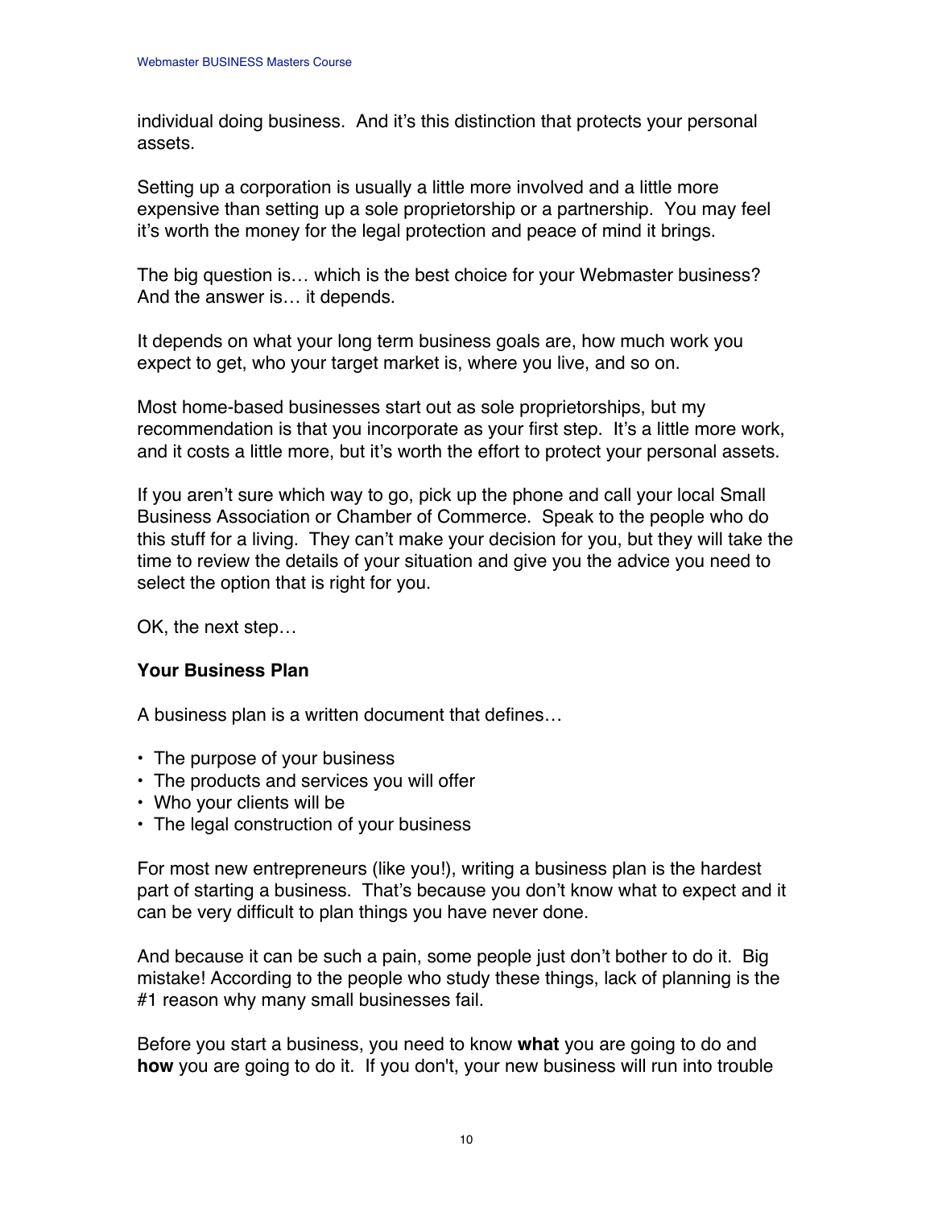individual doing business. And it's this distinction that protects your personal assets.

Setting up a corporation is usually a little more involved and a little more expensive than setting up a sole proprietorship or a partnership. You may feel it's worth the money for the legal protection and peace of mind it brings.

The big question is… which is the best choice for your Webmaster business? And the answer is… it depends.

It depends on what your long term business goals are, how much work you expect to get, who your target market is, where you live, and so on.

Most home-based businesses start out as sole proprietorships, but my recommendation is that you incorporate as your first step. It's a little more work, and it costs a little more, but it's worth the effort to protect your personal assets.

If you aren't sure which way to go, pick up the phone and call your local Small Business Association or Chamber of Commerce. Speak to the people who do this stuff for a living. They can't make your decision for you, but they will take the time to review the details of your situation and give you the advice you need to select the option that is right for you.

OK, the next step…

**Your Business Plan**

A business plan is a written document that defines…

- The purpose of your business
- The products and services you will offer
- Who your clients will be
- The legal construction of your business

For most new entrepreneurs (like you!), writing a business plan is the hardest part of starting a business. That's because you don't know what to expect and it can be very difficult to plan things you have never done.

And because it can be such a pain, some people just don't bother to do it. Big mistake! According to the people who study these things, lack of planning is the #1 reason why many small businesses fail.

Before you start a business, you need to know **what** you are going to do and **how** you are going to do it. If you don't, your new business will run into trouble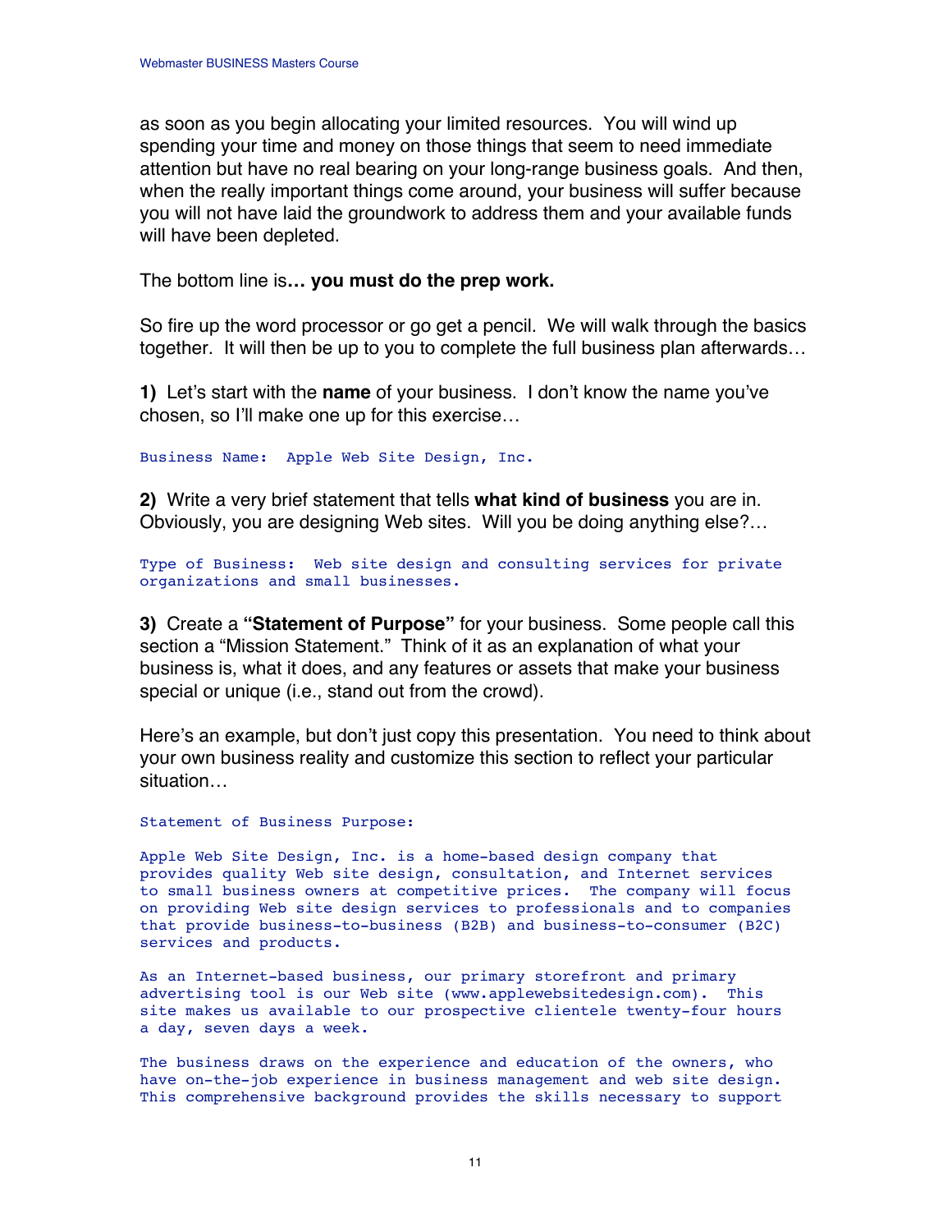as soon as you begin allocating your limited resources. You will wind up spending your time and money on those things that seem to need immediate attention but have no real bearing on your long-range business goals. And then, when the really important things come around, your business will suffer because you will not have laid the groundwork to address them and your available funds will have been depleted.

The bottom line is**… you must do the prep work.**

So fire up the word processor or go get a pencil. We will walk through the basics together. It will then be up to you to complete the full business plan afterwards…

**1)** Let's start with the **name** of your business. I don't know the name you've chosen, so I'll make one up for this exercise…

```
Business Name:  Apple Web Site Design, Inc.
```

**2)** Write a very brief statement that tells **what kind of business** you are in. Obviously, you are designing Web sites. Will you be doing anything else?…

```
Type of Business:  Web site design and consulting services for private
organizations and small businesses.
```

**3)** Create a **"Statement of Purpose"** for your business. Some people call this section a "Mission Statement." Think of it as an explanation of what your business is, what it does, and any features or assets that make your business special or unique (i.e., stand out from the crowd).

Here's an example, but don't just copy this presentation. You need to think about your own business reality and customize this section to reflect your particular situation…

```
Statement of Business Purpose:

Apple Web Site Design, Inc. is a home-based design company that
provides quality Web site design, consultation, and Internet services
to small business owners at competitive prices.  The company will focus
on providing Web site design services to professionals and to companies
that provide business-to-business (B2B) and business-to-consumer (B2C)
services and products.

As an Internet-based business, our primary storefront and primary
advertising tool is our Web site (www.applewebsitedesign.com).  This
site makes us available to our prospective clientele twenty-four hours
a day, seven days a week.

The business draws on the experience and education of the owners, who
have on-the-job experience in business management and web site design.
This comprehensive background provides the skills necessary to support
```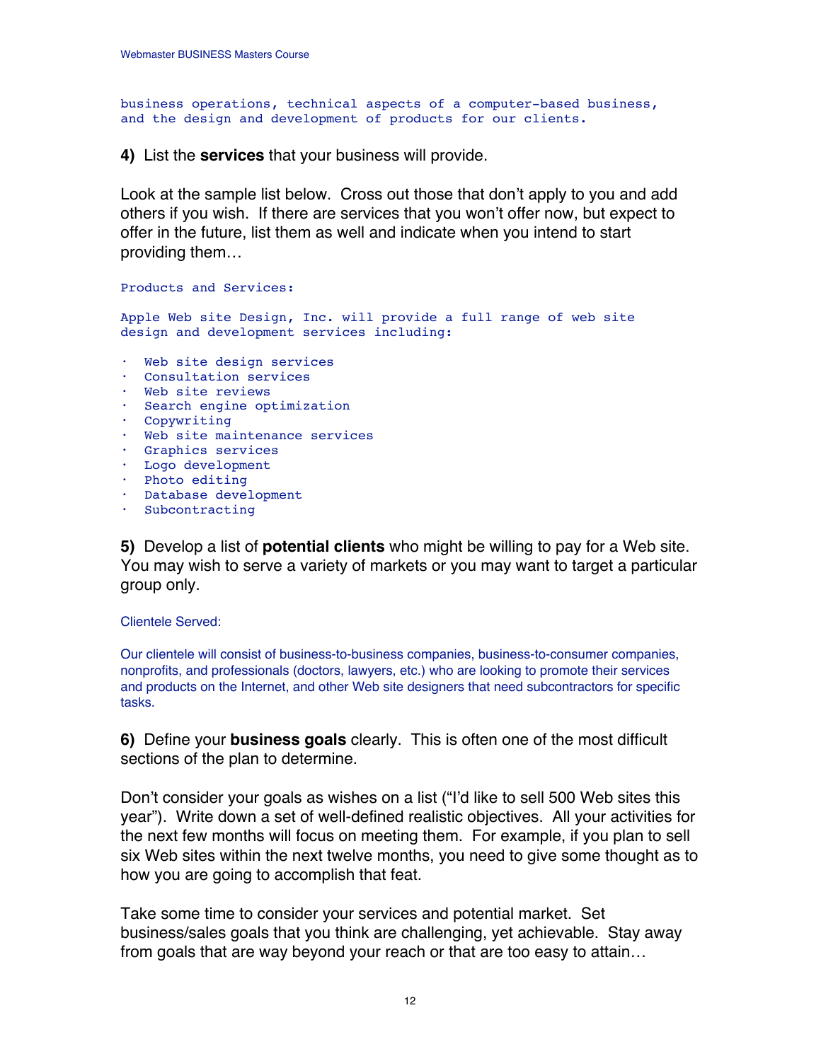business operations, technical aspects of a computer-based business, and the design and development of products for our clients.

**4)** List the **services** that your business will provide.

Look at the sample list below. Cross out those that don't apply to you and add others if you wish. If there are services that you won't offer now, but expect to offer in the future, list them as well and indicate when you intend to start providing them…

Products and Services:

Apple Web site Design, Inc. will provide a full range of web site design and development services including:

- Web site design services
- Consultation services
- Web site reviews
- Search engine optimization
- Copywriting
- Web site maintenance services
- Graphics services
- Logo development
- Photo editing
- Database development
- Subcontracting

**5)** Develop a list of **potential clients** who might be willing to pay for a Web site. You may wish to serve a variety of markets or you may want to target a particular group only.

Clientele Served:

Our clientele will consist of business-to-business companies, business-to-consumer companies, nonprofits, and professionals (doctors, lawyers, etc.) who are looking to promote their services and products on the Internet, and other Web site designers that need subcontractors for specific tasks.

**6)** Define your **business goals** clearly. This is often one of the most difficult sections of the plan to determine.

Don't consider your goals as wishes on a list ("I'd like to sell 500 Web sites this year"). Write down a set of well-defined realistic objectives. All your activities for the next few months will focus on meeting them. For example, if you plan to sell six Web sites within the next twelve months, you need to give some thought as to how you are going to accomplish that feat.

Take some time to consider your services and potential market. Set business/sales goals that you think are challenging, yet achievable. Stay away from goals that are way beyond your reach or that are too easy to attain…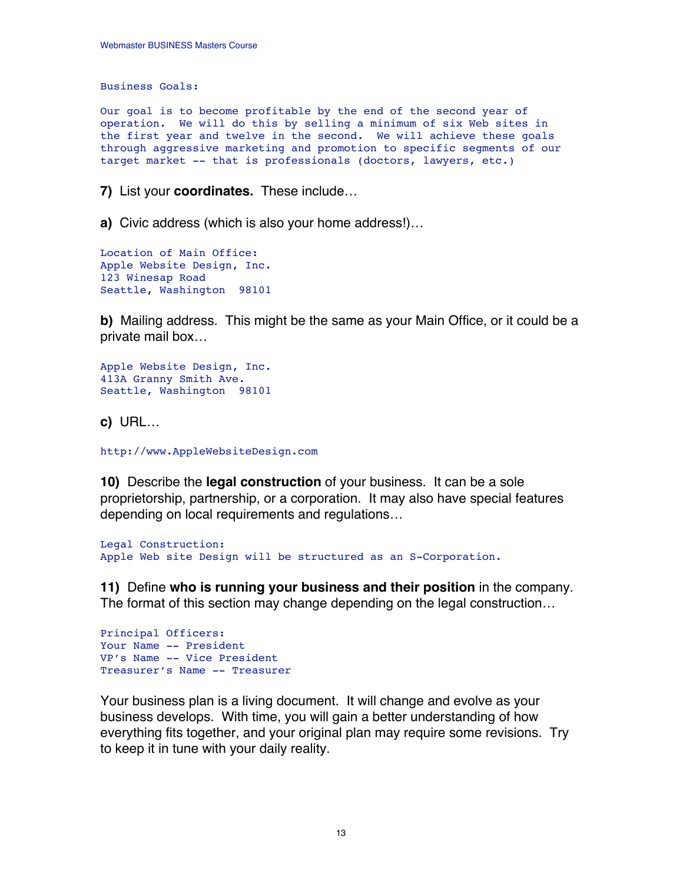```
Business Goals:

Our goal is to become profitable by the end of the second year of
operation.  We will do this by selling a minimum of six Web sites in
the first year and twelve in the second.  We will achieve these goals
through aggressive marketing and promotion to specific segments of our
target market -- that is professionals (doctors, lawyers, etc.)
```

**7)** List your **coordinates.** These include…

**a)** Civic address (which is also your home address!)…

```
Location of Main Office:
Apple Website Design, Inc.
123 Winesap Road
Seattle, Washington  98101
```

**b)** Mailing address. This might be the same as your Main Office, or it could be a private mail box…

```
Apple Website Design, Inc.
413A Granny Smith Ave.
Seattle, Washington  98101
```

**c)** URL…

```
http://www.AppleWebsiteDesign.com
```

**10)** Describe the **legal construction** of your business. It can be a sole proprietorship, partnership, or a corporation. It may also have special features depending on local requirements and regulations…

```
Legal Construction:
Apple Web site Design will be structured as an S-Corporation.
```

**11)** Define **who is running your business and their position** in the company. The format of this section may change depending on the legal construction…

```
Principal Officers:
Your Name -- President
VP's Name -- Vice President
Treasurer's Name -- Treasurer
```

Your business plan is a living document. It will change and evolve as your business develops. With time, you will gain a better understanding of how everything fits together, and your original plan may require some revisions. Try to keep it in tune with your daily reality.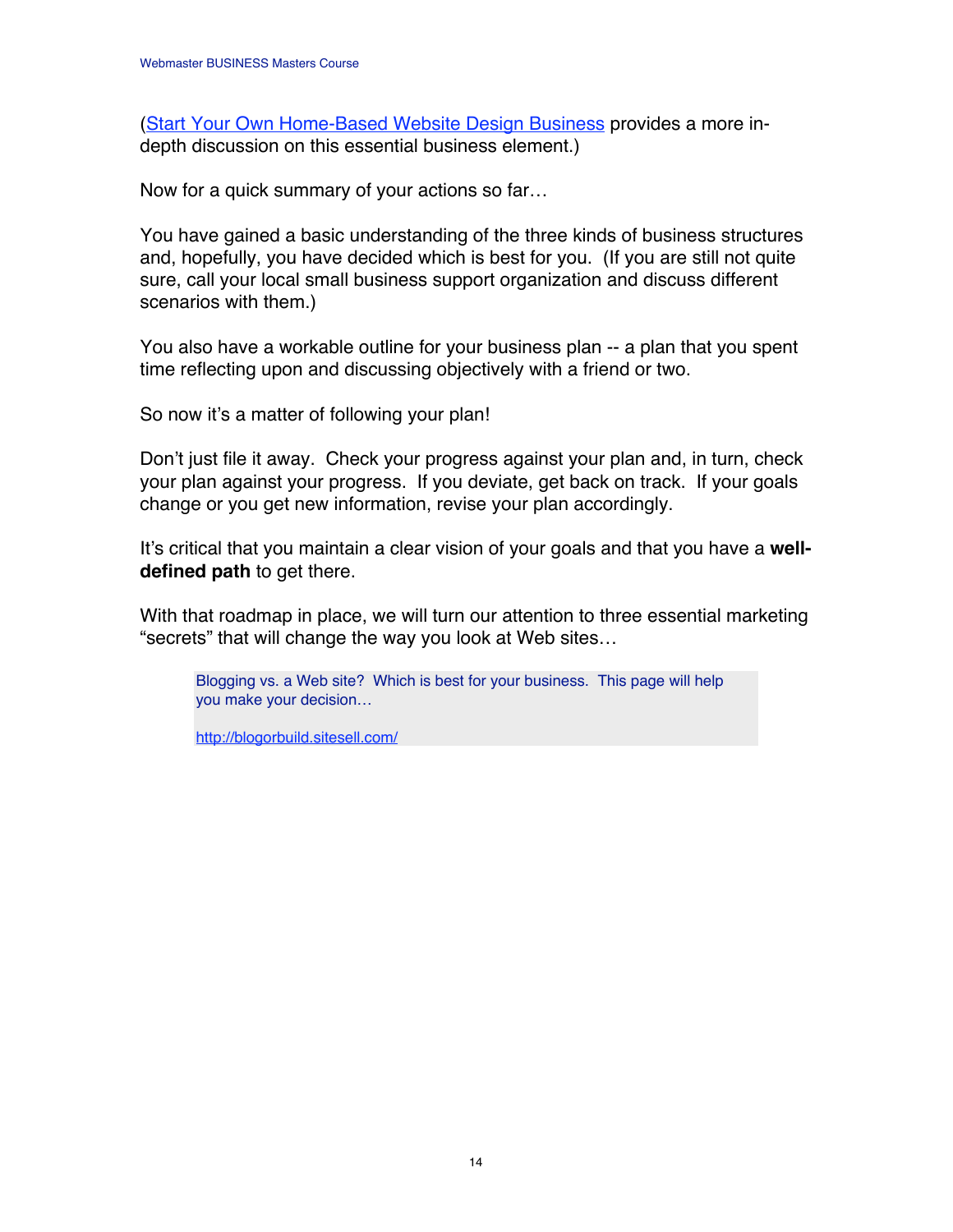([Start Your Own Home-Based Website Design Business](Start Your Own Home-Based Website Design Business) provides a more in-depth discussion on this essential business element.)

Now for a quick summary of your actions so far…

You have gained a basic understanding of the three kinds of business structures and, hopefully, you have decided which is best for you. (If you are still not quite sure, call your local small business support organization and discuss different scenarios with them.)

You also have a workable outline for your business plan -- a plan that you spent time reflecting upon and discussing objectively with a friend or two.

So now it's a matter of following your plan!

Don't just file it away. Check your progress against your plan and, in turn, check your plan against your progress. If you deviate, get back on track. If your goals change or you get new information, revise your plan accordingly.

It's critical that you maintain a clear vision of your goals and that you have a **well-defined path** to get there.

With that roadmap in place, we will turn our attention to three essential marketing "secrets" that will change the way you look at Web sites…

> Blogging vs. a Web site? Which is best for your business. This page will help you make your decision…
>
> http://blogorbuild.sitesell.com/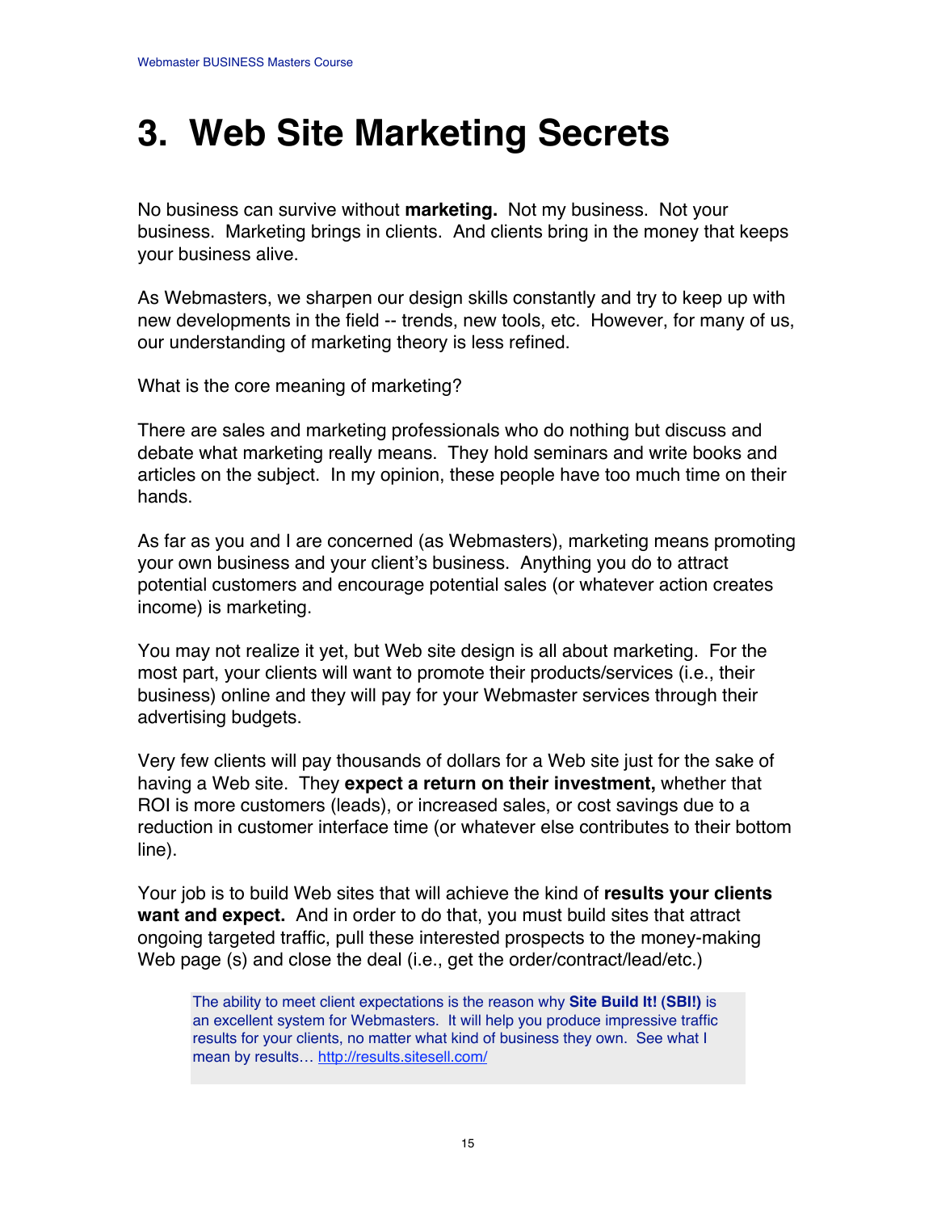# 3. Web Site Marketing Secrets

No business can survive without **marketing.** Not my business. Not your business. Marketing brings in clients. And clients bring in the money that keeps your business alive.

As Webmasters, we sharpen our design skills constantly and try to keep up with new developments in the field -- trends, new tools, etc. However, for many of us, our understanding of marketing theory is less refined.

What is the core meaning of marketing?

There are sales and marketing professionals who do nothing but discuss and debate what marketing really means. They hold seminars and write books and articles on the subject. In my opinion, these people have too much time on their hands.

As far as you and I are concerned (as Webmasters), marketing means promoting your own business and your client's business. Anything you do to attract potential customers and encourage potential sales (or whatever action creates income) is marketing.

You may not realize it yet, but Web site design is all about marketing. For the most part, your clients will want to promote their products/services (i.e., their business) online and they will pay for your Webmaster services through their advertising budgets.

Very few clients will pay thousands of dollars for a Web site just for the sake of having a Web site. They **expect a return on their investment,** whether that ROI is more customers (leads), or increased sales, or cost savings due to a reduction in customer interface time (or whatever else contributes to their bottom line).

Your job is to build Web sites that will achieve the kind of **results your clients want and expect.** And in order to do that, you must build sites that attract ongoing targeted traffic, pull these interested prospects to the money-making Web page (s) and close the deal (i.e., get the order/contract/lead/etc.)

> The ability to meet client expectations is the reason why **Site Build It! (SBI!)** is an excellent system for Webmasters. It will help you produce impressive traffic results for your clients, no matter what kind of business they own. See what I mean by results… http://results.sitesell.com/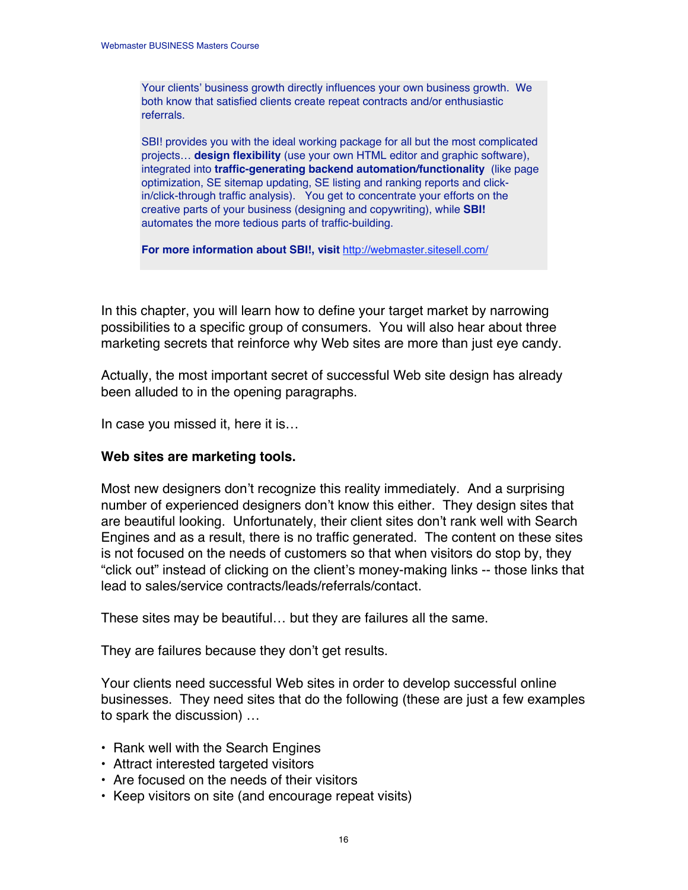> Your clients' business growth directly influences your own business growth. We both know that satisfied clients create repeat contracts and/or enthusiastic referrals.
>
> SBI! provides you with the ideal working package for all but the most complicated projects… **design flexibility** (use your own HTML editor and graphic software), integrated into **traffic-generating backend automation/functionality** (like page optimization, SE sitemap updating, SE listing and ranking reports and click-in/click-through traffic analysis). You get to concentrate your efforts on the creative parts of your business (designing and copywriting), while **SBI!** automates the more tedious parts of traffic-building.
>
> **For more information about SBI!, visit** http://webmaster.sitesell.com/

In this chapter, you will learn how to define your target market by narrowing possibilities to a specific group of consumers. You will also hear about three marketing secrets that reinforce why Web sites are more than just eye candy.

Actually, the most important secret of successful Web site design has already been alluded to in the opening paragraphs.

In case you missed it, here it is…

**Web sites are marketing tools.**

Most new designers don't recognize this reality immediately. And a surprising number of experienced designers don't know this either. They design sites that are beautiful looking. Unfortunately, their client sites don't rank well with Search Engines and as a result, there is no traffic generated. The content on these sites is not focused on the needs of customers so that when visitors do stop by, they "click out" instead of clicking on the client's money-making links -- those links that lead to sales/service contracts/leads/referrals/contact.

These sites may be beautiful… but they are failures all the same.

They are failures because they don't get results.

Your clients need successful Web sites in order to develop successful online businesses. They need sites that do the following (these are just a few examples to spark the discussion) …

- Rank well with the Search Engines
- Attract interested targeted visitors
- Are focused on the needs of their visitors
- Keep visitors on site (and encourage repeat visits)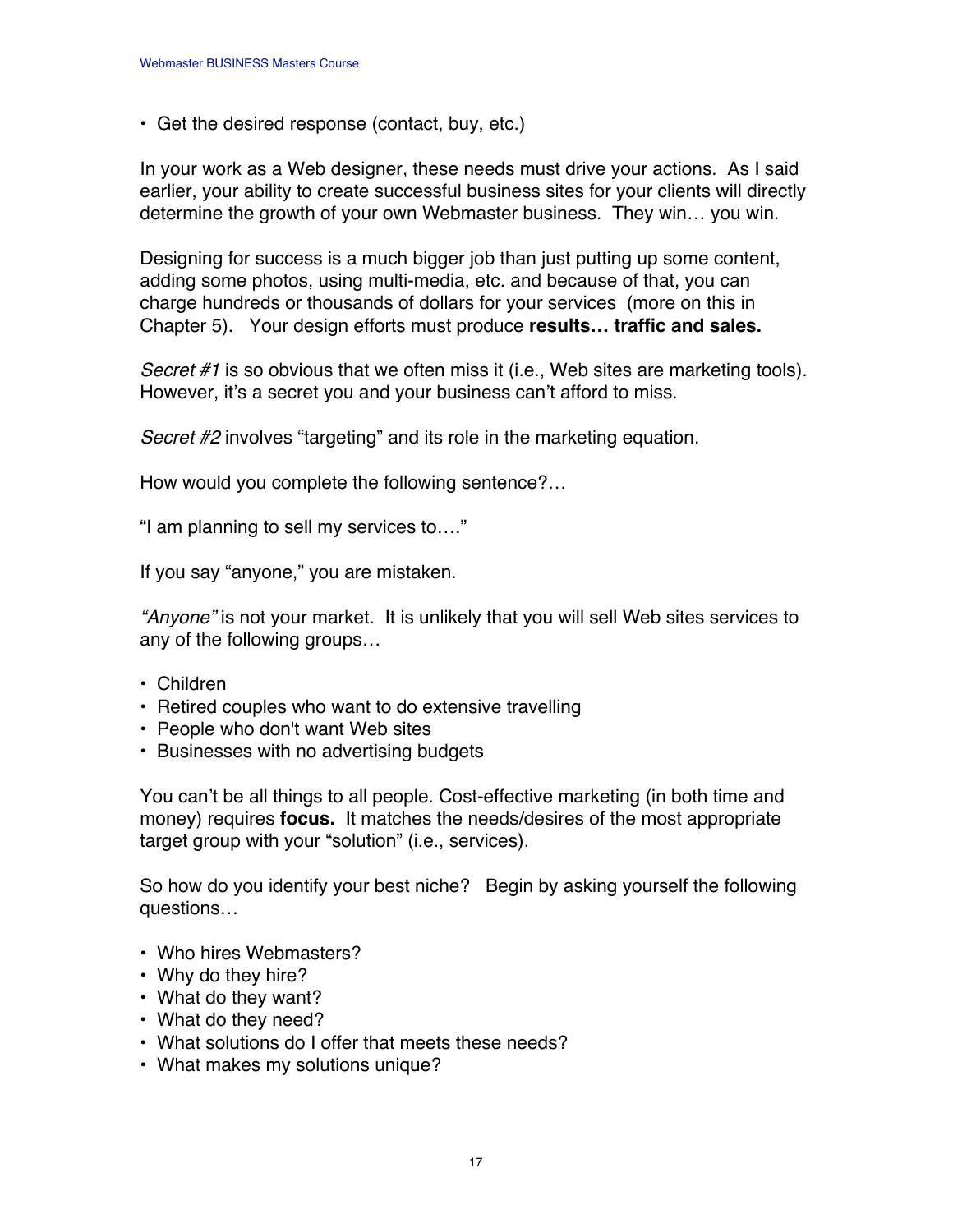- Get the desired response (contact, buy, etc.)

In your work as a Web designer, these needs must drive your actions. As I said earlier, your ability to create successful business sites for your clients will directly determine the growth of your own Webmaster business. They win… you win.

Designing for success is a much bigger job than just putting up some content, adding some photos, using multi-media, etc. and because of that, you can charge hundreds or thousands of dollars for your services (more on this in Chapter 5). Your design efforts must produce **results… traffic and sales.**

*Secret #1* is so obvious that we often miss it (i.e., Web sites are marketing tools). However, it's a secret you and your business can't afford to miss.

*Secret #2* involves "targeting" and its role in the marketing equation.

How would you complete the following sentence?…

"I am planning to sell my services to…."

If you say "anyone," you are mistaken.

*"Anyone"* is not your market. It is unlikely that you will sell Web sites services to any of the following groups…

- Children
- Retired couples who want to do extensive travelling
- People who don't want Web sites
- Businesses with no advertising budgets

You can't be all things to all people. Cost-effective marketing (in both time and money) requires **focus.** It matches the needs/desires of the most appropriate target group with your "solution" (i.e., services).

So how do you identify your best niche? Begin by asking yourself the following questions…

- Who hires Webmasters?
- Why do they hire?
- What do they want?
- What do they need?
- What solutions do I offer that meets these needs?
- What makes my solutions unique?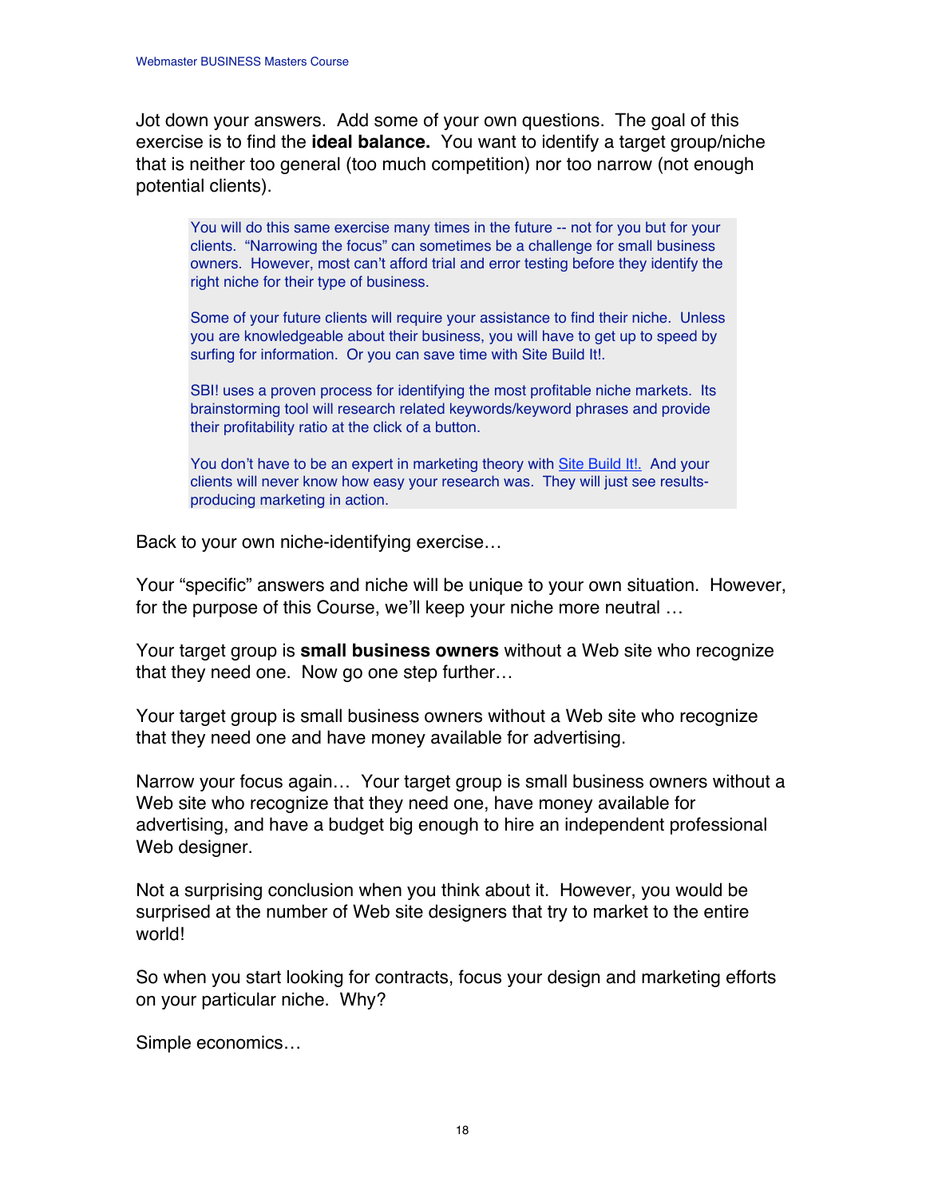Jot down your answers. Add some of your own questions. The goal of this exercise is to find the **ideal balance.** You want to identify a target group/niche that is neither too general (too much competition) nor too narrow (not enough potential clients).

> You will do this same exercise many times in the future -- not for you but for your clients. "Narrowing the focus" can sometimes be a challenge for small business owners. However, most can't afford trial and error testing before they identify the right niche for their type of business.
>
> Some of your future clients will require your assistance to find their niche. Unless you are knowledgeable about their business, you will have to get up to speed by surfing for information. Or you can save time with Site Build It!.
>
> SBI! uses a proven process for identifying the most profitable niche markets. Its brainstorming tool will research related keywords/keyword phrases and provide their profitability ratio at the click of a button.
>
> You don't have to be an expert in marketing theory with Site Build It!. And your clients will never know how easy your research was. They will just see results-producing marketing in action.

Back to your own niche-identifying exercise…

Your "specific" answers and niche will be unique to your own situation. However, for the purpose of this Course, we'll keep your niche more neutral …

Your target group is **small business owners** without a Web site who recognize that they need one. Now go one step further…

Your target group is small business owners without a Web site who recognize that they need one and have money available for advertising.

Narrow your focus again… Your target group is small business owners without a Web site who recognize that they need one, have money available for advertising, and have a budget big enough to hire an independent professional Web designer.

Not a surprising conclusion when you think about it. However, you would be surprised at the number of Web site designers that try to market to the entire world!

So when you start looking for contracts, focus your design and marketing efforts on your particular niche. Why?

Simple economics…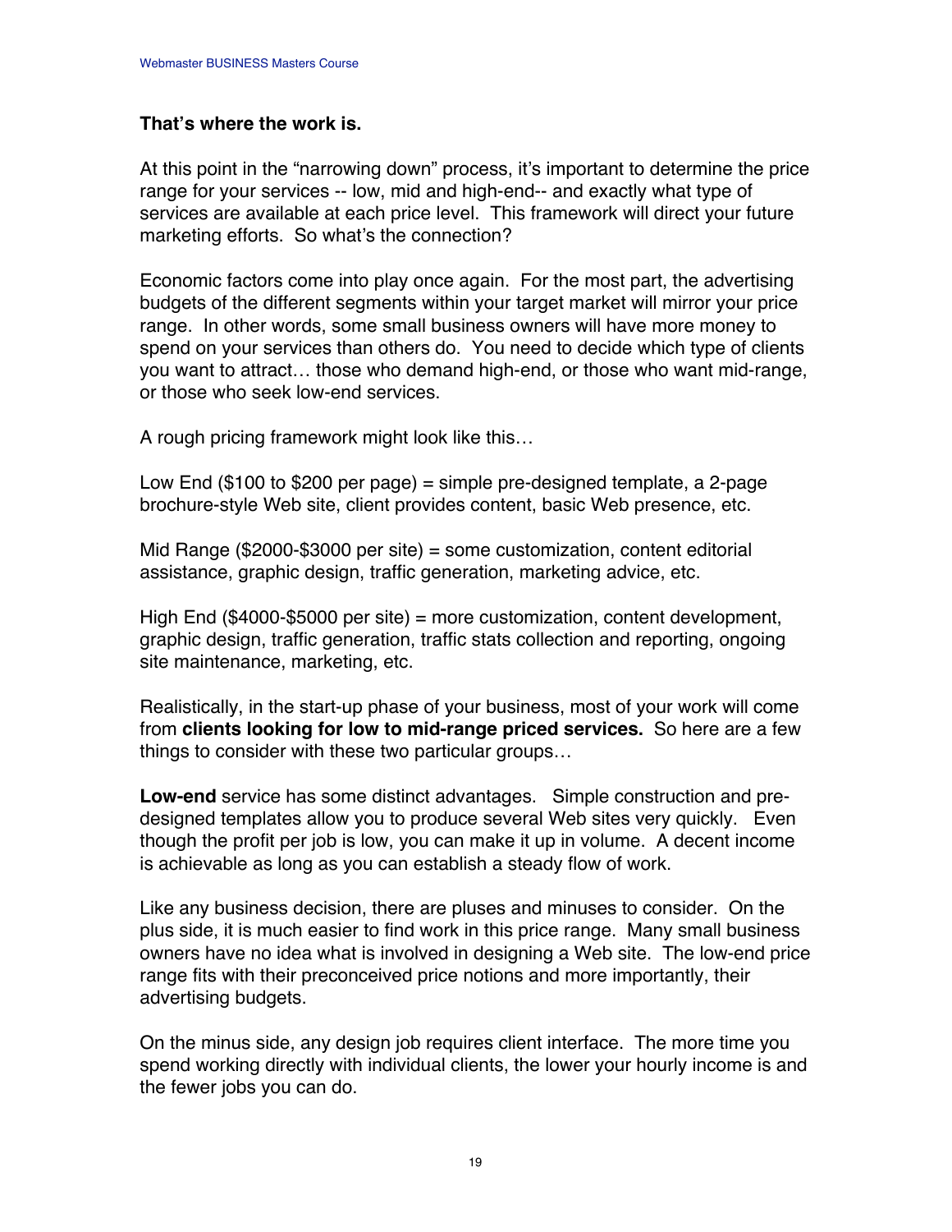**That's where the work is.**

At this point in the "narrowing down" process, it's important to determine the price range for your services -- low, mid and high-end-- and exactly what type of services are available at each price level. This framework will direct your future marketing efforts. So what's the connection?

Economic factors come into play once again. For the most part, the advertising budgets of the different segments within your target market will mirror your price range. In other words, some small business owners will have more money to spend on your services than others do. You need to decide which type of clients you want to attract… those who demand high-end, or those who want mid-range, or those who seek low-end services.

A rough pricing framework might look like this…

Low End ($100 to $200 per page) = simple pre-designed template, a 2-page brochure-style Web site, client provides content, basic Web presence, etc.

Mid Range ($2000-$3000 per site) = some customization, content editorial assistance, graphic design, traffic generation, marketing advice, etc.

High End ($4000-$5000 per site) = more customization, content development, graphic design, traffic generation, traffic stats collection and reporting, ongoing site maintenance, marketing, etc.

Realistically, in the start-up phase of your business, most of your work will come from **clients looking for low to mid-range priced services.** So here are a few things to consider with these two particular groups…

**Low-end** service has some distinct advantages. Simple construction and pre-designed templates allow you to produce several Web sites very quickly. Even though the profit per job is low, you can make it up in volume. A decent income is achievable as long as you can establish a steady flow of work.

Like any business decision, there are pluses and minuses to consider. On the plus side, it is much easier to find work in this price range. Many small business owners have no idea what is involved in designing a Web site. The low-end price range fits with their preconceived price notions and more importantly, their advertising budgets.

On the minus side, any design job requires client interface. The more time you spend working directly with individual clients, the lower your hourly income is and the fewer jobs you can do.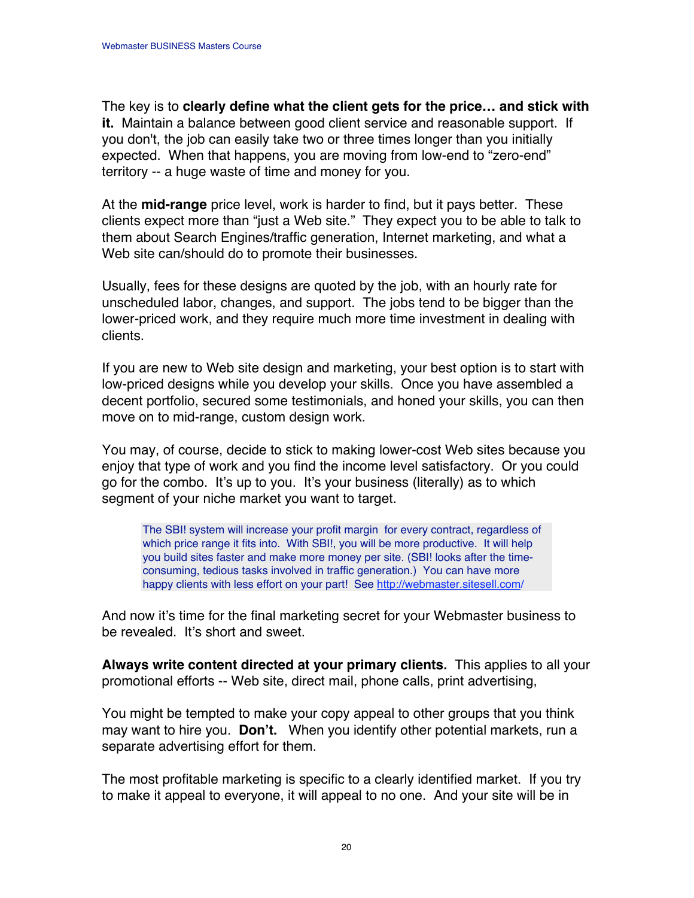The key is to **clearly define what the client gets for the price… and stick with it.** Maintain a balance between good client service and reasonable support. If you don't, the job can easily take two or three times longer than you initially expected. When that happens, you are moving from low-end to "zero-end" territory -- a huge waste of time and money for you.

At the **mid-range** price level, work is harder to find, but it pays better. These clients expect more than "just a Web site." They expect you to be able to talk to them about Search Engines/traffic generation, Internet marketing, and what a Web site can/should do to promote their businesses.

Usually, fees for these designs are quoted by the job, with an hourly rate for unscheduled labor, changes, and support. The jobs tend to be bigger than the lower-priced work, and they require much more time investment in dealing with clients.

If you are new to Web site design and marketing, your best option is to start with low-priced designs while you develop your skills. Once you have assembled a decent portfolio, secured some testimonials, and honed your skills, you can then move on to mid-range, custom design work.

You may, of course, decide to stick to making lower-cost Web sites because you enjoy that type of work and you find the income level satisfactory. Or you could go for the combo. It's up to you. It's your business (literally) as to which segment of your niche market you want to target.

> The SBI! system will increase your profit margin for every contract, regardless of which price range it fits into. With SBI!, you will be more productive. It will help you build sites faster and make more money per site. (SBI! looks after the time-consuming, tedious tasks involved in traffic generation.) You can have more happy clients with less effort on your part! See http://webmaster.sitesell.com/

And now it's time for the final marketing secret for your Webmaster business to be revealed. It's short and sweet.

**Always write content directed at your primary clients.** This applies to all your promotional efforts -- Web site, direct mail, phone calls, print advertising,

You might be tempted to make your copy appeal to other groups that you think may want to hire you. **Don't.** When you identify other potential markets, run a separate advertising effort for them.

The most profitable marketing is specific to a clearly identified market. If you try to make it appeal to everyone, it will appeal to no one. And your site will be in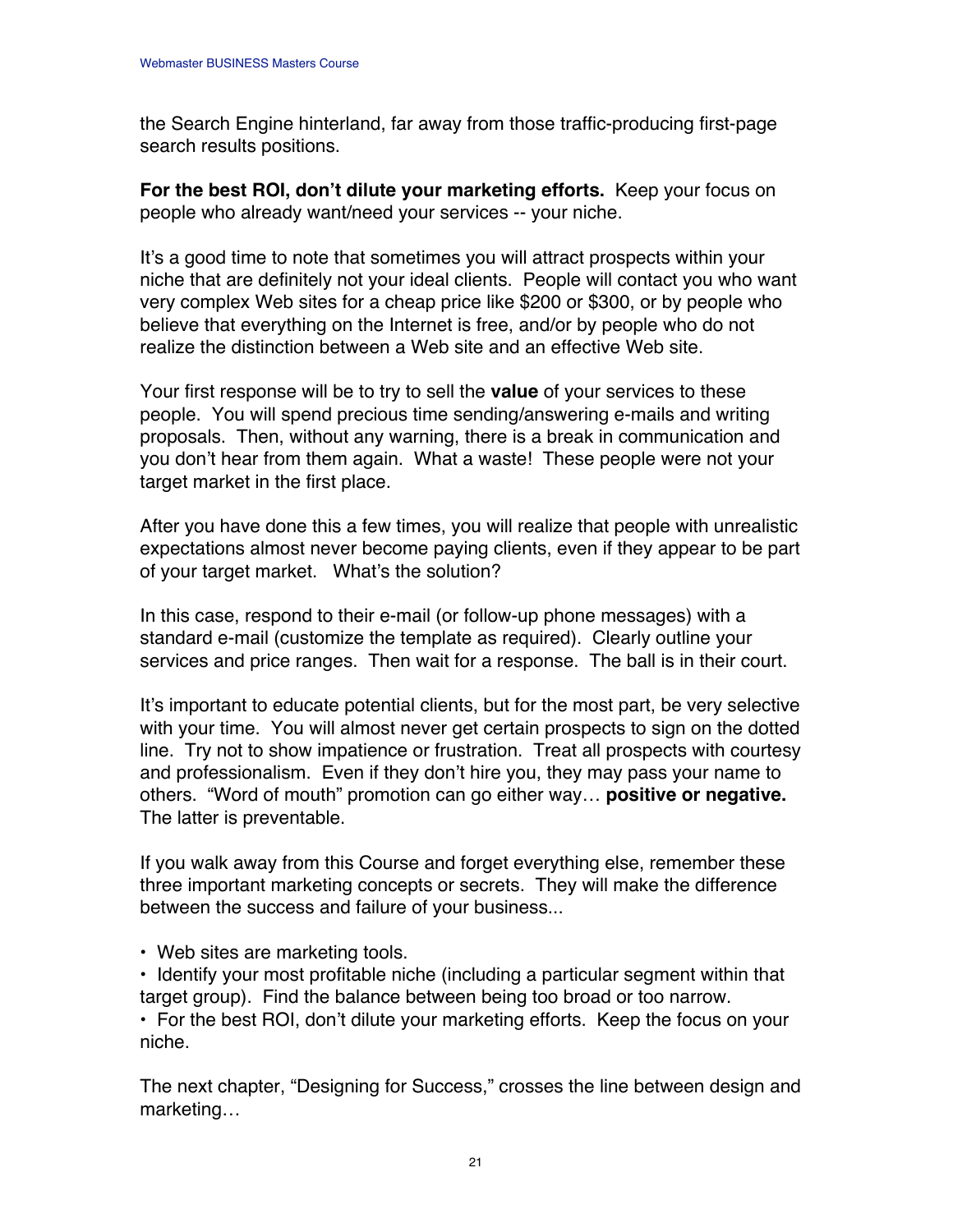the Search Engine hinterland, far away from those traffic-producing first-page search results positions.

**For the best ROI, don't dilute your marketing efforts.** Keep your focus on people who already want/need your services -- your niche.

It's a good time to note that sometimes you will attract prospects within your niche that are definitely not your ideal clients. People will contact you who want very complex Web sites for a cheap price like $200 or $300, or by people who believe that everything on the Internet is free, and/or by people who do not realize the distinction between a Web site and an effective Web site.

Your first response will be to try to sell the **value** of your services to these people. You will spend precious time sending/answering e-mails and writing proposals. Then, without any warning, there is a break in communication and you don't hear from them again. What a waste! These people were not your target market in the first place.

After you have done this a few times, you will realize that people with unrealistic expectations almost never become paying clients, even if they appear to be part of your target market. What's the solution?

In this case, respond to their e-mail (or follow-up phone messages) with a standard e-mail (customize the template as required). Clearly outline your services and price ranges. Then wait for a response. The ball is in their court.

It's important to educate potential clients, but for the most part, be very selective with your time. You will almost never get certain prospects to sign on the dotted line. Try not to show impatience or frustration. Treat all prospects with courtesy and professionalism. Even if they don't hire you, they may pass your name to others. "Word of mouth" promotion can go either way… **positive or negative.** The latter is preventable.

If you walk away from this Course and forget everything else, remember these three important marketing concepts or secrets. They will make the difference between the success and failure of your business...

- Web sites are marketing tools.
- Identify your most profitable niche (including a particular segment within that target group). Find the balance between being too broad or too narrow.
- For the best ROI, don't dilute your marketing efforts. Keep the focus on your niche.

The next chapter, "Designing for Success," crosses the line between design and marketing…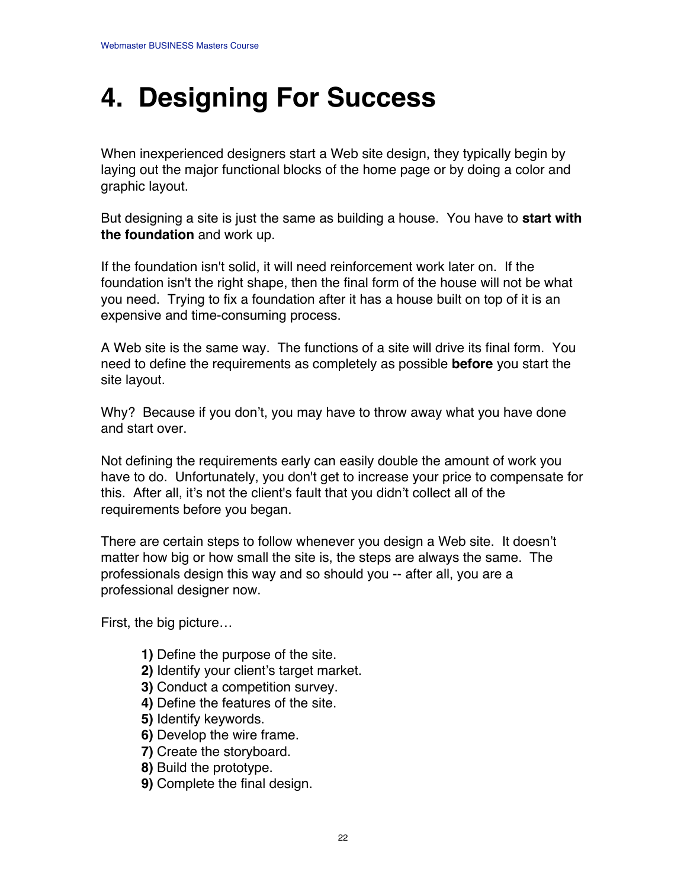# 4. Designing For Success

When inexperienced designers start a Web site design, they typically begin by laying out the major functional blocks of the home page or by doing a color and graphic layout.

But designing a site is just the same as building a house. You have to **start with the foundation** and work up.

If the foundation isn't solid, it will need reinforcement work later on. If the foundation isn't the right shape, then the final form of the house will not be what you need. Trying to fix a foundation after it has a house built on top of it is an expensive and time-consuming process.

A Web site is the same way. The functions of a site will drive its final form. You need to define the requirements as completely as possible **before** you start the site layout.

Why? Because if you don't, you may have to throw away what you have done and start over.

Not defining the requirements early can easily double the amount of work you have to do. Unfortunately, you don't get to increase your price to compensate for this. After all, it's not the client's fault that you didn't collect all of the requirements before you began.

There are certain steps to follow whenever you design a Web site. It doesn't matter how big or how small the site is, the steps are always the same. The professionals design this way and so should you -- after all, you are a professional designer now.

First, the big picture…

**1)** Define the purpose of the site.
**2)** Identify your client's target market.
**3)** Conduct a competition survey.
**4)** Define the features of the site.
**5)** Identify keywords.
**6)** Develop the wire frame.
**7)** Create the storyboard.
**8)** Build the prototype.
**9)** Complete the final design.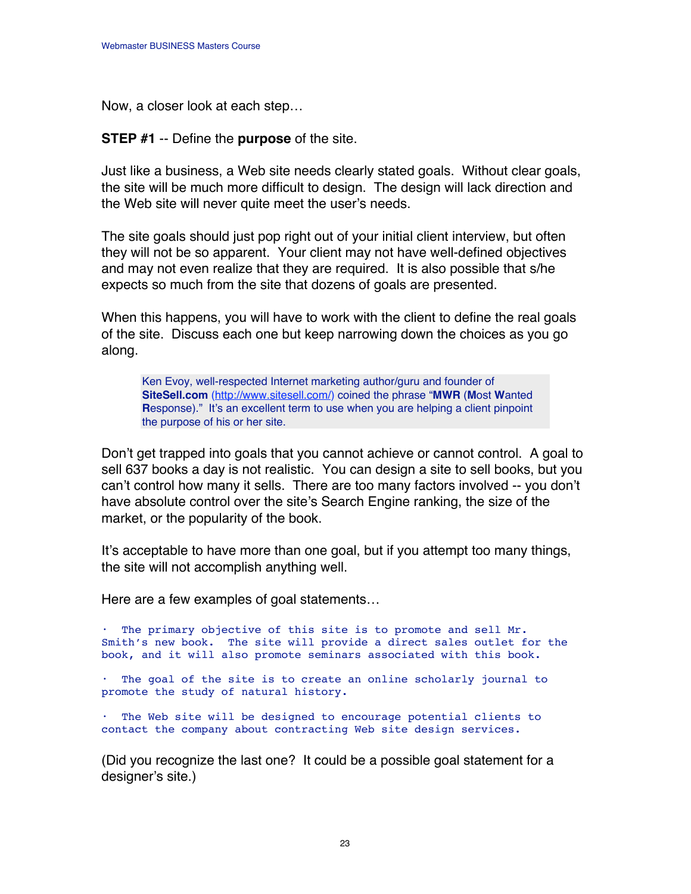Now, a closer look at each step…

**STEP #1** -- Define the **purpose** of the site.

Just like a business, a Web site needs clearly stated goals. Without clear goals, the site will be much more difficult to design. The design will lack direction and the Web site will never quite meet the user's needs.

The site goals should just pop right out of your initial client interview, but often they will not be so apparent. Your client may not have well-defined objectives and may not even realize that they are required. It is also possible that s/he expects so much from the site that dozens of goals are presented.

When this happens, you will have to work with the client to define the real goals of the site. Discuss each one but keep narrowing down the choices as you go along.

> Ken Evoy, well-respected Internet marketing author/guru and founder of **SiteSell.com** (http://www.sitesell.com/) coined the phrase "**MWR** (**M**ost **W**anted **R**esponse)." It's an excellent term to use when you are helping a client pinpoint the purpose of his or her site.

Don't get trapped into goals that you cannot achieve or cannot control. A goal to sell 637 books a day is not realistic. You can design a site to sell books, but you can't control how many it sells. There are too many factors involved -- you don't have absolute control over the site's Search Engine ranking, the size of the market, or the popularity of the book.

It's acceptable to have more than one goal, but if you attempt too many things, the site will not accomplish anything well.

Here are a few examples of goal statements…

- The primary objective of this site is to promote and sell Mr. Smith's new book. The site will provide a direct sales outlet for the book, and it will also promote seminars associated with this book.

- The goal of the site is to create an online scholarly journal to promote the study of natural history.

- The Web site will be designed to encourage potential clients to contact the company about contracting Web site design services.

(Did you recognize the last one? It could be a possible goal statement for a designer's site.)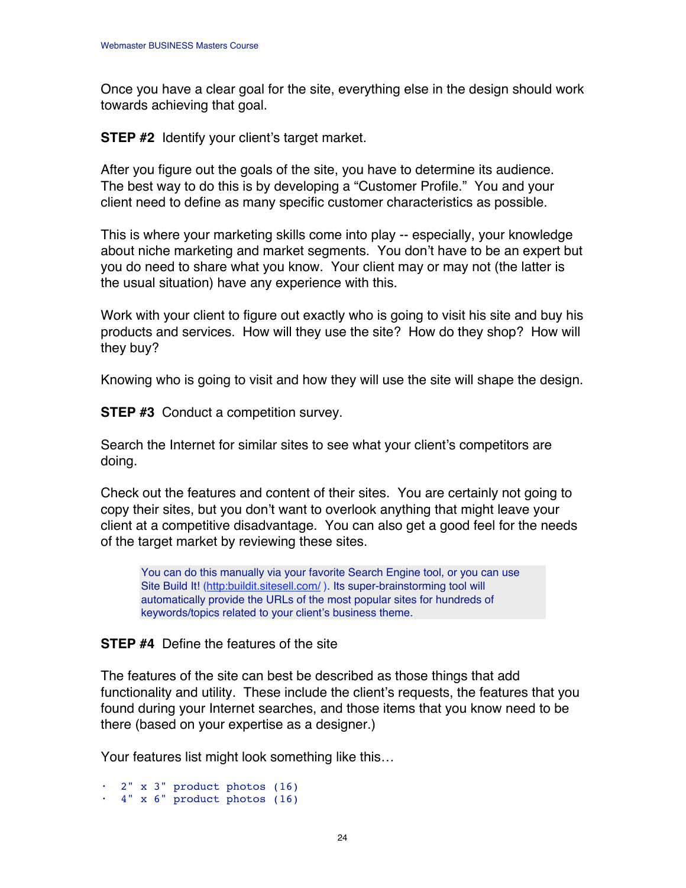Once you have a clear goal for the site, everything else in the design should work towards achieving that goal.

**STEP #2** Identify your client's target market.

After you figure out the goals of the site, you have to determine its audience. The best way to do this is by developing a "Customer Profile." You and your client need to define as many specific customer characteristics as possible.

This is where your marketing skills come into play -- especially, your knowledge about niche marketing and market segments. You don't have to be an expert but you do need to share what you know. Your client may or may not (the latter is the usual situation) have any experience with this.

Work with your client to figure out exactly who is going to visit his site and buy his products and services. How will they use the site? How do they shop? How will they buy?

Knowing who is going to visit and how they will use the site will shape the design.

**STEP #3** Conduct a competition survey.

Search the Internet for similar sites to see what your client's competitors are doing.

Check out the features and content of their sites. You are certainly not going to copy their sites, but you don't want to overlook anything that might leave your client at a competitive disadvantage. You can also get a good feel for the needs of the target market by reviewing these sites.

> You can do this manually via your favorite Search Engine tool, or you can use Site Build It! (http:buildit.sitesell.com/ ). Its super-brainstorming tool will automatically provide the URLs of the most popular sites for hundreds of keywords/topics related to your client's business theme.

**STEP #4** Define the features of the site

The features of the site can best be described as those things that add functionality and utility. These include the client's requests, the features that you found during your Internet searches, and those items that you know need to be there (based on your expertise as a designer.)

Your features list might look something like this…

```
· 2" x 3" product photos (16)
· 4" x 6" product photos (16)
```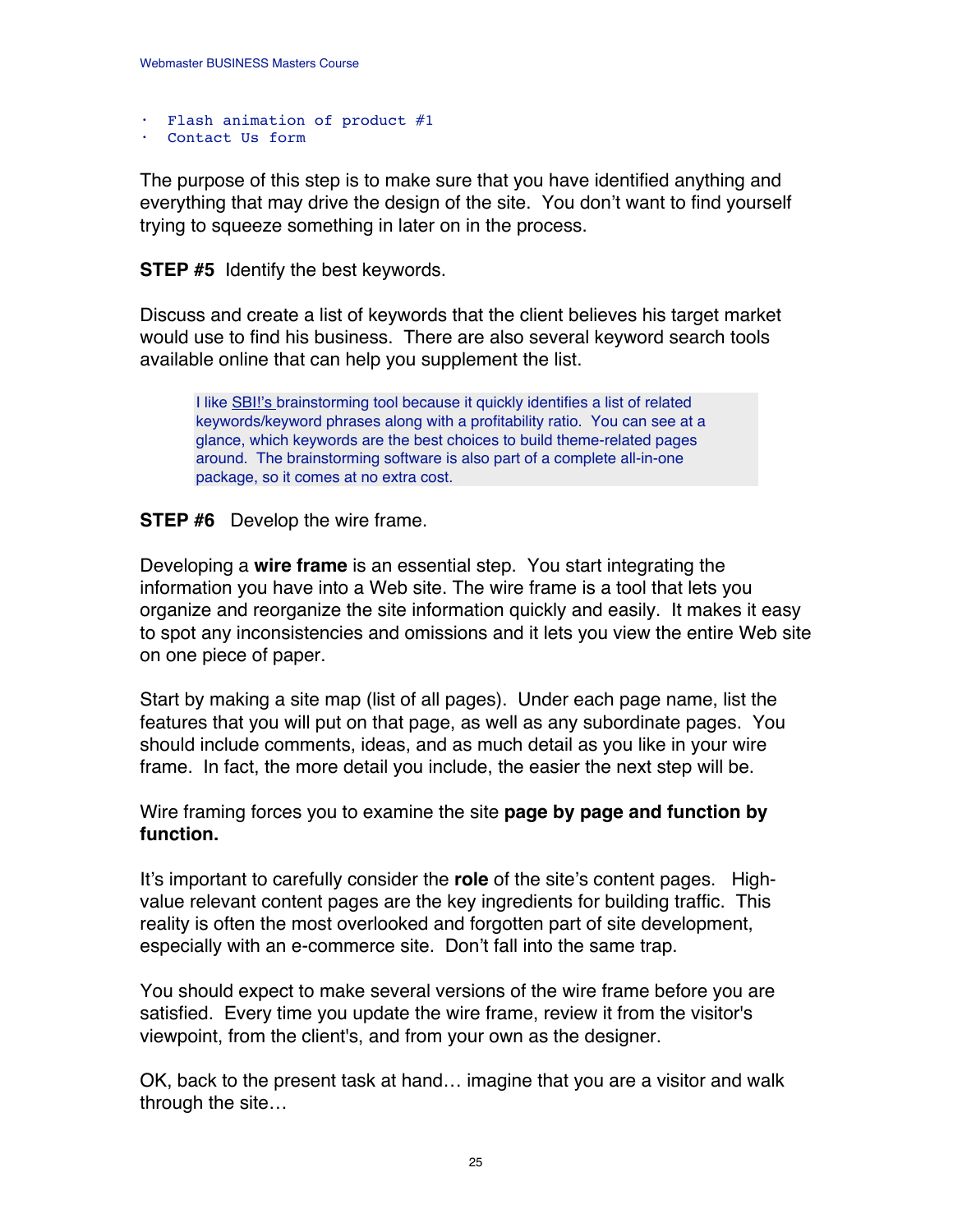- Flash animation of product #1
- Contact Us form

The purpose of this step is to make sure that you have identified anything and everything that may drive the design of the site. You don't want to find yourself trying to squeeze something in later on in the process.

**STEP #5** Identify the best keywords.

Discuss and create a list of keywords that the client believes his target market would use to find his business. There are also several keyword search tools available online that can help you supplement the list.

> I like SBI!'s brainstorming tool because it quickly identifies a list of related keywords/keyword phrases along with a profitability ratio. You can see at a glance, which keywords are the best choices to build theme-related pages around. The brainstorming software is also part of a complete all-in-one package, so it comes at no extra cost.

**STEP #6** Develop the wire frame.

Developing a **wire frame** is an essential step. You start integrating the information you have into a Web site. The wire frame is a tool that lets you organize and reorganize the site information quickly and easily. It makes it easy to spot any inconsistencies and omissions and it lets you view the entire Web site on one piece of paper.

Start by making a site map (list of all pages). Under each page name, list the features that you will put on that page, as well as any subordinate pages. You should include comments, ideas, and as much detail as you like in your wire frame. In fact, the more detail you include, the easier the next step will be.

Wire framing forces you to examine the site **page by page and function by function.**

It's important to carefully consider the **role** of the site's content pages. High-value relevant content pages are the key ingredients for building traffic. This reality is often the most overlooked and forgotten part of site development, especially with an e-commerce site. Don't fall into the same trap.

You should expect to make several versions of the wire frame before you are satisfied. Every time you update the wire frame, review it from the visitor's viewpoint, from the client's, and from your own as the designer.

OK, back to the present task at hand… imagine that you are a visitor and walk through the site…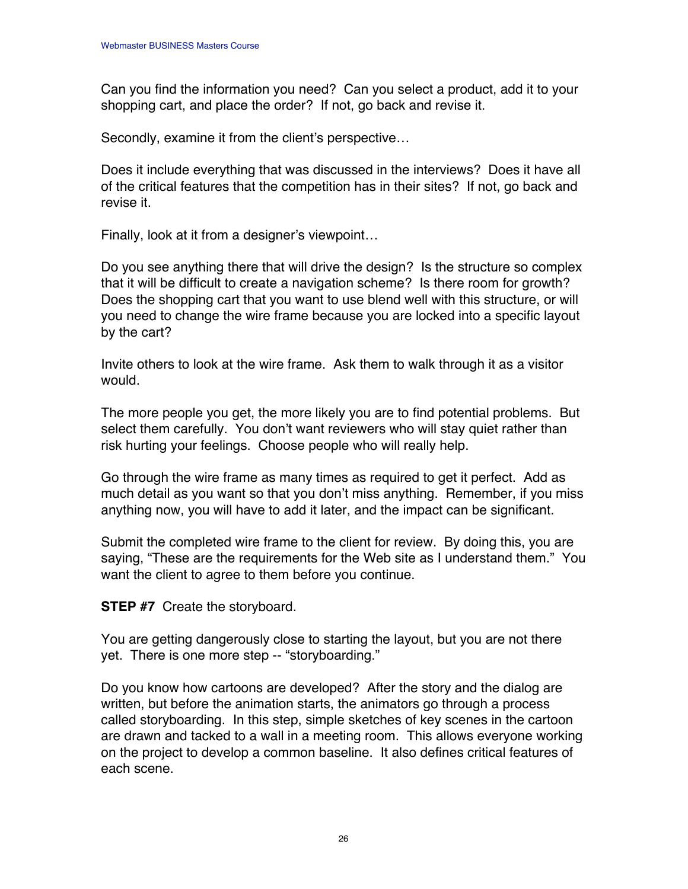Can you find the information you need? Can you select a product, add it to your shopping cart, and place the order? If not, go back and revise it.

Secondly, examine it from the client's perspective…

Does it include everything that was discussed in the interviews? Does it have all of the critical features that the competition has in their sites? If not, go back and revise it.

Finally, look at it from a designer's viewpoint…

Do you see anything there that will drive the design? Is the structure so complex that it will be difficult to create a navigation scheme? Is there room for growth? Does the shopping cart that you want to use blend well with this structure, or will you need to change the wire frame because you are locked into a specific layout by the cart?

Invite others to look at the wire frame. Ask them to walk through it as a visitor would.

The more people you get, the more likely you are to find potential problems. But select them carefully. You don't want reviewers who will stay quiet rather than risk hurting your feelings. Choose people who will really help.

Go through the wire frame as many times as required to get it perfect. Add as much detail as you want so that you don't miss anything. Remember, if you miss anything now, you will have to add it later, and the impact can be significant.

Submit the completed wire frame to the client for review. By doing this, you are saying, "These are the requirements for the Web site as I understand them." You want the client to agree to them before you continue.

**STEP #7** Create the storyboard.

You are getting dangerously close to starting the layout, but you are not there yet. There is one more step -- "storyboarding."

Do you know how cartoons are developed? After the story and the dialog are written, but before the animation starts, the animators go through a process called storyboarding. In this step, simple sketches of key scenes in the cartoon are drawn and tacked to a wall in a meeting room. This allows everyone working on the project to develop a common baseline. It also defines critical features of each scene.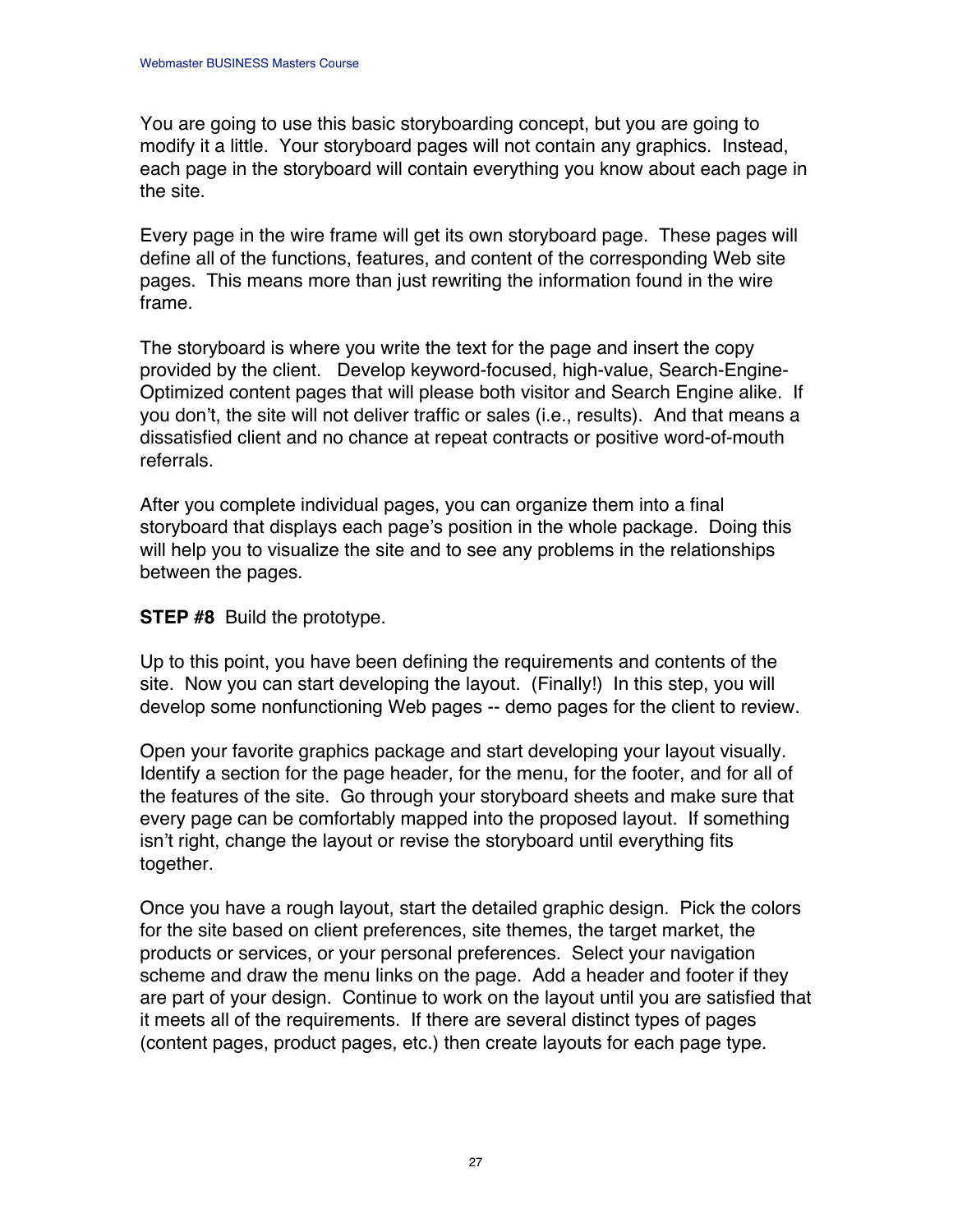You are going to use this basic storyboarding concept, but you are going to modify it a little. Your storyboard pages will not contain any graphics. Instead, each page in the storyboard will contain everything you know about each page in the site.

Every page in the wire frame will get its own storyboard page. These pages will define all of the functions, features, and content of the corresponding Web site pages. This means more than just rewriting the information found in the wire frame.

The storyboard is where you write the text for the page and insert the copy provided by the client. Develop keyword-focused, high-value, Search-Engine-Optimized content pages that will please both visitor and Search Engine alike. If you don't, the site will not deliver traffic or sales (i.e., results). And that means a dissatisfied client and no chance at repeat contracts or positive word-of-mouth referrals.

After you complete individual pages, you can organize them into a final storyboard that displays each page's position in the whole package. Doing this will help you to visualize the site and to see any problems in the relationships between the pages.

**STEP #8** Build the prototype.

Up to this point, you have been defining the requirements and contents of the site. Now you can start developing the layout. (Finally!) In this step, you will develop some nonfunctioning Web pages -- demo pages for the client to review.

Open your favorite graphics package and start developing your layout visually. Identify a section for the page header, for the menu, for the footer, and for all of the features of the site. Go through your storyboard sheets and make sure that every page can be comfortably mapped into the proposed layout. If something isn't right, change the layout or revise the storyboard until everything fits together.

Once you have a rough layout, start the detailed graphic design. Pick the colors for the site based on client preferences, site themes, the target market, the products or services, or your personal preferences. Select your navigation scheme and draw the menu links on the page. Add a header and footer if they are part of your design. Continue to work on the layout until you are satisfied that it meets all of the requirements. If there are several distinct types of pages (content pages, product pages, etc.) then create layouts for each page type.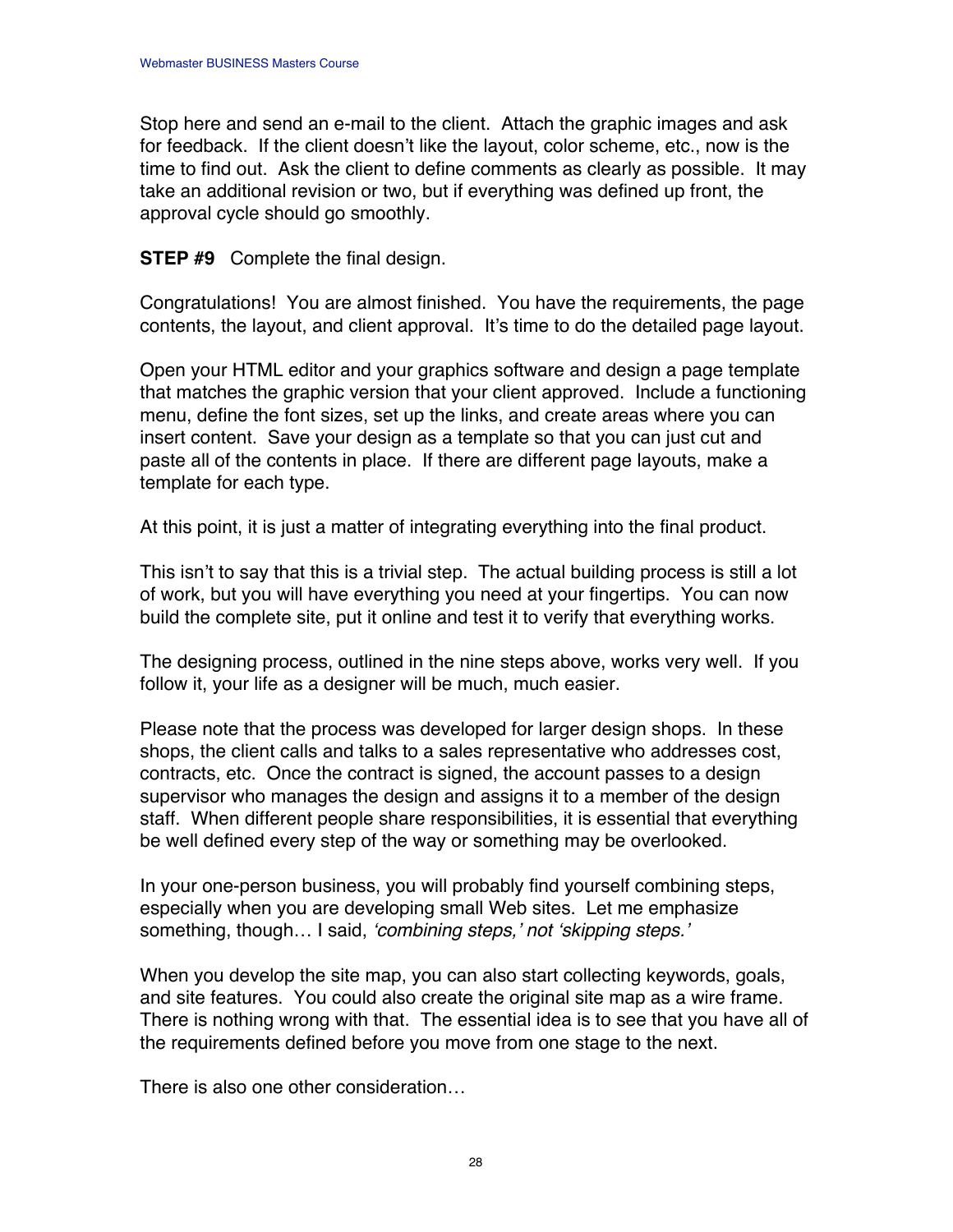Stop here and send an e-mail to the client. Attach the graphic images and ask for feedback. If the client doesn't like the layout, color scheme, etc., now is the time to find out. Ask the client to define comments as clearly as possible. It may take an additional revision or two, but if everything was defined up front, the approval cycle should go smoothly.

**STEP #9** Complete the final design.

Congratulations! You are almost finished. You have the requirements, the page contents, the layout, and client approval. It's time to do the detailed page layout.

Open your HTML editor and your graphics software and design a page template that matches the graphic version that your client approved. Include a functioning menu, define the font sizes, set up the links, and create areas where you can insert content. Save your design as a template so that you can just cut and paste all of the contents in place. If there are different page layouts, make a template for each type.

At this point, it is just a matter of integrating everything into the final product.

This isn't to say that this is a trivial step. The actual building process is still a lot of work, but you will have everything you need at your fingertips. You can now build the complete site, put it online and test it to verify that everything works.

The designing process, outlined in the nine steps above, works very well. If you follow it, your life as a designer will be much, much easier.

Please note that the process was developed for larger design shops. In these shops, the client calls and talks to a sales representative who addresses cost, contracts, etc. Once the contract is signed, the account passes to a design supervisor who manages the design and assigns it to a member of the design staff. When different people share responsibilities, it is essential that everything be well defined every step of the way or something may be overlooked.

In your one-person business, you will probably find yourself combining steps, especially when you are developing small Web sites. Let me emphasize something, though… I said, *'combining steps,' not 'skipping steps.'*

When you develop the site map, you can also start collecting keywords, goals, and site features. You could also create the original site map as a wire frame. There is nothing wrong with that. The essential idea is to see that you have all of the requirements defined before you move from one stage to the next.

There is also one other consideration…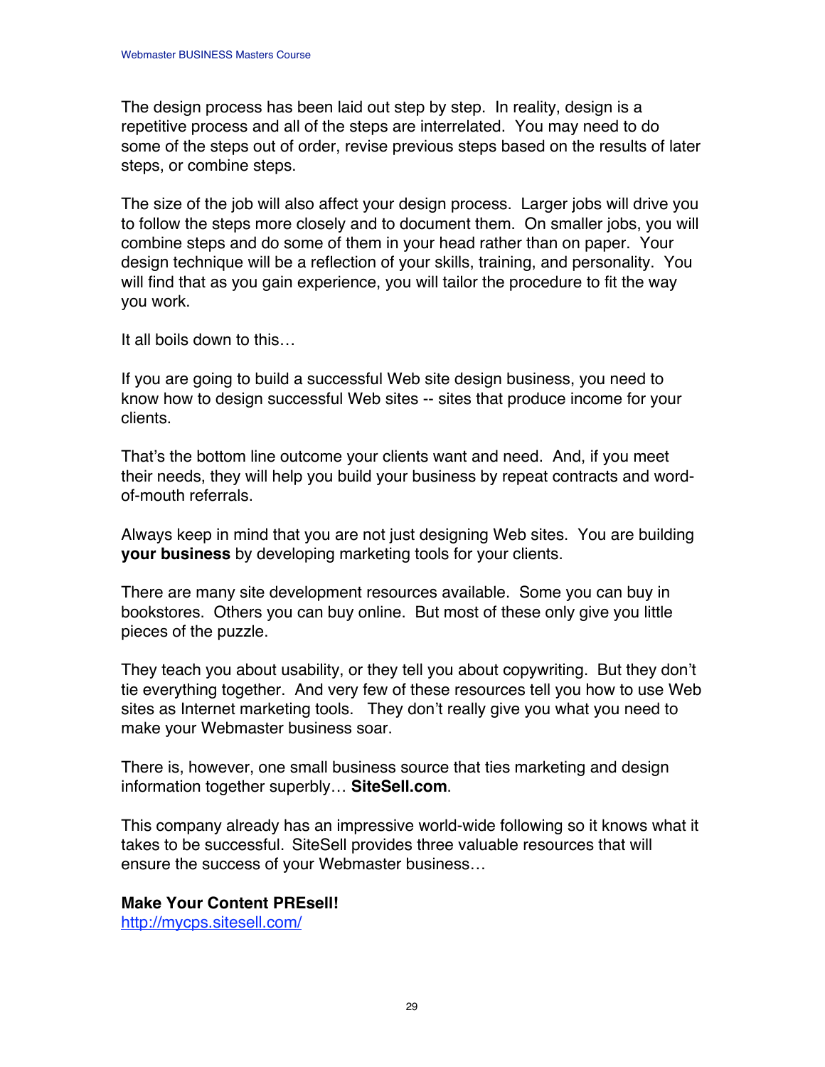The design process has been laid out step by step. In reality, design is a repetitive process and all of the steps are interrelated. You may need to do some of the steps out of order, revise previous steps based on the results of later steps, or combine steps.

The size of the job will also affect your design process. Larger jobs will drive you to follow the steps more closely and to document them. On smaller jobs, you will combine steps and do some of them in your head rather than on paper. Your design technique will be a reflection of your skills, training, and personality. You will find that as you gain experience, you will tailor the procedure to fit the way you work.

It all boils down to this…

If you are going to build a successful Web site design business, you need to know how to design successful Web sites -- sites that produce income for your clients.

That's the bottom line outcome your clients want and need. And, if you meet their needs, they will help you build your business by repeat contracts and word-of-mouth referrals.

Always keep in mind that you are not just designing Web sites. You are building **your business** by developing marketing tools for your clients.

There are many site development resources available. Some you can buy in bookstores. Others you can buy online. But most of these only give you little pieces of the puzzle.

They teach you about usability, or they tell you about copywriting. But they don't tie everything together. And very few of these resources tell you how to use Web sites as Internet marketing tools. They don't really give you what you need to make your Webmaster business soar.

There is, however, one small business source that ties marketing and design information together superbly… **SiteSell.com**.

This company already has an impressive world-wide following so it knows what it takes to be successful. SiteSell provides three valuable resources that will ensure the success of your Webmaster business…

**Make Your Content PREsell!**
[http://mycps.sitesell.com/](http://mycps.sitesell.com/)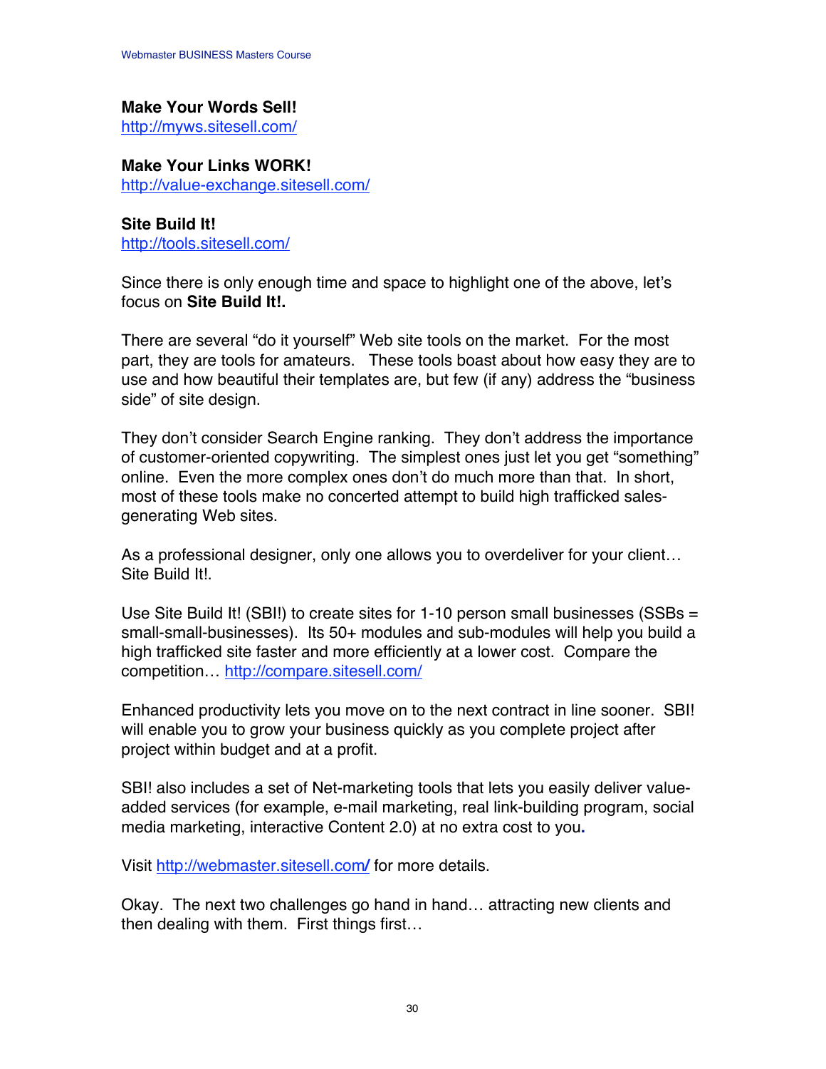**Make Your Words Sell!**
http://myws.sitesell.com/

**Make Your Links WORK!**
http://value-exchange.sitesell.com/

**Site Build It!**
http://tools.sitesell.com/

Since there is only enough time and space to highlight one of the above, let's focus on **Site Build It!.**

There are several "do it yourself" Web site tools on the market. For the most part, they are tools for amateurs. These tools boast about how easy they are to use and how beautiful their templates are, but few (if any) address the "business side" of site design.

They don't consider Search Engine ranking. They don't address the importance of customer-oriented copywriting. The simplest ones just let you get "something" online. Even the more complex ones don't do much more than that. In short, most of these tools make no concerted attempt to build high trafficked sales-generating Web sites.

As a professional designer, only one allows you to overdeliver for your client… Site Build It!.

Use Site Build It! (SBI!) to create sites for 1-10 person small businesses (SSBs = small-small-businesses). Its 50+ modules and sub-modules will help you build a high trafficked site faster and more efficiently at a lower cost. Compare the competition… http://compare.sitesell.com/

Enhanced productivity lets you move on to the next contract in line sooner. SBI! will enable you to grow your business quickly as you complete project after project within budget and at a profit.

SBI! also includes a set of Net-marketing tools that lets you easily deliver value-added services (for example, e-mail marketing, real link-building program, social media marketing, interactive Content 2.0) at no extra cost to you.

Visit http://webmaster.sitesell.com/ for more details.

Okay. The next two challenges go hand in hand… attracting new clients and then dealing with them. First things first…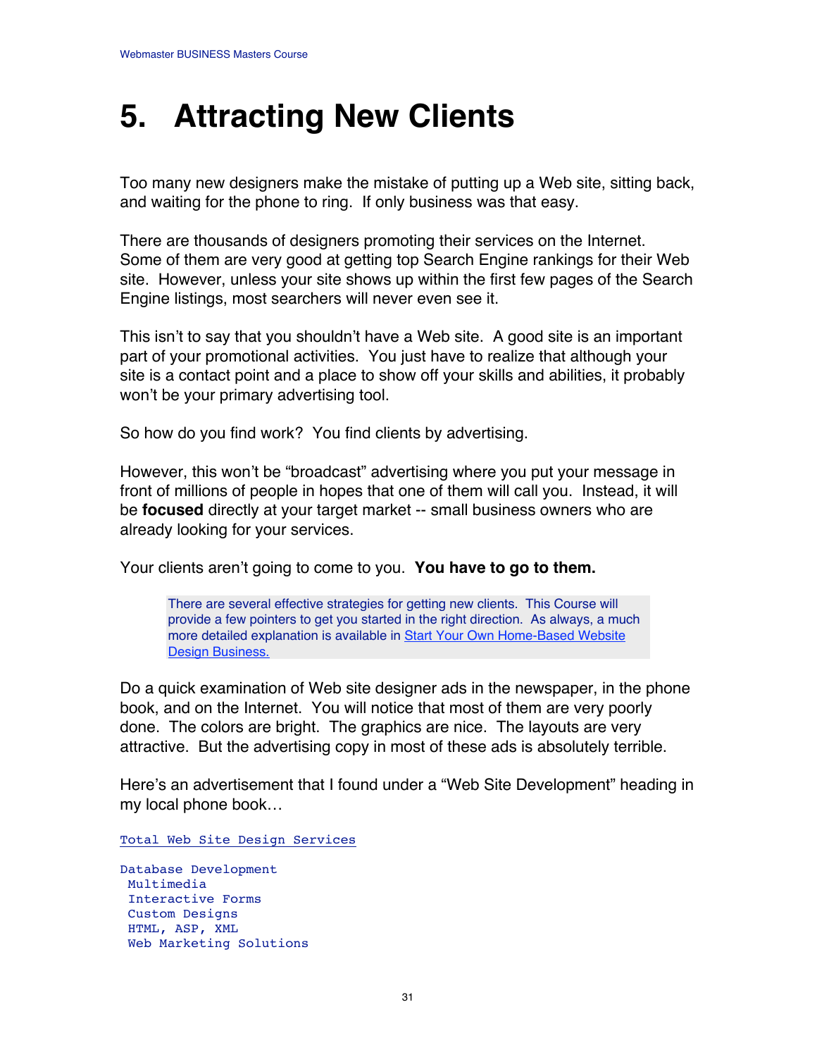# 5. Attracting New Clients

Too many new designers make the mistake of putting up a Web site, sitting back, and waiting for the phone to ring. If only business was that easy.

There are thousands of designers promoting their services on the Internet. Some of them are very good at getting top Search Engine rankings for their Web site. However, unless your site shows up within the first few pages of the Search Engine listings, most searchers will never even see it.

This isn't to say that you shouldn't have a Web site. A good site is an important part of your promotional activities. You just have to realize that although your site is a contact point and a place to show off your skills and abilities, it probably won't be your primary advertising tool.

So how do you find work? You find clients by advertising.

However, this won't be "broadcast" advertising where you put your message in front of millions of people in hopes that one of them will call you. Instead, it will be **focused** directly at your target market -- small business owners who are already looking for your services.

Your clients aren't going to come to you. **You have to go to them.**

> There are several effective strategies for getting new clients. This Course will provide a few pointers to get you started in the right direction. As always, a much more detailed explanation is available in Start Your Own Home-Based Website Design Business.

Do a quick examination of Web site designer ads in the newspaper, in the phone book, and on the Internet. You will notice that most of them are very poorly done. The colors are bright. The graphics are nice. The layouts are very attractive. But the advertising copy in most of these ads is absolutely terrible.

Here's an advertisement that I found under a "Web Site Development" heading in my local phone book…

```
Total Web Site Design Services

Database Development
 Multimedia
 Interactive Forms
 Custom Designs
 HTML, ASP, XML
 Web Marketing Solutions
```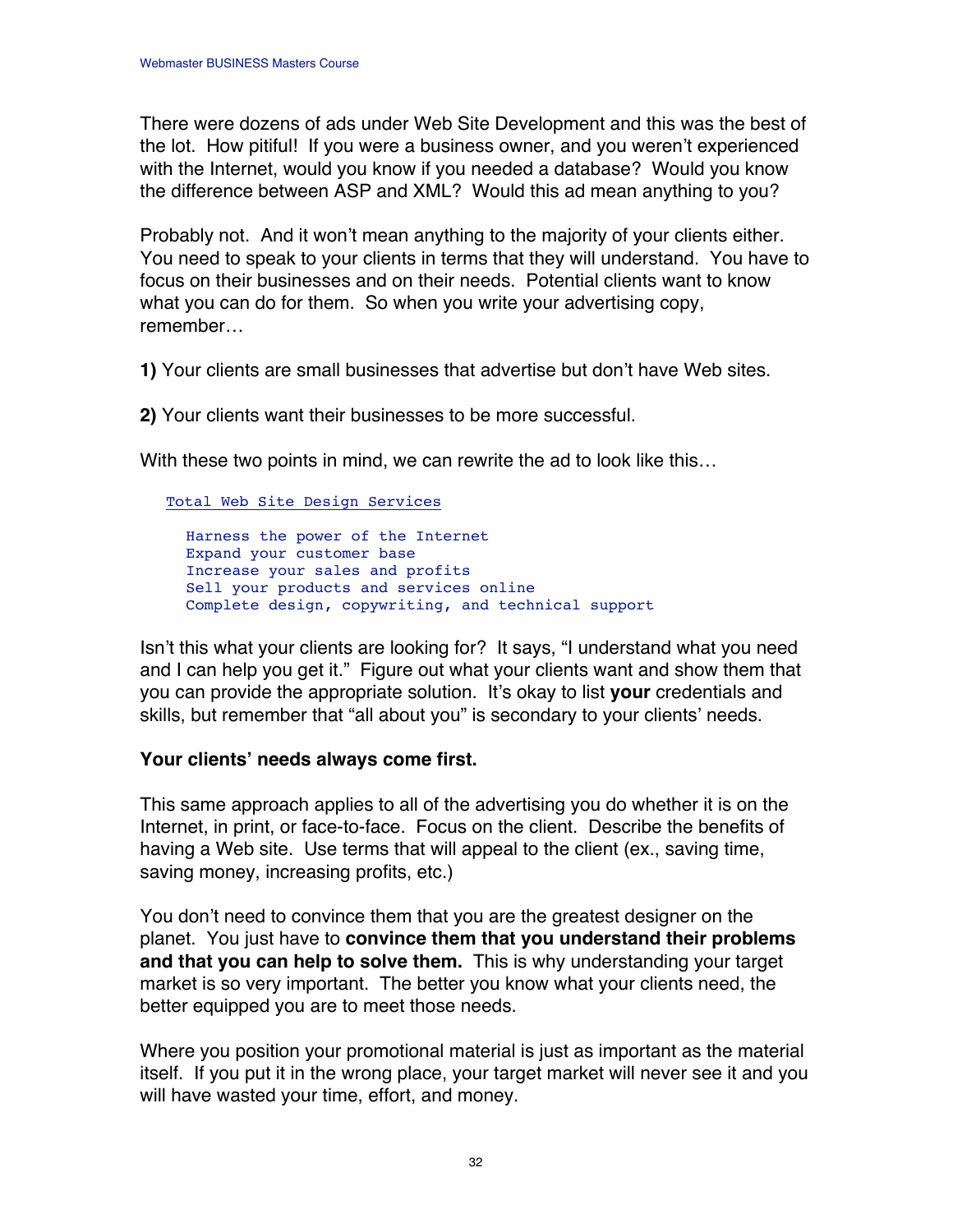There were dozens of ads under Web Site Development and this was the best of the lot. How pitiful! If you were a business owner, and you weren't experienced with the Internet, would you know if you needed a database? Would you know the difference between ASP and XML? Would this ad mean anything to you?

Probably not. And it won't mean anything to the majority of your clients either. You need to speak to your clients in terms that they will understand. You have to focus on their businesses and on their needs. Potential clients want to know what you can do for them. So when you write your advertising copy, remember…

**1)** Your clients are small businesses that advertise but don't have Web sites.

**2)** Your clients want their businesses to be more successful.

With these two points in mind, we can rewrite the ad to look like this…

```
Total Web Site Design Services

  Harness the power of the Internet
  Expand your customer base
  Increase your sales and profits
  Sell your products and services online
  Complete design, copywriting, and technical support
```

Isn't this what your clients are looking for? It says, "I understand what you need and I can help you get it." Figure out what your clients want and show them that you can provide the appropriate solution. It's okay to list **your** credentials and skills, but remember that "all about you" is secondary to your clients' needs.

**Your clients' needs always come first.**

This same approach applies to all of the advertising you do whether it is on the Internet, in print, or face-to-face. Focus on the client. Describe the benefits of having a Web site. Use terms that will appeal to the client (ex., saving time, saving money, increasing profits, etc.)

You don't need to convince them that you are the greatest designer on the planet. You just have to **convince them that you understand their problems and that you can help to solve them.** This is why understanding your target market is so very important. The better you know what your clients need, the better equipped you are to meet those needs.

Where you position your promotional material is just as important as the material itself. If you put it in the wrong place, your target market will never see it and you will have wasted your time, effort, and money.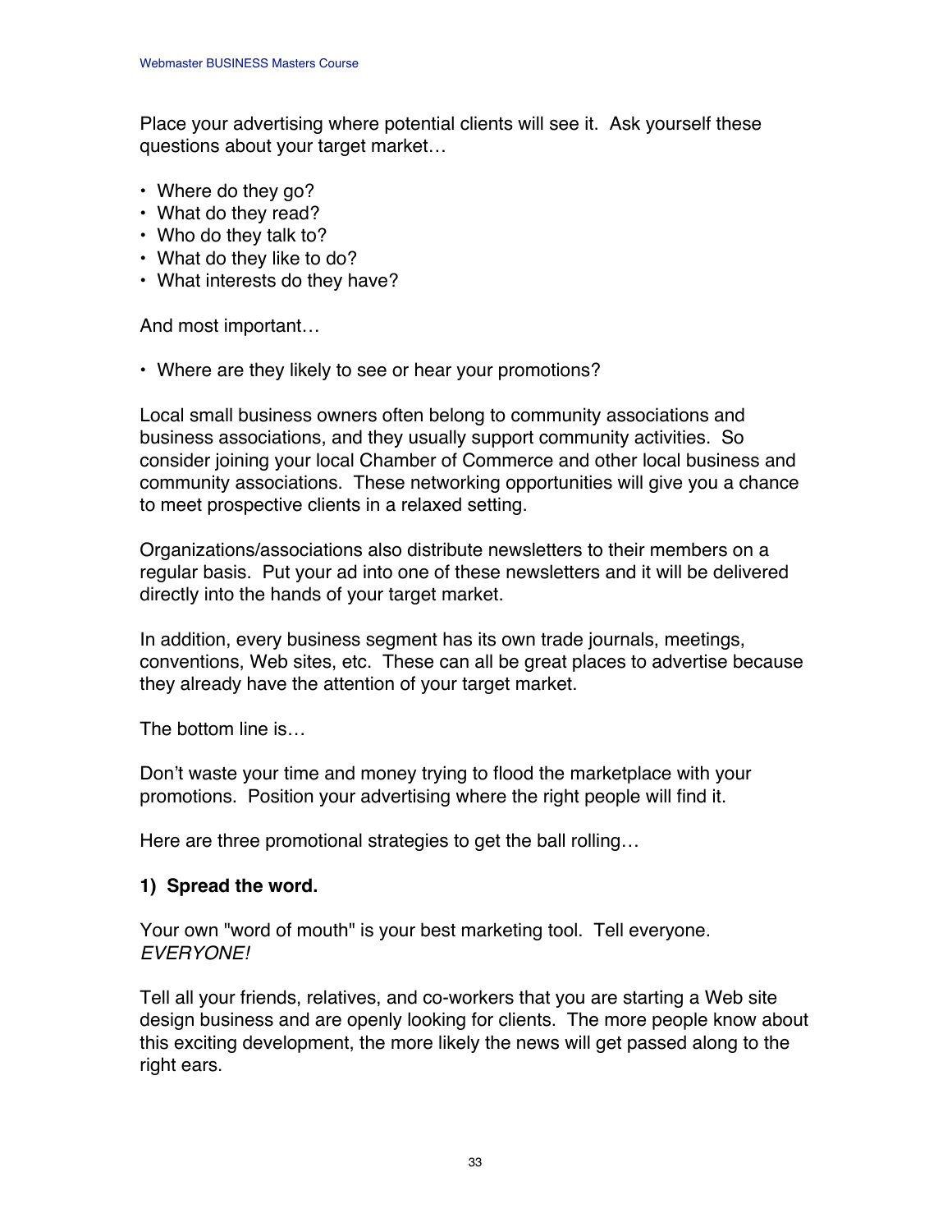Place your advertising where potential clients will see it. Ask yourself these questions about your target market…

- Where do they go?
- What do they read?
- Who do they talk to?
- What do they like to do?
- What interests do they have?

And most important…

- Where are they likely to see or hear your promotions?

Local small business owners often belong to community associations and business associations, and they usually support community activities. So consider joining your local Chamber of Commerce and other local business and community associations. These networking opportunities will give you a chance to meet prospective clients in a relaxed setting.

Organizations/associations also distribute newsletters to their members on a regular basis. Put your ad into one of these newsletters and it will be delivered directly into the hands of your target market.

In addition, every business segment has its own trade journals, meetings, conventions, Web sites, etc. These can all be great places to advertise because they already have the attention of your target market.

The bottom line is…

Don't waste your time and money trying to flood the marketplace with your promotions. Position your advertising where the right people will find it.

Here are three promotional strategies to get the ball rolling…

**1) Spread the word.**

Your own "word of mouth" is your best marketing tool. Tell everyone. *EVERYONE!*

Tell all your friends, relatives, and co-workers that you are starting a Web site design business and are openly looking for clients. The more people know about this exciting development, the more likely the news will get passed along to the right ears.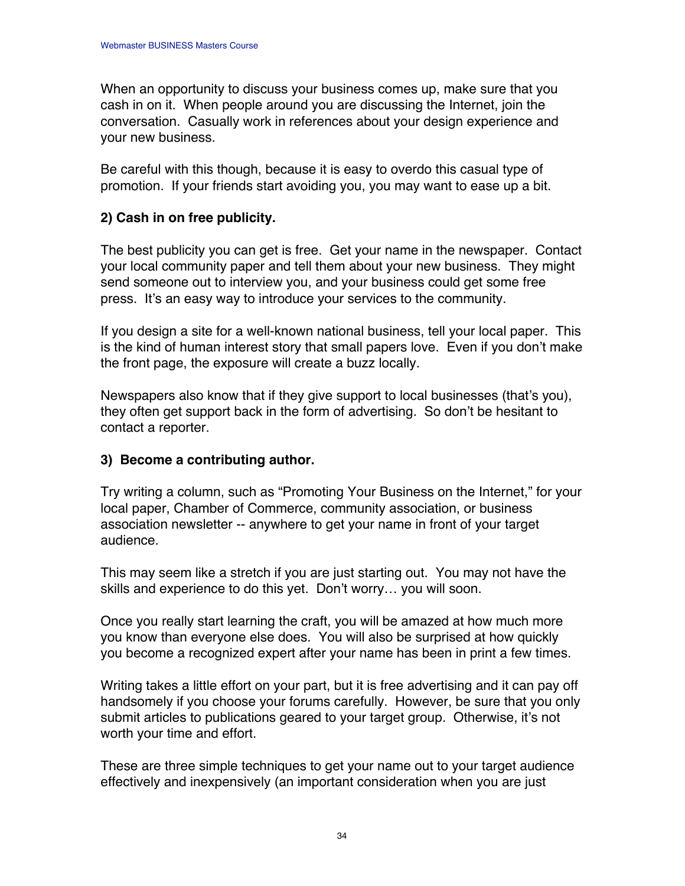When an opportunity to discuss your business comes up, make sure that you cash in on it. When people around you are discussing the Internet, join the conversation. Casually work in references about your design experience and your new business.

Be careful with this though, because it is easy to overdo this casual type of promotion. If your friends start avoiding you, you may want to ease up a bit.

**2) Cash in on free publicity.**

The best publicity you can get is free. Get your name in the newspaper. Contact your local community paper and tell them about your new business. They might send someone out to interview you, and your business could get some free press. It's an easy way to introduce your services to the community.

If you design a site for a well-known national business, tell your local paper. This is the kind of human interest story that small papers love. Even if you don't make the front page, the exposure will create a buzz locally.

Newspapers also know that if they give support to local businesses (that's you), they often get support back in the form of advertising. So don't be hesitant to contact a reporter.

**3) Become a contributing author.**

Try writing a column, such as "Promoting Your Business on the Internet," for your local paper, Chamber of Commerce, community association, or business association newsletter -- anywhere to get your name in front of your target audience.

This may seem like a stretch if you are just starting out. You may not have the skills and experience to do this yet. Don't worry… you will soon.

Once you really start learning the craft, you will be amazed at how much more you know than everyone else does. You will also be surprised at how quickly you become a recognized expert after your name has been in print a few times.

Writing takes a little effort on your part, but it is free advertising and it can pay off handsomely if you choose your forums carefully. However, be sure that you only submit articles to publications geared to your target group. Otherwise, it's not worth your time and effort.

These are three simple techniques to get your name out to your target audience effectively and inexpensively (an important consideration when you are just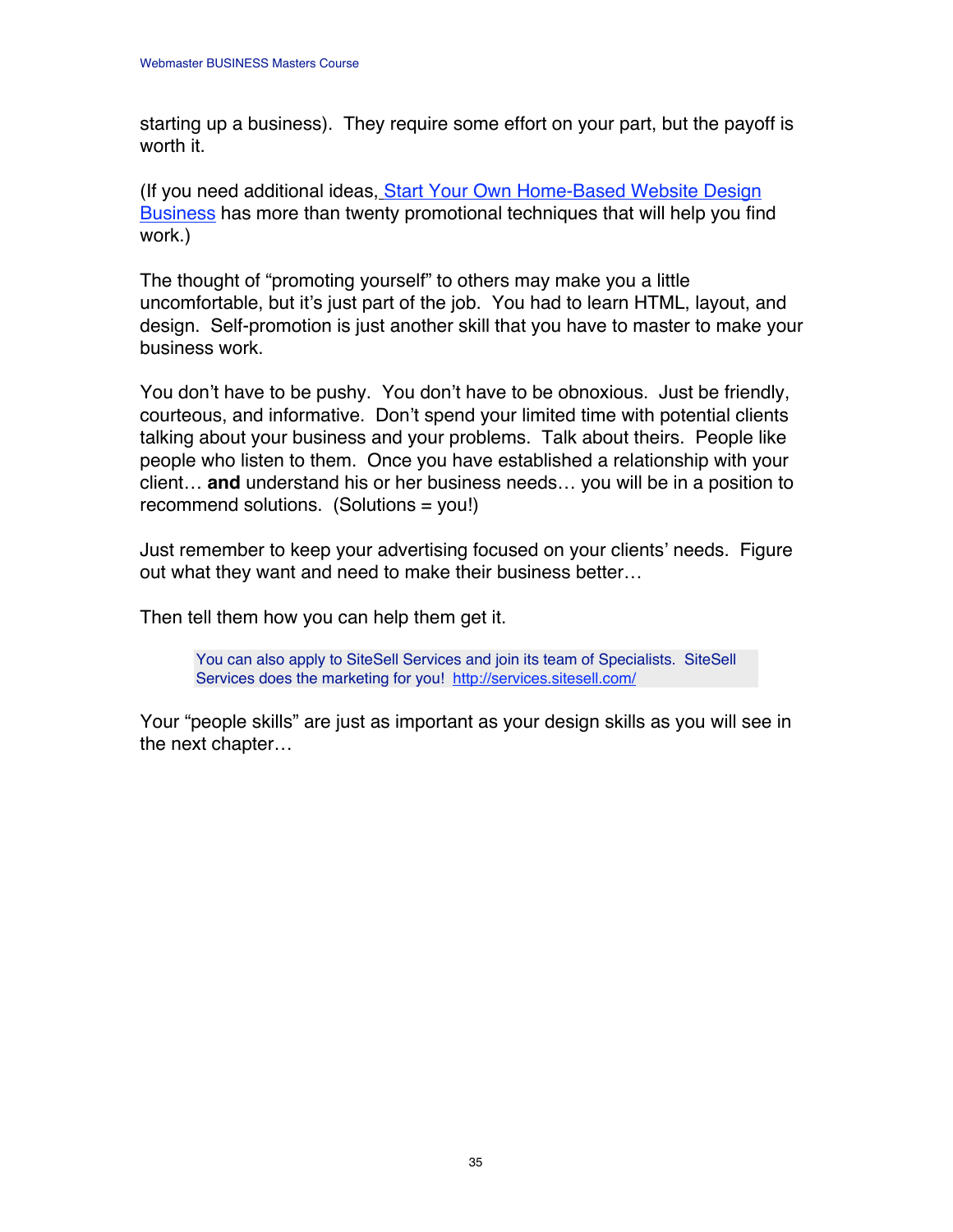starting up a business). They require some effort on your part, but the payoff is worth it.

(If you need additional ideas, [Start Your Own Home-Based Website Design Business](#) has more than twenty promotional techniques that will help you find work.)

The thought of "promoting yourself" to others may make you a little uncomfortable, but it's just part of the job. You had to learn HTML, layout, and design. Self-promotion is just another skill that you have to master to make your business work.

You don't have to be pushy. You don't have to be obnoxious. Just be friendly, courteous, and informative. Don't spend your limited time with potential clients talking about your business and your problems. Talk about theirs. People like people who listen to them. Once you have established a relationship with your client… **and** understand his or her business needs… you will be in a position to recommend solutions. (Solutions = you!)

Just remember to keep your advertising focused on your clients' needs. Figure out what they want and need to make their business better…

Then tell them how you can help them get it.

> You can also apply to SiteSell Services and join its team of Specialists. SiteSell Services does the marketing for you! http://services.sitesell.com/

Your "people skills" are just as important as your design skills as you will see in the next chapter…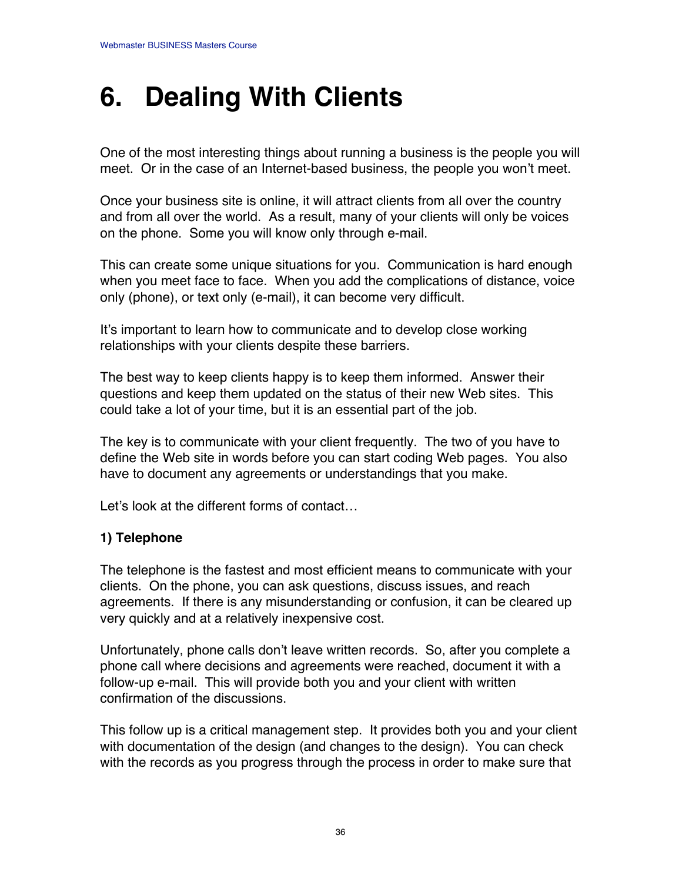# 6. Dealing With Clients

One of the most interesting things about running a business is the people you will meet. Or in the case of an Internet-based business, the people you won't meet.

Once your business site is online, it will attract clients from all over the country and from all over the world. As a result, many of your clients will only be voices on the phone. Some you will know only through e-mail.

This can create some unique situations for you. Communication is hard enough when you meet face to face. When you add the complications of distance, voice only (phone), or text only (e-mail), it can become very difficult.

It's important to learn how to communicate and to develop close working relationships with your clients despite these barriers.

The best way to keep clients happy is to keep them informed. Answer their questions and keep them updated on the status of their new Web sites. This could take a lot of your time, but it is an essential part of the job.

The key is to communicate with your client frequently. The two of you have to define the Web site in words before you can start coding Web pages. You also have to document any agreements or understandings that you make.

Let's look at the different forms of contact…

**1) Telephone**

The telephone is the fastest and most efficient means to communicate with your clients. On the phone, you can ask questions, discuss issues, and reach agreements. If there is any misunderstanding or confusion, it can be cleared up very quickly and at a relatively inexpensive cost.

Unfortunately, phone calls don't leave written records. So, after you complete a phone call where decisions and agreements were reached, document it with a follow-up e-mail. This will provide both you and your client with written confirmation of the discussions.

This follow up is a critical management step. It provides both you and your client with documentation of the design (and changes to the design). You can check with the records as you progress through the process in order to make sure that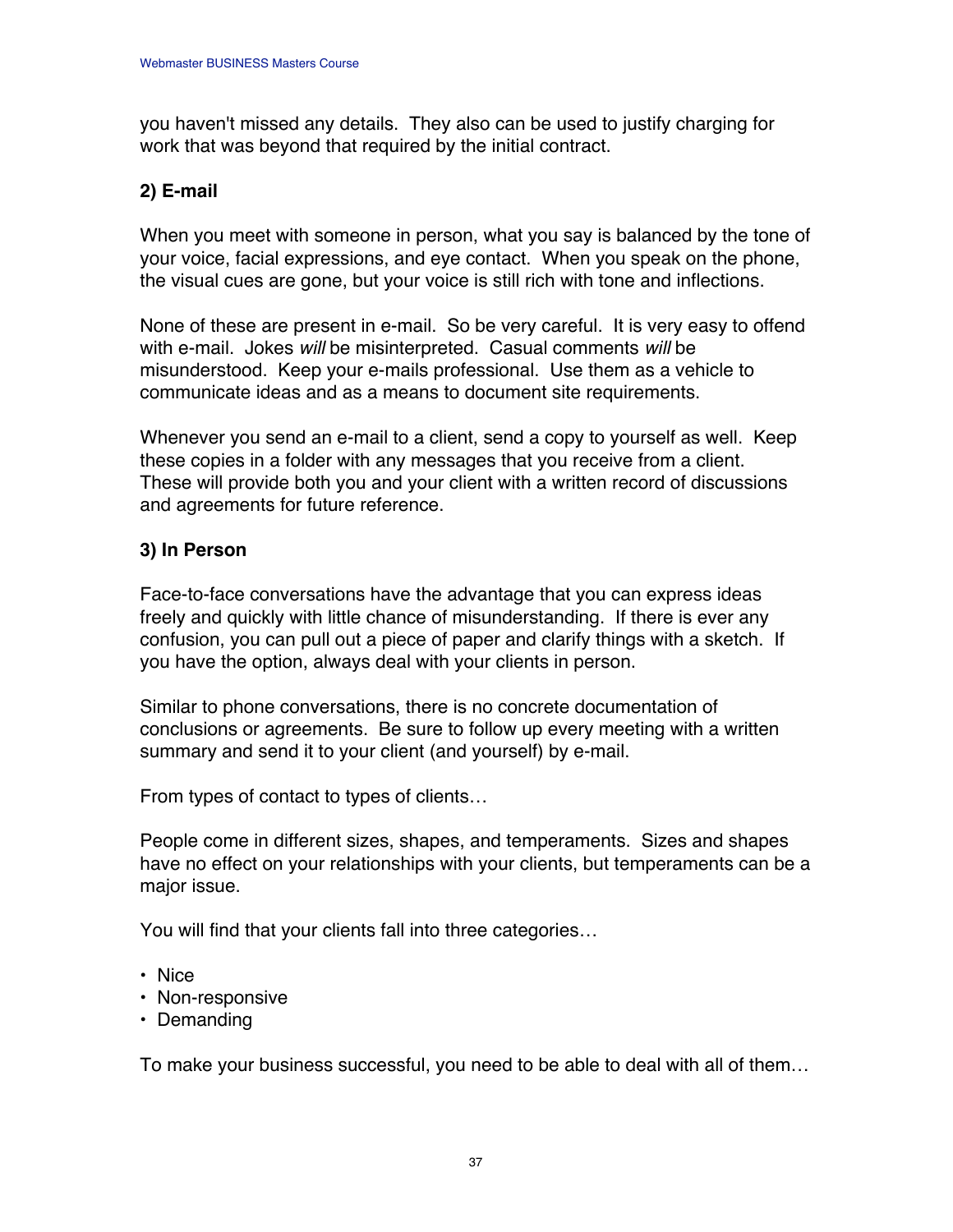you haven't missed any details. They also can be used to justify charging for work that was beyond that required by the initial contract.

**2) E-mail**

When you meet with someone in person, what you say is balanced by the tone of your voice, facial expressions, and eye contact. When you speak on the phone, the visual cues are gone, but your voice is still rich with tone and inflections.

None of these are present in e-mail. So be very careful. It is very easy to offend with e-mail. Jokes *will* be misinterpreted. Casual comments *will* be misunderstood. Keep your e-mails professional. Use them as a vehicle to communicate ideas and as a means to document site requirements.

Whenever you send an e-mail to a client, send a copy to yourself as well. Keep these copies in a folder with any messages that you receive from a client. These will provide both you and your client with a written record of discussions and agreements for future reference.

**3) In Person**

Face-to-face conversations have the advantage that you can express ideas freely and quickly with little chance of misunderstanding. If there is ever any confusion, you can pull out a piece of paper and clarify things with a sketch. If you have the option, always deal with your clients in person.

Similar to phone conversations, there is no concrete documentation of conclusions or agreements. Be sure to follow up every meeting with a written summary and send it to your client (and yourself) by e-mail.

From types of contact to types of clients…

People come in different sizes, shapes, and temperaments. Sizes and shapes have no effect on your relationships with your clients, but temperaments can be a major issue.

You will find that your clients fall into three categories…

- Nice
- Non-responsive
- Demanding

To make your business successful, you need to be able to deal with all of them…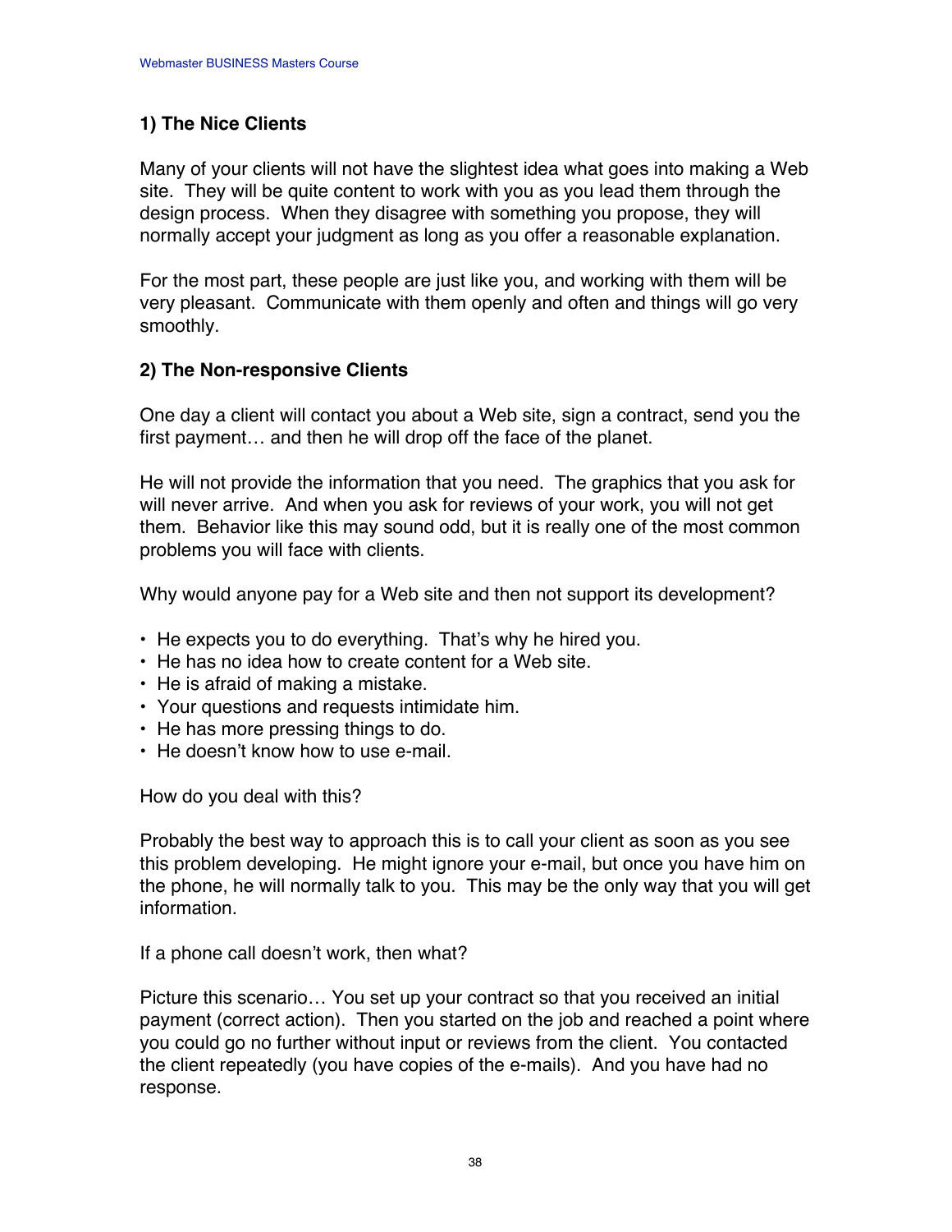### 1) The Nice Clients

Many of your clients will not have the slightest idea what goes into making a Web site. They will be quite content to work with you as you lead them through the design process. When they disagree with something you propose, they will normally accept your judgment as long as you offer a reasonable explanation.

For the most part, these people are just like you, and working with them will be very pleasant. Communicate with them openly and often and things will go very smoothly.

### 2) The Non-responsive Clients

One day a client will contact you about a Web site, sign a contract, send you the first payment… and then he will drop off the face of the planet.

He will not provide the information that you need. The graphics that you ask for will never arrive. And when you ask for reviews of your work, you will not get them. Behavior like this may sound odd, but it is really one of the most common problems you will face with clients.

Why would anyone pay for a Web site and then not support its development?

- He expects you to do everything. That's why he hired you.
- He has no idea how to create content for a Web site.
- He is afraid of making a mistake.
- Your questions and requests intimidate him.
- He has more pressing things to do.
- He doesn't know how to use e-mail.

How do you deal with this?

Probably the best way to approach this is to call your client as soon as you see this problem developing. He might ignore your e-mail, but once you have him on the phone, he will normally talk to you. This may be the only way that you will get information.

If a phone call doesn't work, then what?

Picture this scenario… You set up your contract so that you received an initial payment (correct action). Then you started on the job and reached a point where you could go no further without input or reviews from the client. You contacted the client repeatedly (you have copies of the e-mails). And you have had no response.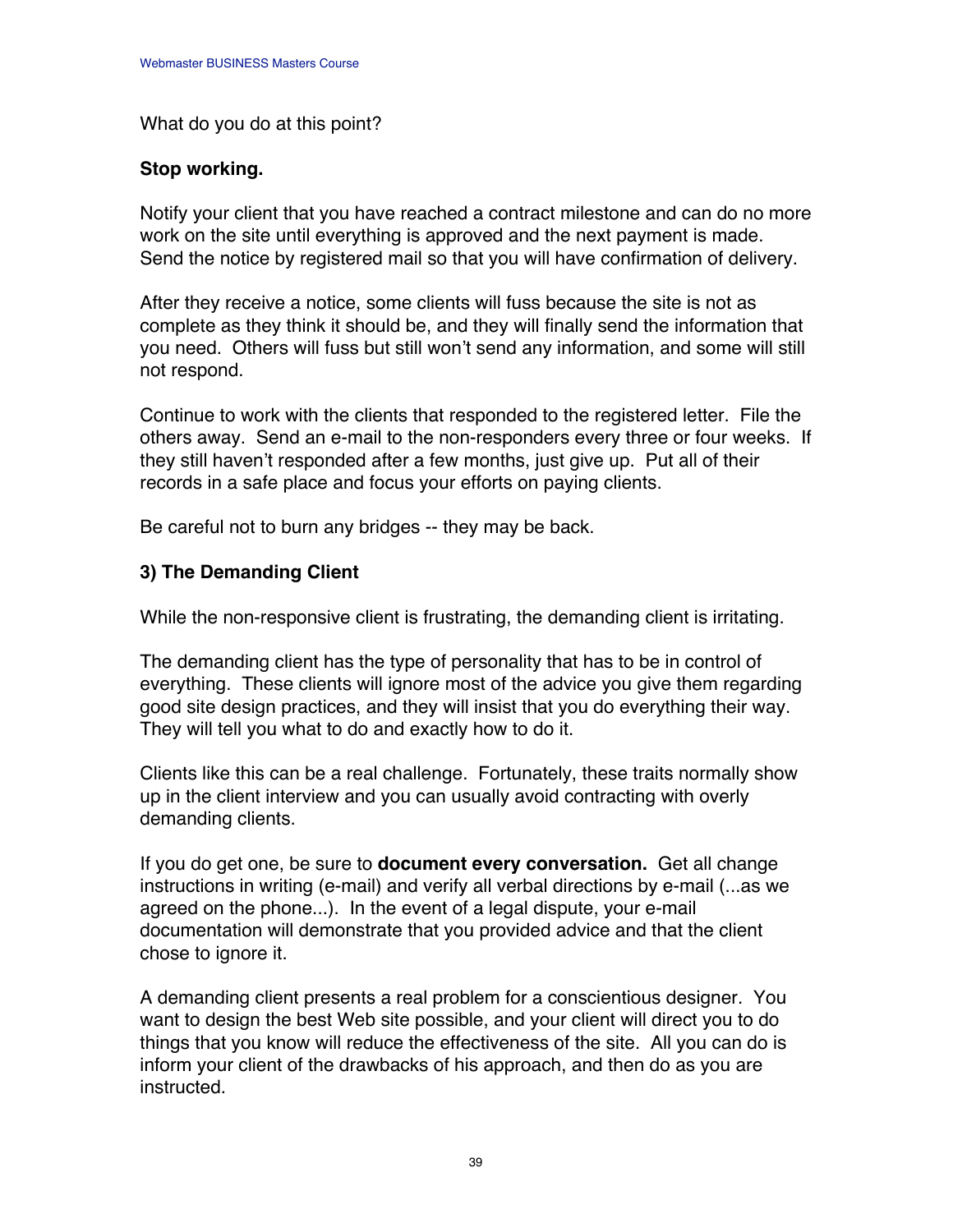What do you do at this point?

**Stop working.**

Notify your client that you have reached a contract milestone and can do no more work on the site until everything is approved and the next payment is made. Send the notice by registered mail so that you will have confirmation of delivery.

After they receive a notice, some clients will fuss because the site is not as complete as they think it should be, and they will finally send the information that you need. Others will fuss but still won't send any information, and some will still not respond.

Continue to work with the clients that responded to the registered letter. File the others away. Send an e-mail to the non-responders every three or four weeks. If they still haven't responded after a few months, just give up. Put all of their records in a safe place and focus your efforts on paying clients.

Be careful not to burn any bridges -- they may be back.

### 3) The Demanding Client

While the non-responsive client is frustrating, the demanding client is irritating.

The demanding client has the type of personality that has to be in control of everything. These clients will ignore most of the advice you give them regarding good site design practices, and they will insist that you do everything their way. They will tell you what to do and exactly how to do it.

Clients like this can be a real challenge. Fortunately, these traits normally show up in the client interview and you can usually avoid contracting with overly demanding clients.

If you do get one, be sure to **document every conversation.** Get all change instructions in writing (e-mail) and verify all verbal directions by e-mail (...as we agreed on the phone...). In the event of a legal dispute, your e-mail documentation will demonstrate that you provided advice and that the client chose to ignore it.

A demanding client presents a real problem for a conscientious designer. You want to design the best Web site possible, and your client will direct you to do things that you know will reduce the effectiveness of the site. All you can do is inform your client of the drawbacks of his approach, and then do as you are instructed.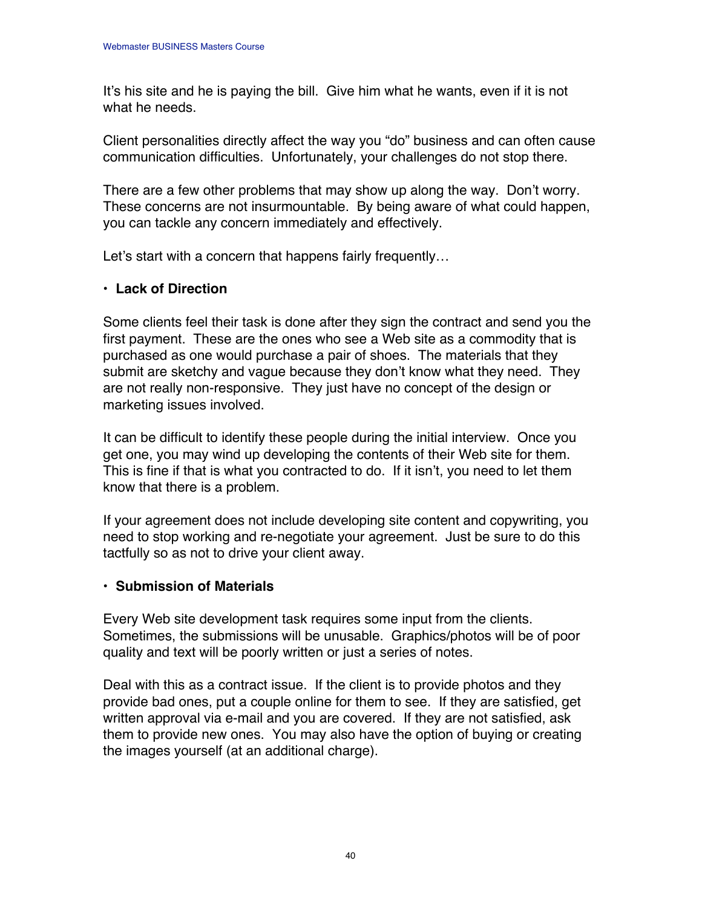It’s his site and he is paying the bill. Give him what he wants, even if it is not what he needs.

Client personalities directly affect the way you “do” business and can often cause communication difficulties. Unfortunately, your challenges do not stop there.

There are a few other problems that may show up along the way. Don’t worry. These concerns are not insurmountable. By being aware of what could happen, you can tackle any concern immediately and effectively.

Let’s start with a concern that happens fairly frequently…

- **Lack of Direction**

Some clients feel their task is done after they sign the contract and send you the first payment. These are the ones who see a Web site as a commodity that is purchased as one would purchase a pair of shoes. The materials that they submit are sketchy and vague because they don’t know what they need. They are not really non-responsive. They just have no concept of the design or marketing issues involved.

It can be difficult to identify these people during the initial interview. Once you get one, you may wind up developing the contents of their Web site for them. This is fine if that is what you contracted to do. If it isn’t, you need to let them know that there is a problem.

If your agreement does not include developing site content and copywriting, you need to stop working and re-negotiate your agreement. Just be sure to do this tactfully so as not to drive your client away.

- **Submission of Materials**

Every Web site development task requires some input from the clients. Sometimes, the submissions will be unusable. Graphics/photos will be of poor quality and text will be poorly written or just a series of notes.

Deal with this as a contract issue. If the client is to provide photos and they provide bad ones, put a couple online for them to see. If they are satisfied, get written approval via e-mail and you are covered. If they are not satisfied, ask them to provide new ones. You may also have the option of buying or creating the images yourself (at an additional charge).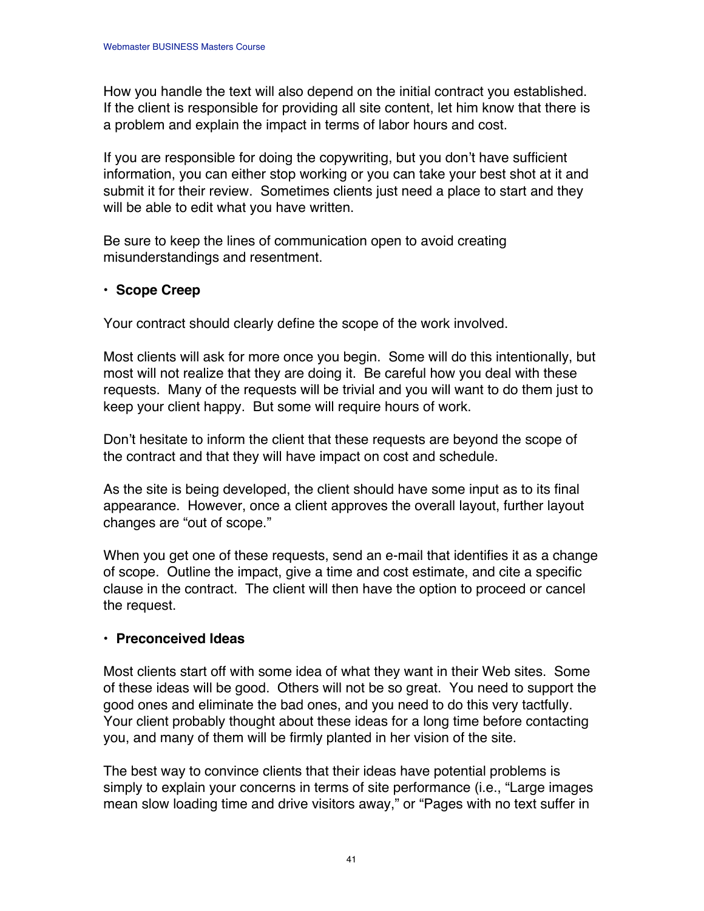How you handle the text will also depend on the initial contract you established. If the client is responsible for providing all site content, let him know that there is a problem and explain the impact in terms of labor hours and cost.

If you are responsible for doing the copywriting, but you don't have sufficient information, you can either stop working or you can take your best shot at it and submit it for their review. Sometimes clients just need a place to start and they will be able to edit what you have written.

Be sure to keep the lines of communication open to avoid creating misunderstandings and resentment.

- **Scope Creep**

Your contract should clearly define the scope of the work involved.

Most clients will ask for more once you begin. Some will do this intentionally, but most will not realize that they are doing it. Be careful how you deal with these requests. Many of the requests will be trivial and you will want to do them just to keep your client happy. But some will require hours of work.

Don't hesitate to inform the client that these requests are beyond the scope of the contract and that they will have impact on cost and schedule.

As the site is being developed, the client should have some input as to its final appearance. However, once a client approves the overall layout, further layout changes are "out of scope."

When you get one of these requests, send an e-mail that identifies it as a change of scope. Outline the impact, give a time and cost estimate, and cite a specific clause in the contract. The client will then have the option to proceed or cancel the request.

- **Preconceived Ideas**

Most clients start off with some idea of what they want in their Web sites. Some of these ideas will be good. Others will not be so great. You need to support the good ones and eliminate the bad ones, and you need to do this very tactfully. Your client probably thought about these ideas for a long time before contacting you, and many of them will be firmly planted in her vision of the site.

The best way to convince clients that their ideas have potential problems is simply to explain your concerns in terms of site performance (i.e., "Large images mean slow loading time and drive visitors away," or "Pages with no text suffer in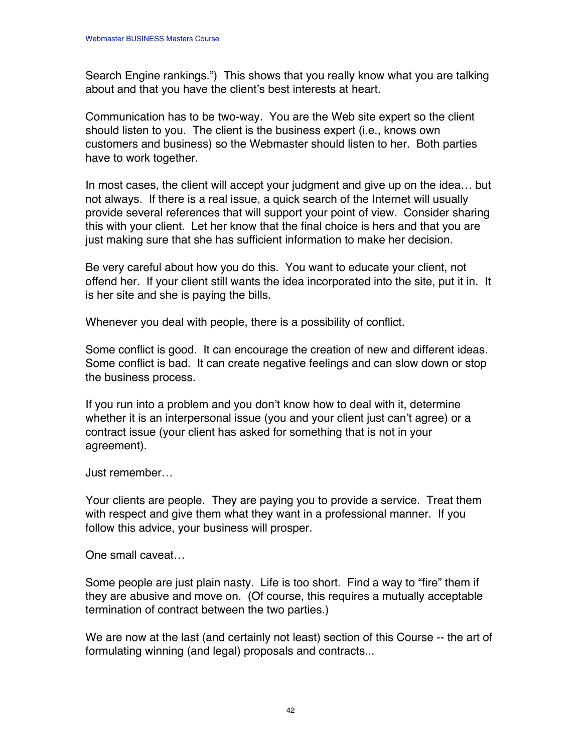Search Engine rankings.") This shows that you really know what you are talking about and that you have the client's best interests at heart.

Communication has to be two-way. You are the Web site expert so the client should listen to you. The client is the business expert (i.e., knows own customers and business) so the Webmaster should listen to her. Both parties have to work together.

In most cases, the client will accept your judgment and give up on the idea… but not always. If there is a real issue, a quick search of the Internet will usually provide several references that will support your point of view. Consider sharing this with your client. Let her know that the final choice is hers and that you are just making sure that she has sufficient information to make her decision.

Be very careful about how you do this. You want to educate your client, not offend her. If your client still wants the idea incorporated into the site, put it in. It is her site and she is paying the bills.

Whenever you deal with people, there is a possibility of conflict.

Some conflict is good. It can encourage the creation of new and different ideas. Some conflict is bad. It can create negative feelings and can slow down or stop the business process.

If you run into a problem and you don't know how to deal with it, determine whether it is an interpersonal issue (you and your client just can't agree) or a contract issue (your client has asked for something that is not in your agreement).

Just remember…

Your clients are people. They are paying you to provide a service. Treat them with respect and give them what they want in a professional manner. If you follow this advice, your business will prosper.

One small caveat…

Some people are just plain nasty. Life is too short. Find a way to "fire" them if they are abusive and move on. (Of course, this requires a mutually acceptable termination of contract between the two parties.)

We are now at the last (and certainly not least) section of this Course -- the art of formulating winning (and legal) proposals and contracts...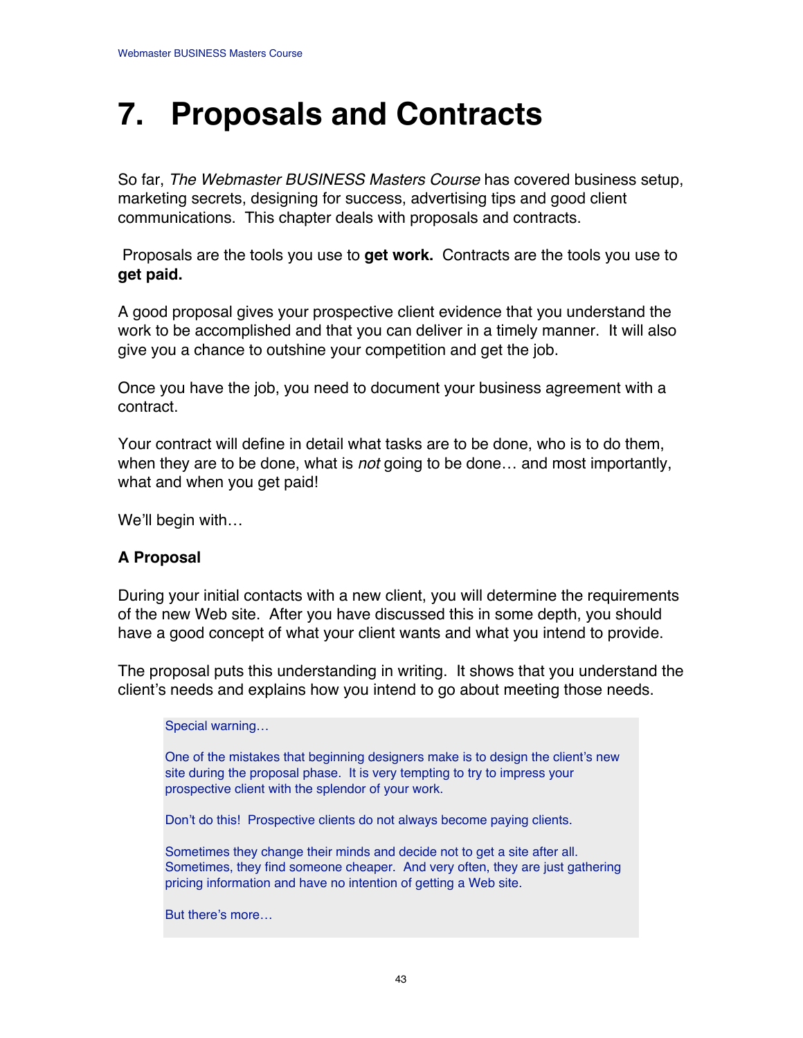# 7. Proposals and Contracts

So far, *The Webmaster BUSINESS Masters Course* has covered business setup, marketing secrets, designing for success, advertising tips and good client communications. This chapter deals with proposals and contracts.

Proposals are the tools you use to **get work.** Contracts are the tools you use to **get paid.**

A good proposal gives your prospective client evidence that you understand the work to be accomplished and that you can deliver in a timely manner. It will also give you a chance to outshine your competition and get the job.

Once you have the job, you need to document your business agreement with a contract.

Your contract will define in detail what tasks are to be done, who is to do them, when they are to be done, what is *not* going to be done… and most importantly, what and when you get paid!

We'll begin with…

### A Proposal

During your initial contacts with a new client, you will determine the requirements of the new Web site. After you have discussed this in some depth, you should have a good concept of what your client wants and what you intend to provide.

The proposal puts this understanding in writing. It shows that you understand the client's needs and explains how you intend to go about meeting those needs.

> Special warning…
>
> One of the mistakes that beginning designers make is to design the client's new site during the proposal phase. It is very tempting to try to impress your prospective client with the splendor of your work.
>
> Don't do this! Prospective clients do not always become paying clients.
>
> Sometimes they change their minds and decide not to get a site after all. Sometimes, they find someone cheaper. And very often, they are just gathering pricing information and have no intention of getting a Web site.
>
> But there's more…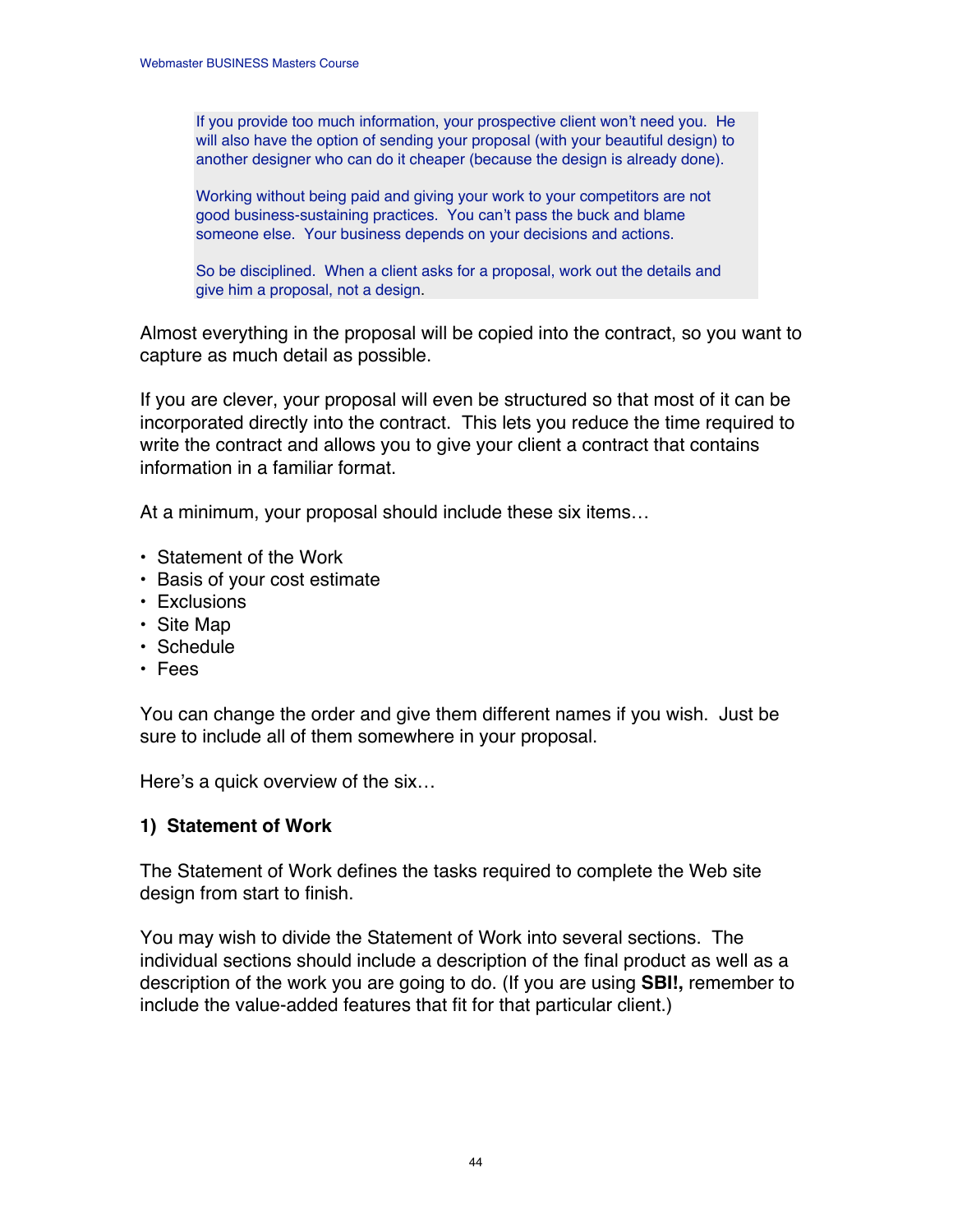> If you provide too much information, your prospective client won't need you. He will also have the option of sending your proposal (with your beautiful design) to another designer who can do it cheaper (because the design is already done).
>
> Working without being paid and giving your work to your competitors are not good business-sustaining practices. You can't pass the buck and blame someone else. Your business depends on your decisions and actions.
>
> So be disciplined. When a client asks for a proposal, work out the details and give him a proposal, not a design.

Almost everything in the proposal will be copied into the contract, so you want to capture as much detail as possible.

If you are clever, your proposal will even be structured so that most of it can be incorporated directly into the contract. This lets you reduce the time required to write the contract and allows you to give your client a contract that contains information in a familiar format.

At a minimum, your proposal should include these six items…

- Statement of the Work
- Basis of your cost estimate
- Exclusions
- Site Map
- Schedule
- Fees

You can change the order and give them different names if you wish. Just be sure to include all of them somewhere in your proposal.

Here's a quick overview of the six…

**1) Statement of Work**

The Statement of Work defines the tasks required to complete the Web site design from start to finish.

You may wish to divide the Statement of Work into several sections. The individual sections should include a description of the final product as well as a description of the work you are going to do. (If you are using **SBI!,** remember to include the value-added features that fit for that particular client.)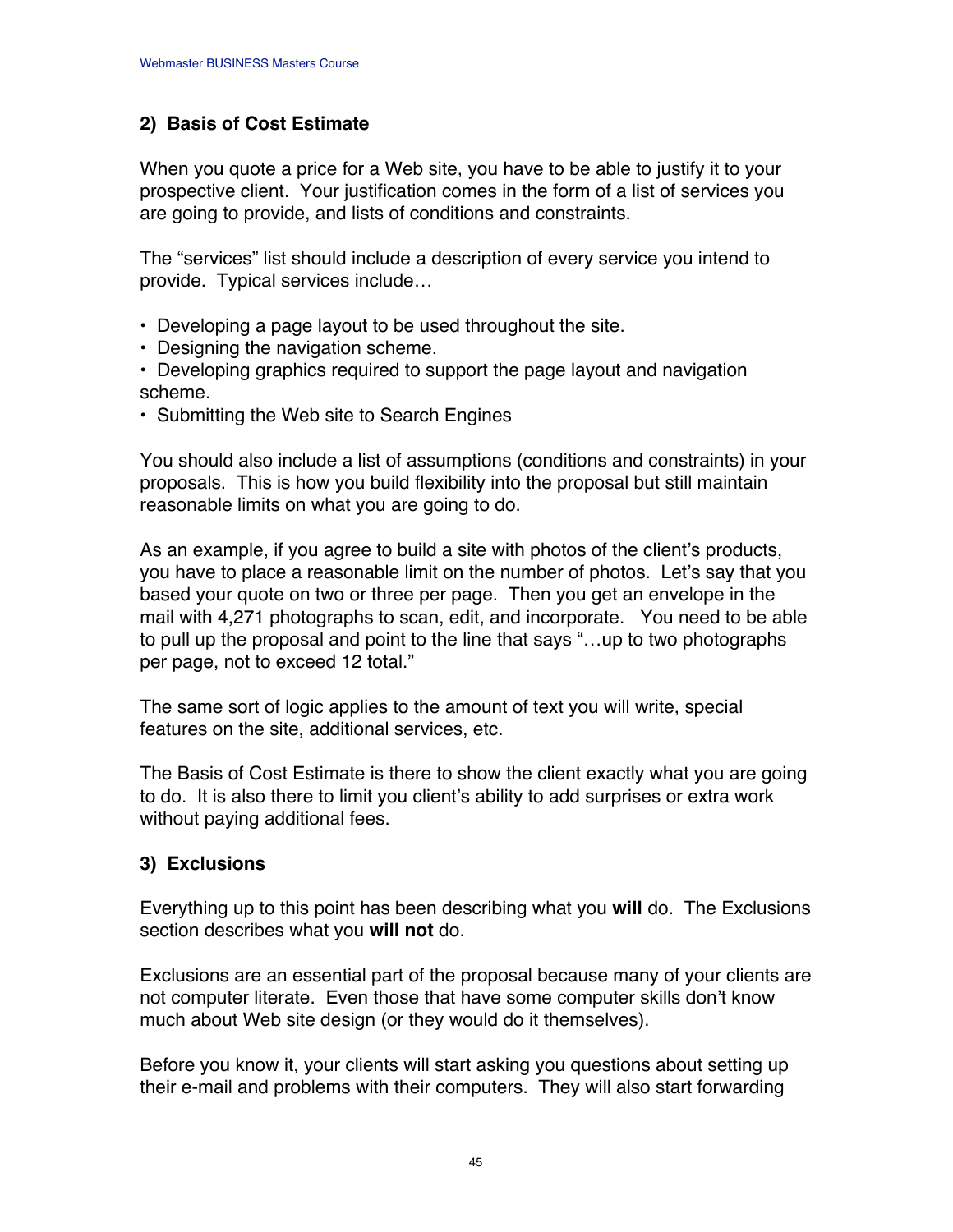## 2) Basis of Cost Estimate

When you quote a price for a Web site, you have to be able to justify it to your prospective client. Your justification comes in the form of a list of services you are going to provide, and lists of conditions and constraints.

The "services" list should include a description of every service you intend to provide. Typical services include…

- Developing a page layout to be used throughout the site.
- Designing the navigation scheme.
- Developing graphics required to support the page layout and navigation scheme.
- Submitting the Web site to Search Engines

You should also include a list of assumptions (conditions and constraints) in your proposals. This is how you build flexibility into the proposal but still maintain reasonable limits on what you are going to do.

As an example, if you agree to build a site with photos of the client's products, you have to place a reasonable limit on the number of photos. Let's say that you based your quote on two or three per page. Then you get an envelope in the mail with 4,271 photographs to scan, edit, and incorporate. You need to be able to pull up the proposal and point to the line that says "…up to two photographs per page, not to exceed 12 total."

The same sort of logic applies to the amount of text you will write, special features on the site, additional services, etc.

The Basis of Cost Estimate is there to show the client exactly what you are going to do. It is also there to limit you client's ability to add surprises or extra work without paying additional fees.

## 3) Exclusions

Everything up to this point has been describing what you **will** do. The Exclusions section describes what you **will not** do.

Exclusions are an essential part of the proposal because many of your clients are not computer literate. Even those that have some computer skills don't know much about Web site design (or they would do it themselves).

Before you know it, your clients will start asking you questions about setting up their e-mail and problems with their computers. They will also start forwarding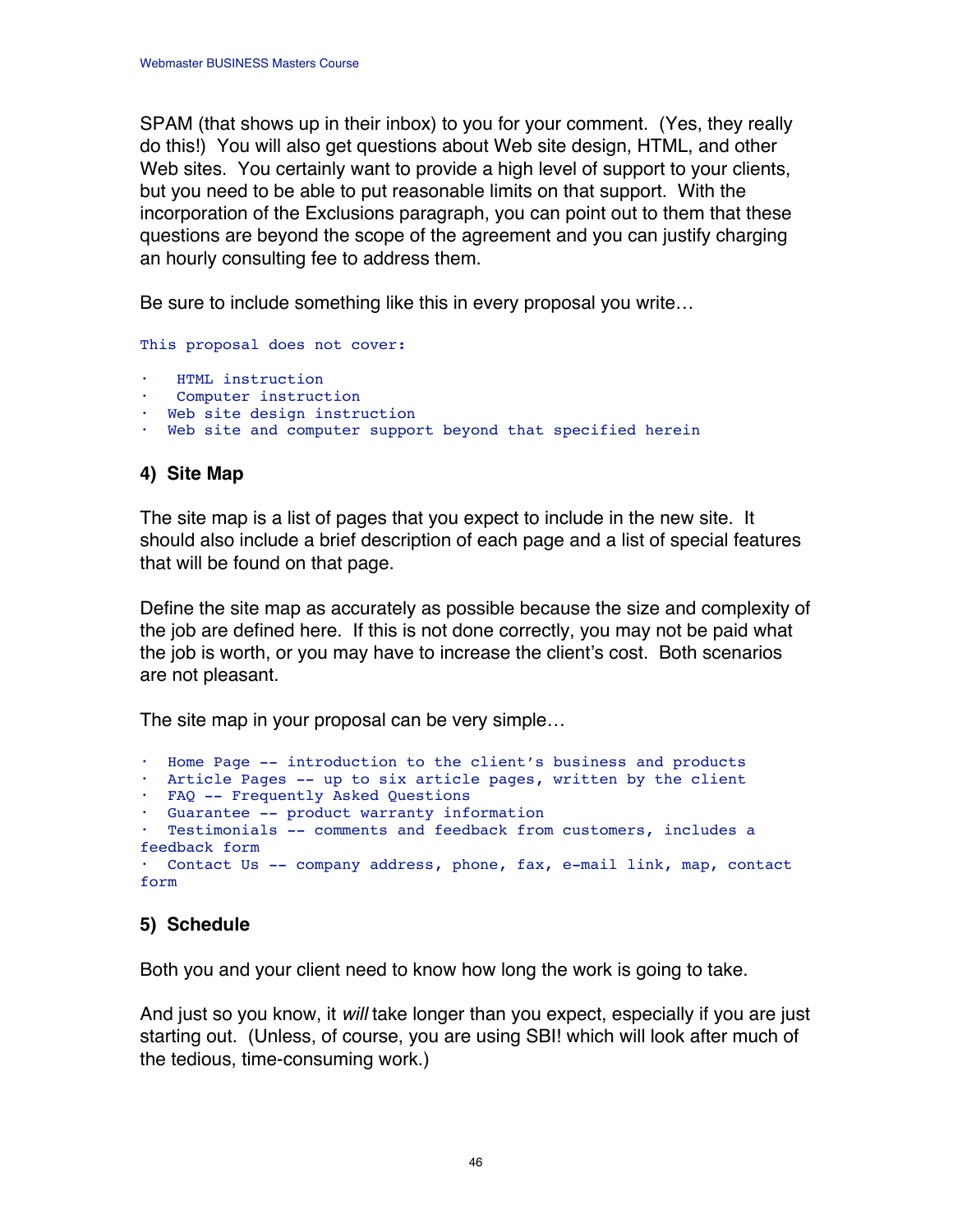SPAM (that shows up in their inbox) to you for your comment. (Yes, they really do this!) You will also get questions about Web site design, HTML, and other Web sites. You certainly want to provide a high level of support to your clients, but you need to be able to put reasonable limits on that support. With the incorporation of the Exclusions paragraph, you can point out to them that these questions are beyond the scope of the agreement and you can justify charging an hourly consulting fee to address them.

Be sure to include something like this in every proposal you write…

```
This proposal does not cover:

·   HTML instruction
·   Computer instruction
·  Web site design instruction
·  Web site and computer support beyond that specified herein
```

## 4) Site Map

The site map is a list of pages that you expect to include in the new site. It should also include a brief description of each page and a list of special features that will be found on that page.

Define the site map as accurately as possible because the size and complexity of the job are defined here. If this is not done correctly, you may not be paid what the job is worth, or you may have to increase the client's cost. Both scenarios are not pleasant.

The site map in your proposal can be very simple…

```
·  Home Page -- introduction to the client's business and products
·  Article Pages -- up to six article pages, written by the client
·  FAQ -- Frequently Asked Questions
·  Guarantee -- product warranty information
·  Testimonials -- comments and feedback from customers, includes a
feedback form
·  Contact Us -- company address, phone, fax, e-mail link, map, contact
form
```

## 5) Schedule

Both you and your client need to know how long the work is going to take.

And just so you know, it *will* take longer than you expect, especially if you are just starting out. (Unless, of course, you are using SBI! which will look after much of the tedious, time-consuming work.)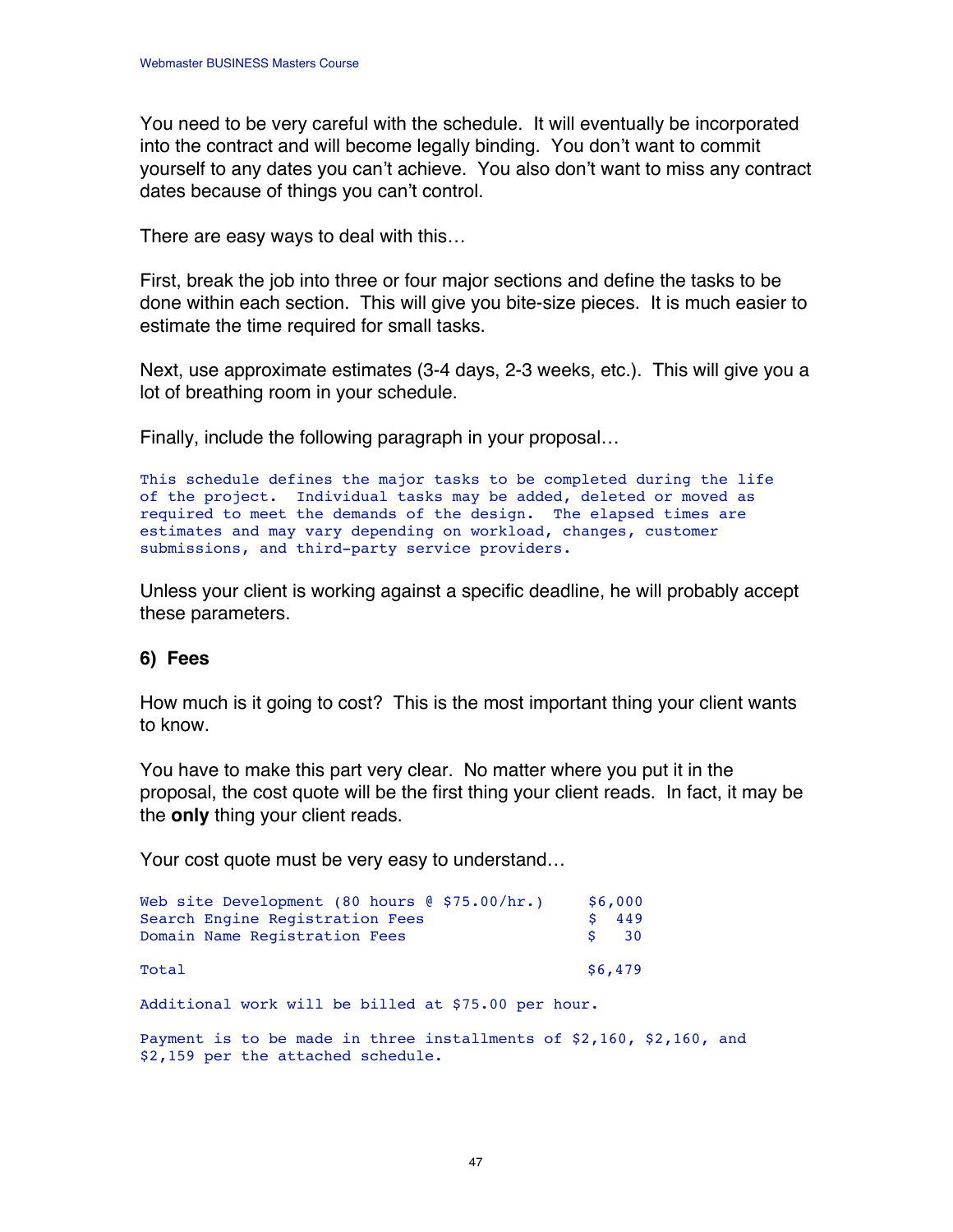You need to be very careful with the schedule. It will eventually be incorporated into the contract and will become legally binding. You don't want to commit yourself to any dates you can't achieve. You also don't want to miss any contract dates because of things you can't control.

There are easy ways to deal with this…

First, break the job into three or four major sections and define the tasks to be done within each section. This will give you bite-size pieces. It is much easier to estimate the time required for small tasks.

Next, use approximate estimates (3-4 days, 2-3 weeks, etc.). This will give you a lot of breathing room in your schedule.

Finally, include the following paragraph in your proposal…

```
This schedule defines the major tasks to be completed during the life
of the project.  Individual tasks may be added, deleted or moved as
required to meet the demands of the design.  The elapsed times are
estimates and may vary depending on workload, changes, customer
submissions, and third-party service providers.
```

Unless your client is working against a specific deadline, he will probably accept these parameters.

### 6) Fees

How much is it going to cost? This is the most important thing your client wants to know.

You have to make this part very clear. No matter where you put it in the proposal, the cost quote will be the first thing your client reads. In fact, it may be the **only** thing your client reads.

Your cost quote must be very easy to understand…

```
Web site Development (80 hours @ $75.00/hr.)      $6,000
Search Engine Registration Fees                   $  449
Domain Name Registration Fees                     $   30

Total                                             $6,479

Additional work will be billed at $75.00 per hour.

Payment is to be made in three installments of $2,160, $2,160, and
$2,159 per the attached schedule.
```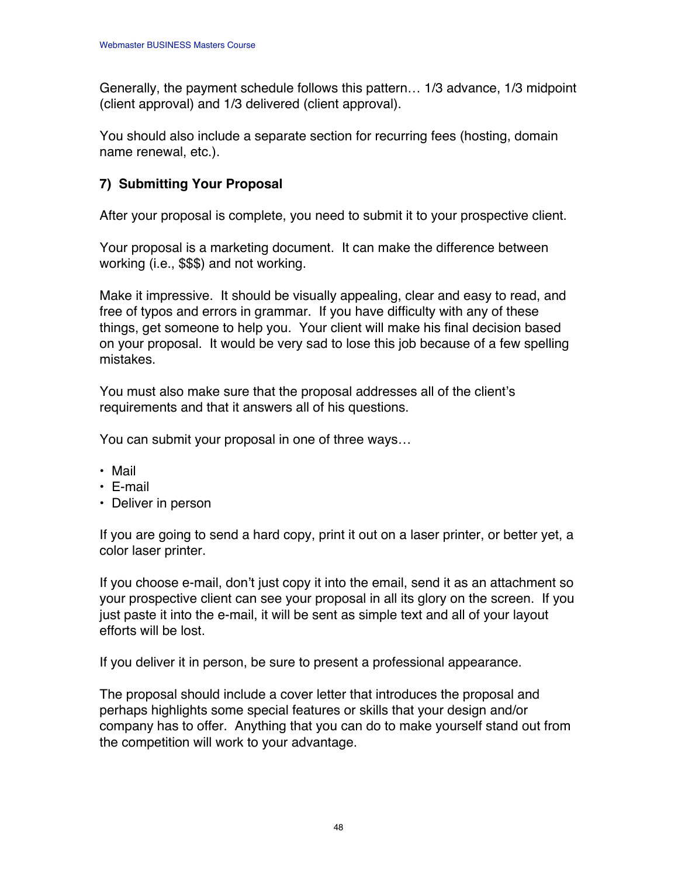Generally, the payment schedule follows this pattern… 1/3 advance, 1/3 midpoint (client approval) and 1/3 delivered (client approval).

You should also include a separate section for recurring fees (hosting, domain name renewal, etc.).

### 7) Submitting Your Proposal

After your proposal is complete, you need to submit it to your prospective client.

Your proposal is a marketing document. It can make the difference between working (i.e., $$$) and not working.

Make it impressive. It should be visually appealing, clear and easy to read, and free of typos and errors in grammar. If you have difficulty with any of these things, get someone to help you. Your client will make his final decision based on your proposal. It would be very sad to lose this job because of a few spelling mistakes.

You must also make sure that the proposal addresses all of the client's requirements and that it answers all of his questions.

You can submit your proposal in one of three ways…

- Mail
- E-mail
- Deliver in person

If you are going to send a hard copy, print it out on a laser printer, or better yet, a color laser printer.

If you choose e-mail, don't just copy it into the email, send it as an attachment so your prospective client can see your proposal in all its glory on the screen. If you just paste it into the e-mail, it will be sent as simple text and all of your layout efforts will be lost.

If you deliver it in person, be sure to present a professional appearance.

The proposal should include a cover letter that introduces the proposal and perhaps highlights some special features or skills that your design and/or company has to offer. Anything that you can do to make yourself stand out from the competition will work to your advantage.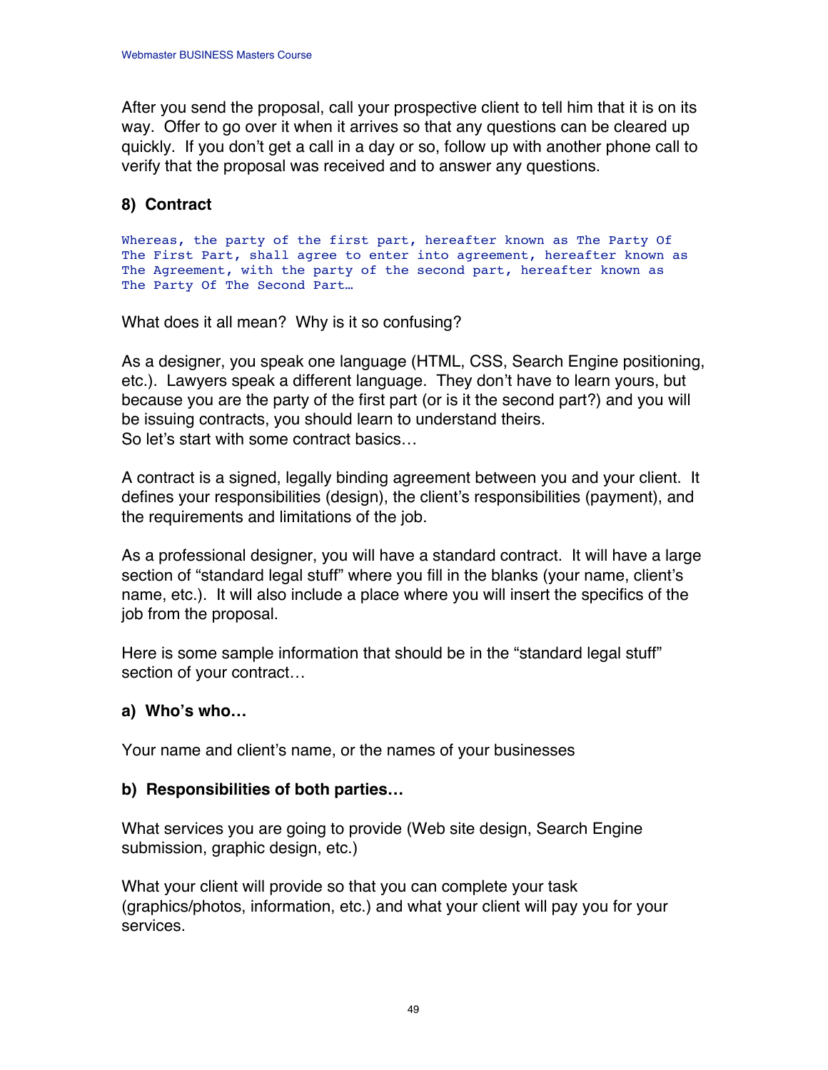After you send the proposal, call your prospective client to tell him that it is on its way. Offer to go over it when it arrives so that any questions can be cleared up quickly. If you don't get a call in a day or so, follow up with another phone call to verify that the proposal was received and to answer any questions.

### 8) Contract

```
Whereas, the party of the first part, hereafter known as The Party Of
The First Part, shall agree to enter into agreement, hereafter known as
The Agreement, with the party of the second part, hereafter known as
The Party Of The Second Part…
```

What does it all mean? Why is it so confusing?

As a designer, you speak one language (HTML, CSS, Search Engine positioning, etc.). Lawyers speak a different language. They don't have to learn yours, but because you are the party of the first part (or is it the second part?) and you will be issuing contracts, you should learn to understand theirs.
So let's start with some contract basics…

A contract is a signed, legally binding agreement between you and your client. It defines your responsibilities (design), the client's responsibilities (payment), and the requirements and limitations of the job.

As a professional designer, you will have a standard contract. It will have a large section of "standard legal stuff" where you fill in the blanks (your name, client's name, etc.). It will also include a place where you will insert the specifics of the job from the proposal.

Here is some sample information that should be in the "standard legal stuff" section of your contract…

#### a) Who's who…

Your name and client's name, or the names of your businesses

#### b) Responsibilities of both parties…

What services you are going to provide (Web site design, Search Engine submission, graphic design, etc.)

What your client will provide so that you can complete your task (graphics/photos, information, etc.) and what your client will pay you for your services.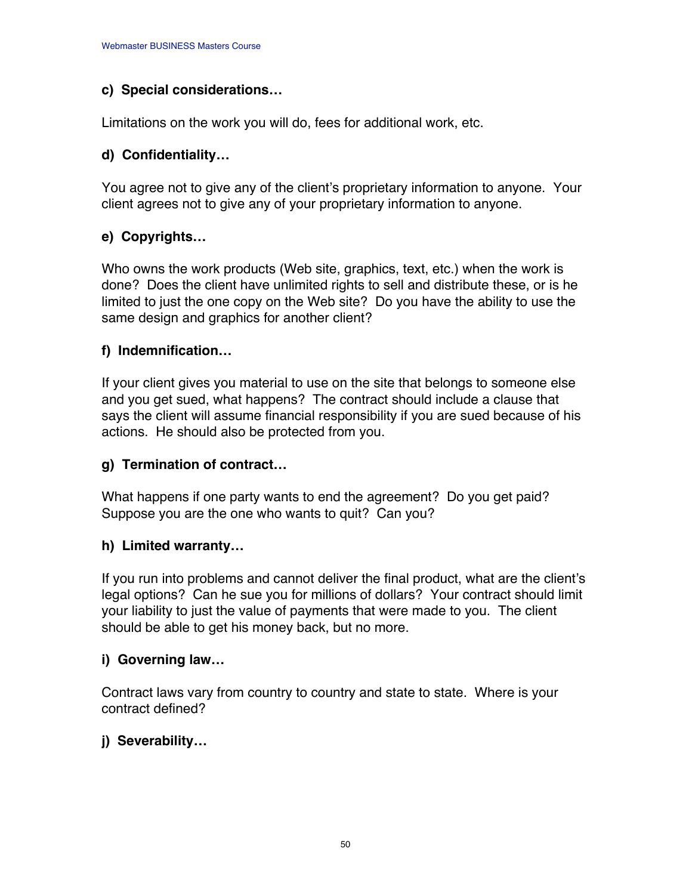**c) Special considerations…**

Limitations on the work you will do, fees for additional work, etc.

**d) Confidentiality…**

You agree not to give any of the client's proprietary information to anyone. Your client agrees not to give any of your proprietary information to anyone.

**e) Copyrights…**

Who owns the work products (Web site, graphics, text, etc.) when the work is done? Does the client have unlimited rights to sell and distribute these, or is he limited to just the one copy on the Web site? Do you have the ability to use the same design and graphics for another client?

**f) Indemnification…**

If your client gives you material to use on the site that belongs to someone else and you get sued, what happens? The contract should include a clause that says the client will assume financial responsibility if you are sued because of his actions. He should also be protected from you.

**g) Termination of contract…**

What happens if one party wants to end the agreement? Do you get paid? Suppose you are the one who wants to quit? Can you?

**h) Limited warranty…**

If you run into problems and cannot deliver the final product, what are the client's legal options? Can he sue you for millions of dollars? Your contract should limit your liability to just the value of payments that were made to you. The client should be able to get his money back, but no more.

**i) Governing law…**

Contract laws vary from country to country and state to state. Where is your contract defined?

**j) Severability…**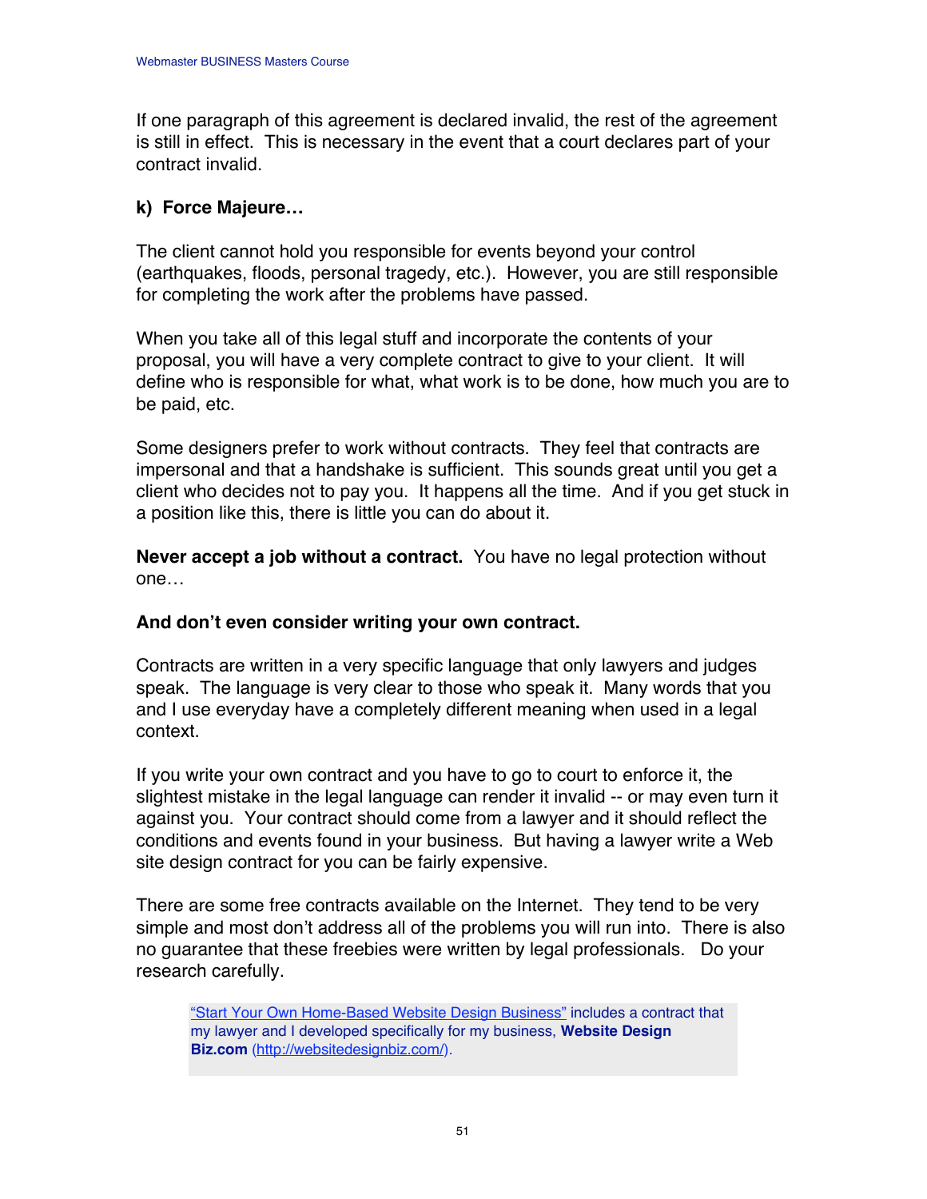If one paragraph of this agreement is declared invalid, the rest of the agreement is still in effect. This is necessary in the event that a court declares part of your contract invalid.

**k) Force Majeure…**

The client cannot hold you responsible for events beyond your control (earthquakes, floods, personal tragedy, etc.). However, you are still responsible for completing the work after the problems have passed.

When you take all of this legal stuff and incorporate the contents of your proposal, you will have a very complete contract to give to your client. It will define who is responsible for what, what work is to be done, how much you are to be paid, etc.

Some designers prefer to work without contracts. They feel that contracts are impersonal and that a handshake is sufficient. This sounds great until you get a client who decides not to pay you. It happens all the time. And if you get stuck in a position like this, there is little you can do about it.

**Never accept a job without a contract.** You have no legal protection without one…

**And don't even consider writing your own contract.**

Contracts are written in a very specific language that only lawyers and judges speak. The language is very clear to those who speak it. Many words that you and I use everyday have a completely different meaning when used in a legal context.

If you write your own contract and you have to go to court to enforce it, the slightest mistake in the legal language can render it invalid -- or may even turn it against you. Your contract should come from a lawyer and it should reflect the conditions and events found in your business. But having a lawyer write a Web site design contract for you can be fairly expensive.

There are some free contracts available on the Internet. They tend to be very simple and most don't address all of the problems you will run into. There is also no guarantee that these freebies were written by legal professionals. Do your research carefully.

> "Start Your Own Home-Based Website Design Business" includes a contract that my lawyer and I developed specifically for my business, **Website Design Biz.com** (http://websitedesignbiz.com/).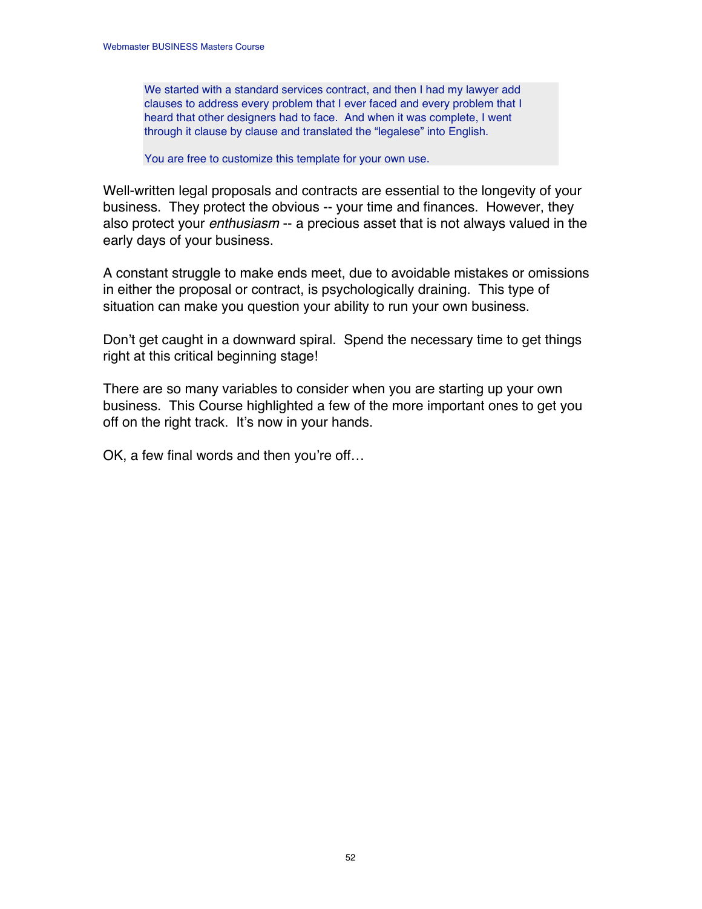> We started with a standard services contract, and then I had my lawyer add clauses to address every problem that I ever faced and every problem that I heard that other designers had to face. And when it was complete, I went through it clause by clause and translated the "legalese" into English.
>
> You are free to customize this template for your own use.

Well-written legal proposals and contracts are essential to the longevity of your business. They protect the obvious -- your time and finances. However, they also protect your *enthusiasm* -- a precious asset that is not always valued in the early days of your business.

A constant struggle to make ends meet, due to avoidable mistakes or omissions in either the proposal or contract, is psychologically draining. This type of situation can make you question your ability to run your own business.

Don't get caught in a downward spiral. Spend the necessary time to get things right at this critical beginning stage!

There are so many variables to consider when you are starting up your own business. This Course highlighted a few of the more important ones to get you off on the right track. It's now in your hands.

OK, a few final words and then you're off…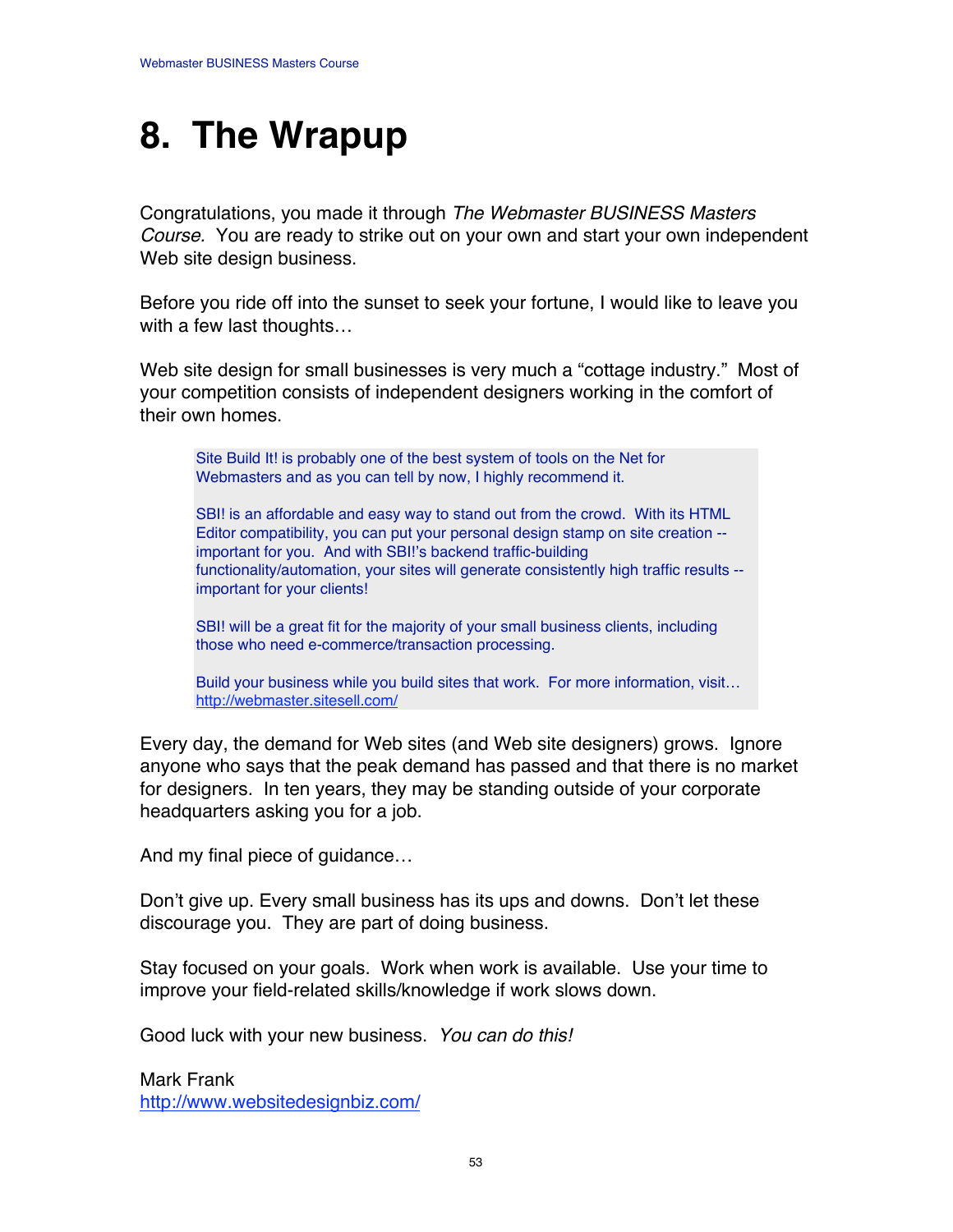# 8. The Wrapup

Congratulations, you made it through *The Webmaster BUSINESS Masters Course.* You are ready to strike out on your own and start your own independent Web site design business.

Before you ride off into the sunset to seek your fortune, I would like to leave you with a few last thoughts…

Web site design for small businesses is very much a "cottage industry." Most of your competition consists of independent designers working in the comfort of their own homes.

> Site Build It! is probably one of the best system of tools on the Net for Webmasters and as you can tell by now, I highly recommend it.
>
> SBI! is an affordable and easy way to stand out from the crowd. With its HTML Editor compatibility, you can put your personal design stamp on site creation -- important for you. And with SBI!'s backend traffic-building functionality/automation, your sites will generate consistently high traffic results -- important for your clients!
>
> SBI! will be a great fit for the majority of your small business clients, including those who need e-commerce/transaction processing.
>
> Build your business while you build sites that work. For more information, visit… http://webmaster.sitesell.com/

Every day, the demand for Web sites (and Web site designers) grows. Ignore anyone who says that the peak demand has passed and that there is no market for designers. In ten years, they may be standing outside of your corporate headquarters asking you for a job.

And my final piece of guidance…

Don't give up. Every small business has its ups and downs. Don't let these discourage you. They are part of doing business.

Stay focused on your goals. Work when work is available. Use your time to improve your field-related skills/knowledge if work slows down.

Good luck with your new business. *You can do this!*

Mark Frank
http://www.websitedesignbiz.com/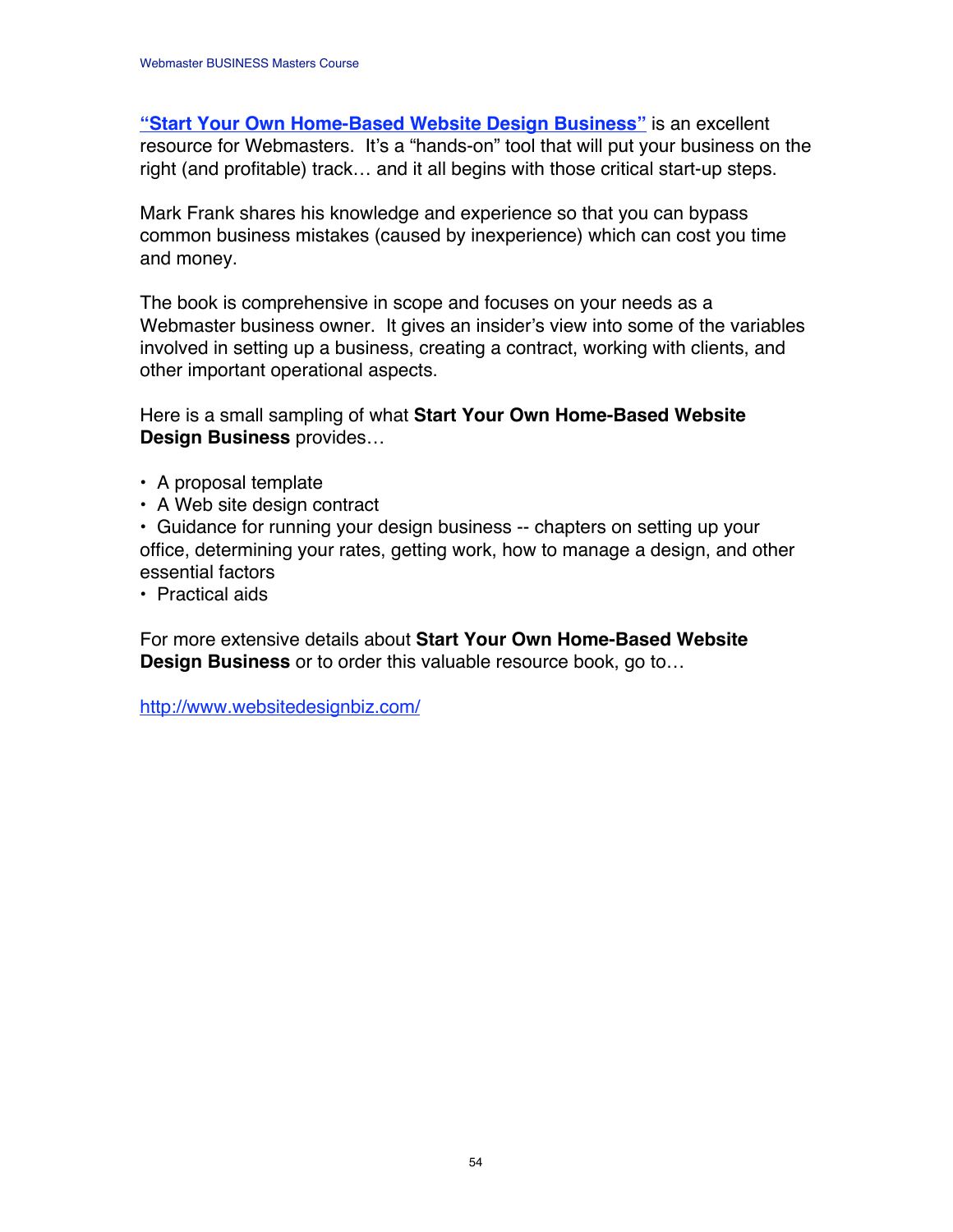**["Start Your Own Home-Based Website Design Business"](http://www.websitedesignbiz.com/)** is an excellent resource for Webmasters. It's a "hands-on" tool that will put your business on the right (and profitable) track… and it all begins with those critical start-up steps.

Mark Frank shares his knowledge and experience so that you can bypass common business mistakes (caused by inexperience) which can cost you time and money.

The book is comprehensive in scope and focuses on your needs as a Webmaster business owner. It gives an insider's view into some of the variables involved in setting up a business, creating a contract, working with clients, and other important operational aspects.

Here is a small sampling of what **Start Your Own Home-Based Website Design Business** provides…

- A proposal template
- A Web site design contract
- Guidance for running your design business -- chapters on setting up your office, determining your rates, getting work, how to manage a design, and other essential factors
- Practical aids

For more extensive details about **Start Your Own Home-Based Website Design Business** or to order this valuable resource book, go to…

[http://www.websitedesignbiz.com/](http://www.websitedesignbiz.com/)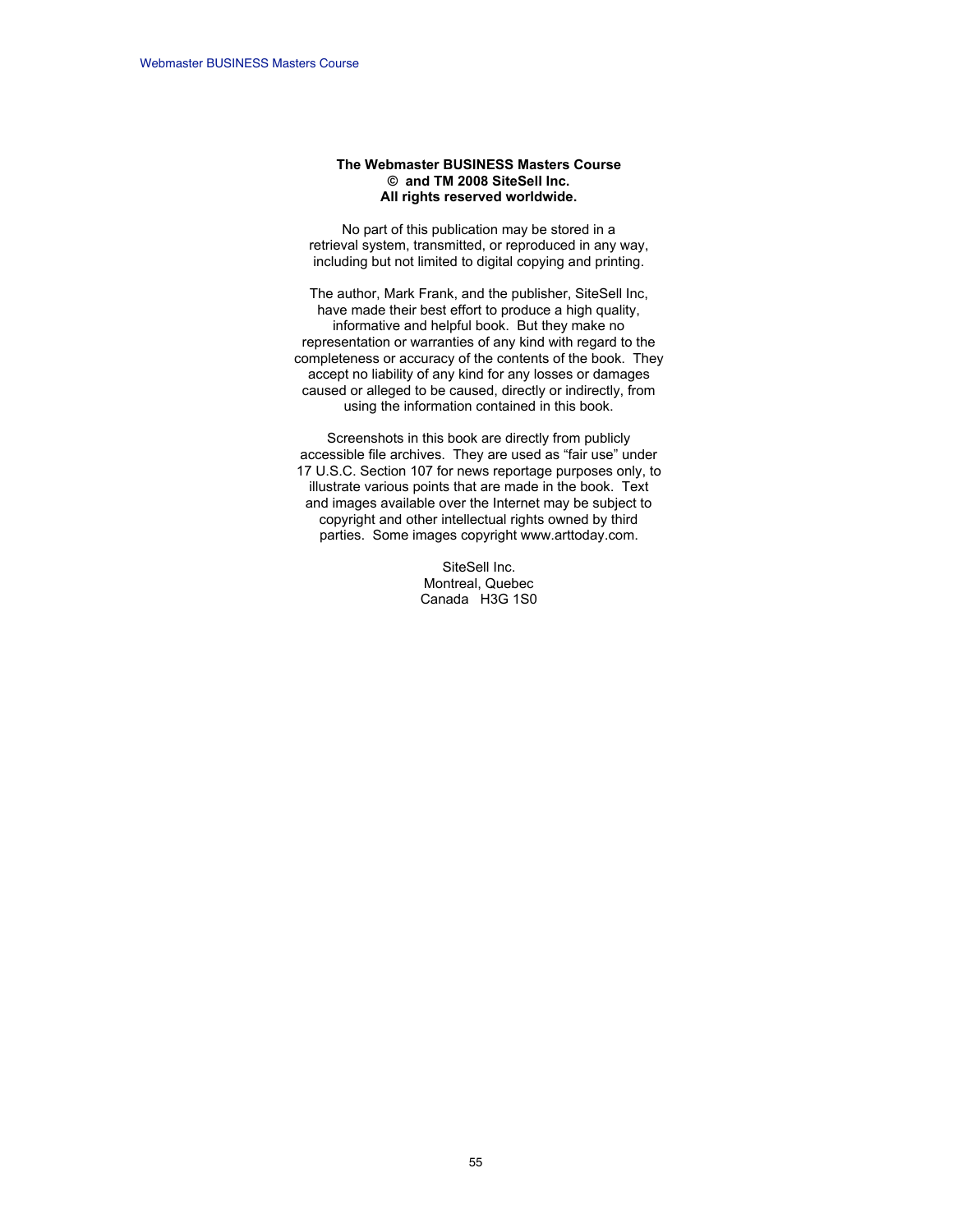**The Webmaster BUSINESS Masters Course**
**© and TM 2008 SiteSell Inc.**
**All rights reserved worldwide.**

No part of this publication may be stored in a retrieval system, transmitted, or reproduced in any way, including but not limited to digital copying and printing.

The author, Mark Frank, and the publisher, SiteSell Inc, have made their best effort to produce a high quality, informative and helpful book. But they make no representation or warranties of any kind with regard to the completeness or accuracy of the contents of the book. They accept no liability of any kind for any losses or damages caused or alleged to be caused, directly or indirectly, from using the information contained in this book.

Screenshots in this book are directly from publicly accessible file archives. They are used as "fair use" under 17 U.S.C. Section 107 for news reportage purposes only, to illustrate various points that are made in the book. Text and images available over the Internet may be subject to copyright and other intellectual rights owned by third parties. Some images copyright www.arttoday.com.

SiteSell Inc.
Montreal, Quebec
Canada H3G 1S0